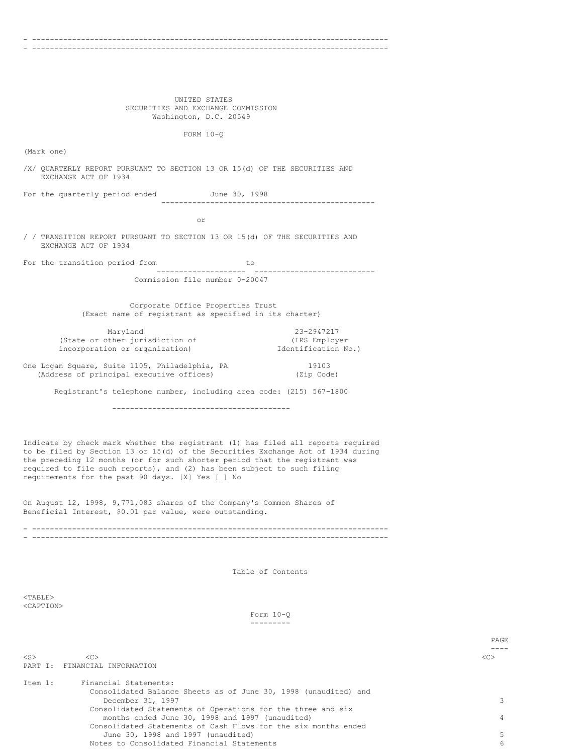UNITED STATES
SECURITIES AND EXCHANGE COMMISSION
Washington, D.C. 20549

FORM 10-Q

(Mark one)

/X/ QUARTERLY REPORT PURSUANT TO SECTION 13 OR 15(d) OF THE SECURITIES AND EXCHANGE ACT OF 1934

For the quarterly period ended June 30, 1998

or

/ / TRANSITION REPORT PURSUANT TO SECTION 13 OR 15(d) OF THE SECURITIES AND EXCHANGE ACT OF 1934

For the transition period from ____________ to ____________

Commission file number 0-20047

Corporate Office Properties Trust
(Exact name of registrant as specified in its charter)

| | |
|---|---|
| Maryland<br>(State or other jurisdiction of incorporation or organization) | 23-2947217<br>(IRS Employer Identification No.) |
| One Logan Square, Suite 1105, Philadelphia, PA<br>(Address of principal executive offices) | 19103<br>(Zip Code) |

Registrant's telephone number, including area code: (215) 567-1800

Indicate by check mark whether the registrant (1) has filed all reports required to be filed by Section 13 or 15(d) of the Securities Exchange Act of 1934 during the preceding 12 months (or for such shorter period that the registrant was required to file such reports), and (2) has been subject to such filing requirements for the past 90 days. [X] Yes [ ] No

On August 12, 1998, 9,771,083 shares of the Company's Common Shares of Beneficial Interest, $0.01 par value, were outstanding.

Table of Contents

Form 10-Q

| | | PAGE |
|---|---|---|
| PART I: FINANCIAL INFORMATION | | |
| Item 1: | Financial Statements: | |
| | Consolidated Balance Sheets as of June 30, 1998 (unaudited) and December 31, 1997 | 3 |
| | Consolidated Statements of Operations for the three and six months ended June 30, 1998 and 1997 (unaudited) | 4 |
| | Consolidated Statements of Cash Flows for the six months ended June 30, 1998 and 1997 (unaudited) | 5 |
| | Notes to Consolidated Financial Statements | 6 |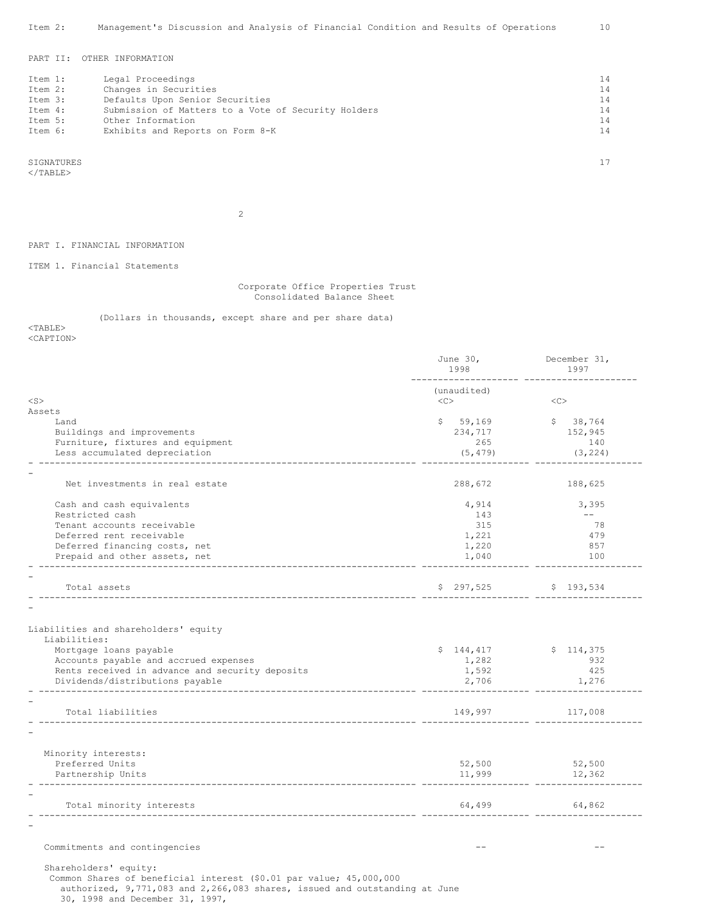| | | |
|---|---|---|
| Item 2: | Management's Discussion and Analysis of Financial Condition and Results of Operations | 10 |

PART II: OTHER INFORMATION

| | | |
|---|---|---|
| Item 1: | Legal Proceedings | 14 |
| Item 2: | Changes in Securities | 14 |
| Item 3: | Defaults Upon Senior Securities | 14 |
| Item 4: | Submission of Matters to a Vote of Security Holders | 14 |
| Item 5: | Other Information | 14 |
| Item 6: | Exhibits and Reports on Form 8-K | 14 |

SIGNATURES 17

PART I. FINANCIAL INFORMATION

ITEM 1. Financial Statements

Corporate Office Properties Trust
Consolidated Balance Sheet

(Dollars in thousands, except share and per share data)

| | June 30, 1998 (unaudited) | December 31, 1997 |
|---|---|---|
| **Assets** | | |
| Land | $ 59,169 | $ 38,764 |
| Buildings and improvements | 234,717 | 152,945 |
| Furniture, fixtures and equipment | 265 | 140 |
| Less accumulated depreciation | (5,479) | (3,224) |
| Net investments in real estate | 288,672 | 188,625 |
| Cash and cash equivalents | 4,914 | 3,395 |
| Restricted cash | 143 | -- |
| Tenant accounts receivable | 315 | 78 |
| Deferred rent receivable | 1,221 | 479 |
| Deferred financing costs, net | 1,220 | 857 |
| Prepaid and other assets, net | 1,040 | 100 |
| Total assets | $ 297,525 | $ 193,534 |
| **Liabilities and shareholders' equity** | | |
| Liabilities: | | |
| Mortgage loans payable | $ 144,417 | $ 114,375 |
| Accounts payable and accrued expenses | 1,282 | 932 |
| Rents received in advance and security deposits | 1,592 | 425 |
| Dividends/distributions payable | 2,706 | 1,276 |
| Total liabilities | 149,997 | 117,008 |
| Minority interests: | | |
| Preferred Units | 52,500 | 52,500 |
| Partnership Units | 11,999 | 12,362 |
| Total minority interests | 64,499 | 64,862 |
| Commitments and contingencies | -- | -- |
| Shareholders' equity: | | |
| Common Shares of beneficial interest ($0.01 par value; 45,000,000 authorized, 9,771,083 and 2,266,083 shares, issued and outstanding at June 30, 1998 and December 31, 1997, | | |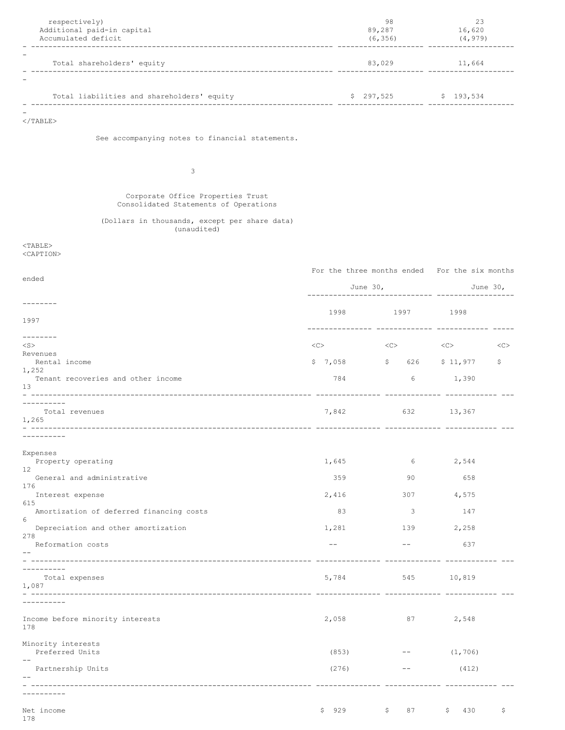| | | |
|---|---|---|
| respectively) | 98 | 23 |
| Additional paid-in capital | 89,287 | 16,620 |
| Accumulated deficit | (6,356) | (4,979) |
| Total shareholders' equity | 83,029 | 11,664 |
| Total liabilities and shareholders' equity | $ 297,525 | $ 193,534 |

See accompanying notes to financial statements.

Corporate Office Properties Trust
Consolidated Statements of Operations

(Dollars in thousands, except per share data)
(unaudited)

| | For the three months ended June 30, | | For the six months ended June 30, | |
|---|---|---|---|---|
| | 1998 | 1997 | 1998 | 1997 |
| **Revenues** | | | | |
| Rental income | $ 7,058 | $ 626 | $ 11,977 | $ 1,252 |
| Tenant recoveries and other income | 784 | 6 | 1,390 | 13 |
| Total revenues | 7,842 | 632 | 13,367 | 1,265 |
| **Expenses** | | | | |
| Property operating | 1,645 | 6 | 2,544 | 12 |
| General and administrative | 359 | 90 | 658 | 176 |
| Interest expense | 2,416 | 307 | 4,575 | 615 |
| Amortization of deferred financing costs | 83 | 3 | 147 | 6 |
| Depreciation and other amortization | 1,281 | 139 | 2,258 | 278 |
| Reformation costs | -- | -- | 637 | -- |
| Total expenses | 5,784 | 545 | 10,819 | 1,087 |
| Income before minority interests | 2,058 | 87 | 2,548 | 178 |
| **Minority interests** | | | | |
| Preferred Units | (853) | -- | (1,706) | -- |
| Partnership Units | (276) | -- | (412) | -- |
| Net income | $ 929 | $ 87 | $ 430 | $ 178 |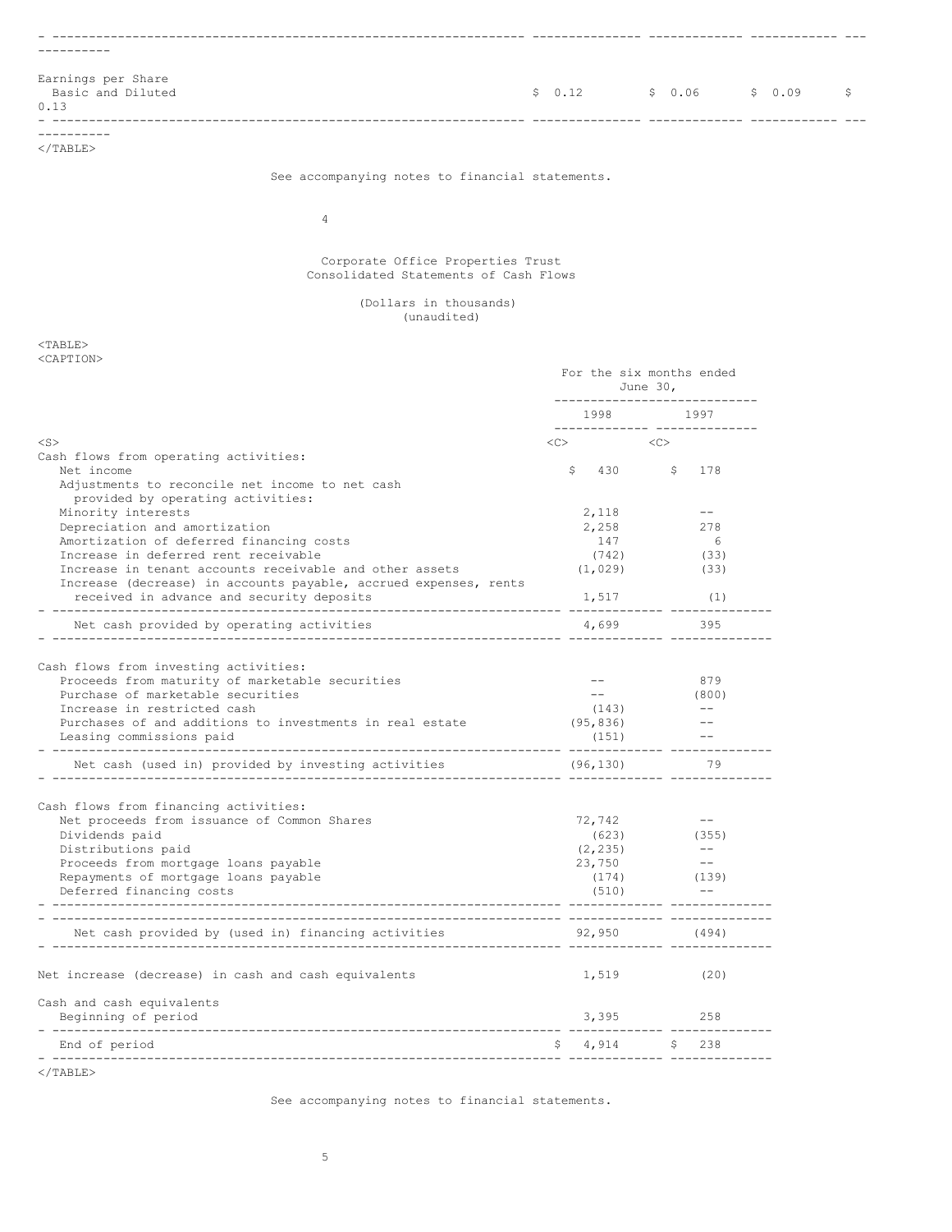| | | | | |
|---|---|---|---|---|
| Earnings per Share | | | | |
| Basic and Diluted | $ 0.12 | $ 0.06 | $ 0.09 | $ 0.13 |

See accompanying notes to financial statements.

Corporate Office Properties Trust
Consolidated Statements of Cash Flows

(Dollars in thousands)
(unaudited)

| | For the six months ended June 30, | |
|---|---|---|
| | 1998 | 1997 |
| Cash flows from operating activities: | | |
| Net income | $ 430 | $ 178 |
| Adjustments to reconcile net income to net cash provided by operating activities: | | |
| Minority interests | 2,118 | -- |
| Depreciation and amortization | 2,258 | 278 |
| Amortization of deferred financing costs | 147 | 6 |
| Increase in deferred rent receivable | (742) | (33) |
| Increase in tenant accounts receivable and other assets | (1,029) | (33) |
| Increase (decrease) in accounts payable, accrued expenses, rents received in advance and security deposits | 1,517 | (1) |
| Net cash provided by operating activities | 4,699 | 395 |
| Cash flows from investing activities: | | |
| Proceeds from maturity of marketable securities | -- | 879 |
| Purchase of marketable securities | -- | (800) |
| Increase in restricted cash | (143) | -- |
| Purchases of and additions to investments in real estate | (95,836) | -- |
| Leasing commissions paid | (151) | -- |
| Net cash (used in) provided by investing activities | (96,130) | 79 |
| Cash flows from financing activities: | | |
| Net proceeds from issuance of Common Shares | 72,742 | -- |
| Dividends paid | (623) | (355) |
| Distributions paid | (2,235) | -- |
| Proceeds from mortgage loans payable | 23,750 | -- |
| Repayments of mortgage loans payable | (174) | (139) |
| Deferred financing costs | (510) | -- |
| Net cash provided by (used in) financing activities | 92,950 | (494) |
| Net increase (decrease) in cash and cash equivalents | 1,519 | (20) |
| Cash and cash equivalents | | |
| Beginning of period | 3,395 | 258 |
| End of period | $ 4,914 | $ 238 |

See accompanying notes to financial statements.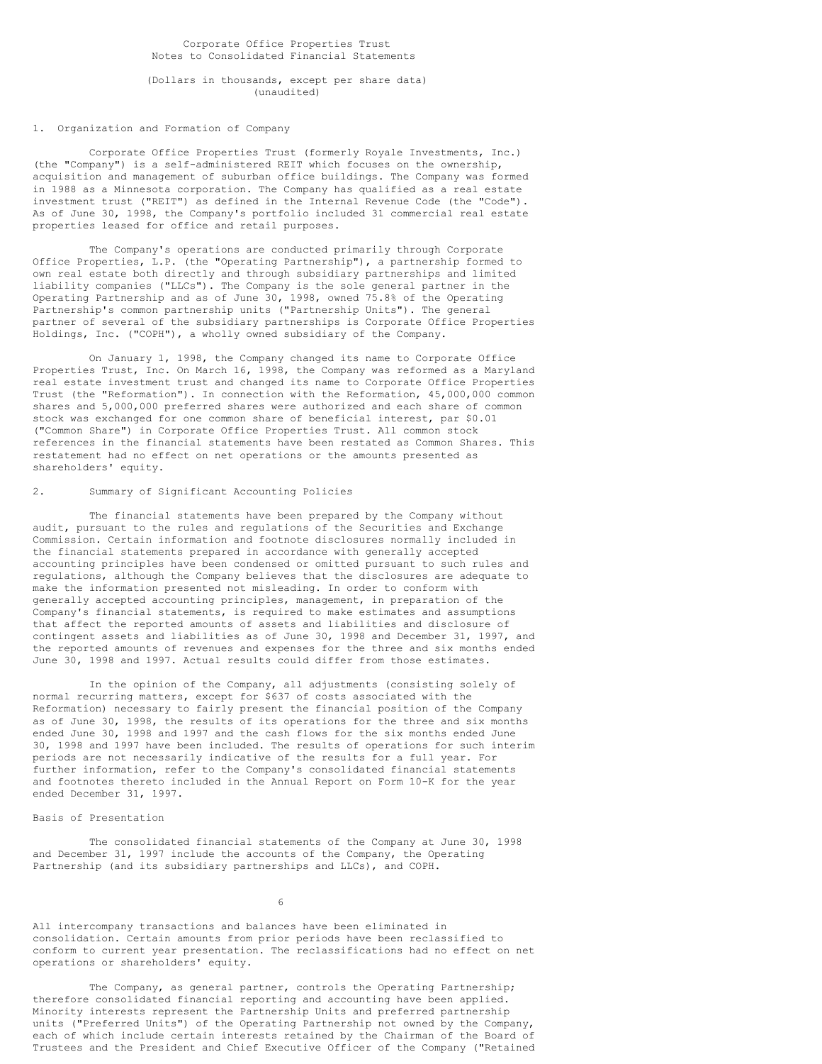Corporate Office Properties Trust
Notes to Consolidated Financial Statements

(Dollars in thousands, except per share data)
(unaudited)

## 1. Organization and Formation of Company

Corporate Office Properties Trust (formerly Royale Investments, Inc.) (the "Company") is a self-administered REIT which focuses on the ownership, acquisition and management of suburban office buildings. The Company was formed in 1988 as a Minnesota corporation. The Company has qualified as a real estate investment trust ("REIT") as defined in the Internal Revenue Code (the "Code"). As of June 30, 1998, the Company's portfolio included 31 commercial real estate properties leased for office and retail purposes.

The Company's operations are conducted primarily through Corporate Office Properties, L.P. (the "Operating Partnership"), a partnership formed to own real estate both directly and through subsidiary partnerships and limited liability companies ("LLCs"). The Company is the sole general partner in the Operating Partnership and as of June 30, 1998, owned 75.8% of the Operating Partnership's common partnership units ("Partnership Units"). The general partner of several of the subsidiary partnerships is Corporate Office Properties Holdings, Inc. ("COPH"), a wholly owned subsidiary of the Company.

On January 1, 1998, the Company changed its name to Corporate Office Properties Trust, Inc. On March 16, 1998, the Company was reformed as a Maryland real estate investment trust and changed its name to Corporate Office Properties Trust (the "Reformation"). In connection with the Reformation, 45,000,000 common shares and 5,000,000 preferred shares were authorized and each share of common stock was exchanged for one common share of beneficial interest, par $0.01 ("Common Share") in Corporate Office Properties Trust. All common stock references in the financial statements have been restated as Common Shares. This restatement had no effect on net operations or the amounts presented as shareholders' equity.

## 2. Summary of Significant Accounting Policies

The financial statements have been prepared by the Company without audit, pursuant to the rules and regulations of the Securities and Exchange Commission. Certain information and footnote disclosures normally included in the financial statements prepared in accordance with generally accepted accounting principles have been condensed or omitted pursuant to such rules and regulations, although the Company believes that the disclosures are adequate to make the information presented not misleading. In order to conform with generally accepted accounting principles, management, in preparation of the Company's financial statements, is required to make estimates and assumptions that affect the reported amounts of assets and liabilities and disclosure of contingent assets and liabilities as of June 30, 1998 and December 31, 1997, and the reported amounts of revenues and expenses for the three and six months ended June 30, 1998 and 1997. Actual results could differ from those estimates.

In the opinion of the Company, all adjustments (consisting solely of normal recurring matters, except for $637 of costs associated with the Reformation) necessary to fairly present the financial position of the Company as of June 30, 1998, the results of its operations for the three and six months ended June 30, 1998 and 1997 and the cash flows for the six months ended June 30, 1998 and 1997 have been included. The results of operations for such interim periods are not necessarily indicative of the results for a full year. For further information, refer to the Company's consolidated financial statements and footnotes thereto included in the Annual Report on Form 10-K for the year ended December 31, 1997.

### Basis of Presentation

The consolidated financial statements of the Company at June 30, 1998 and December 31, 1997 include the accounts of the Company, the Operating Partnership (and its subsidiary partnerships and LLCs), and COPH.

All intercompany transactions and balances have been eliminated in consolidation. Certain amounts from prior periods have been reclassified to conform to current year presentation. The reclassifications had no effect on net operations or shareholders' equity.

The Company, as general partner, controls the Operating Partnership; therefore consolidated financial reporting and accounting have been applied. Minority interests represent the Partnership Units and preferred partnership units ("Preferred Units") of the Operating Partnership not owned by the Company, each of which include certain interests retained by the Chairman of the Board of Trustees and the President and Chief Executive Officer of the Company ("Retained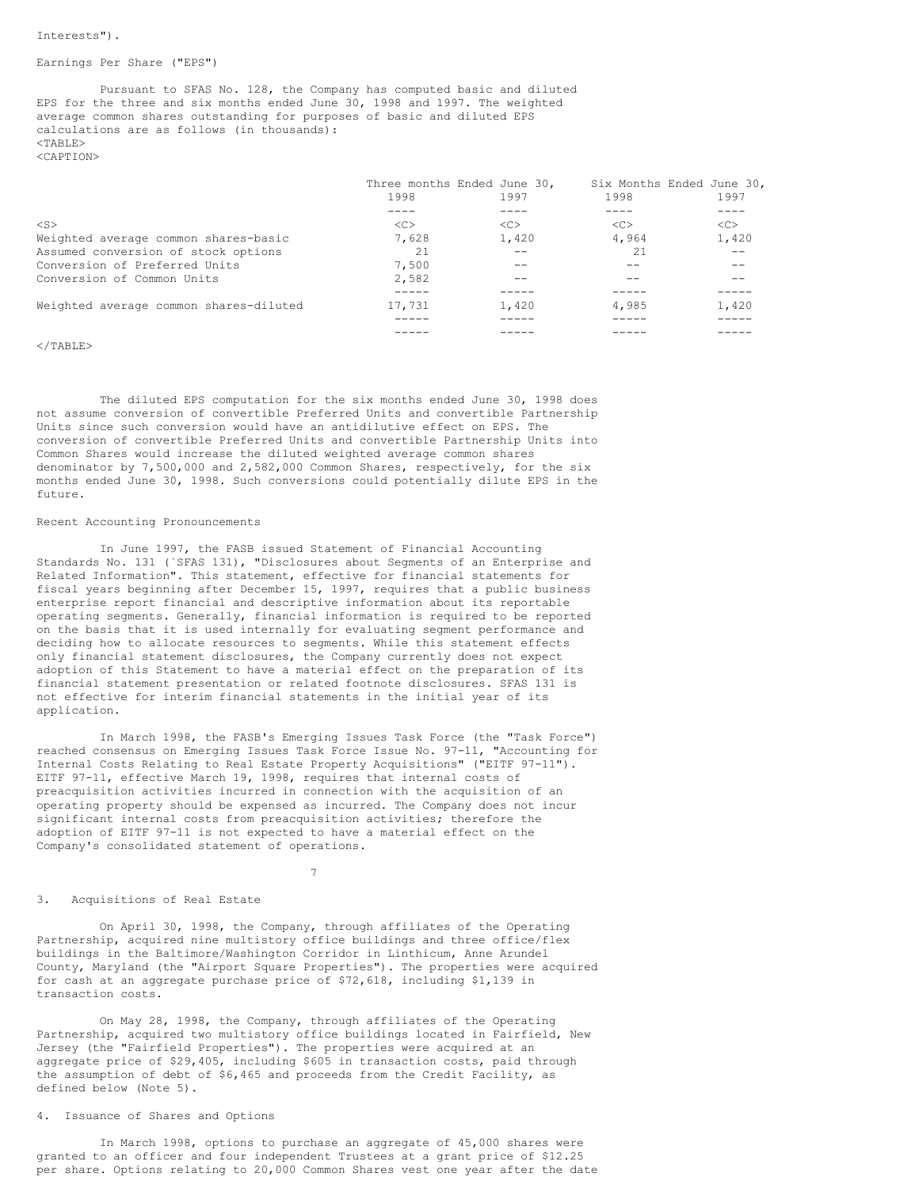Interests").

Earnings Per Share ("EPS")

Pursuant to SFAS No. 128, the Company has computed basic and diluted EPS for the three and six months ended June 30, 1998 and 1997. The weighted average common shares outstanding for purposes of basic and diluted EPS calculations are as follows (in thousands):

| | Three months Ended June 30, 1998 | Three months Ended June 30, 1997 | Six Months Ended June 30, 1998 | Six Months Ended June 30, 1997 |
|---|---|---|---|---|
| Weighted average common shares-basic | 7,628 | 1,420 | 4,964 | 1,420 |
| Assumed conversion of stock options | 21 | -- | 21 | -- |
| Conversion of Preferred Units | 7,500 | -- | -- | -- |
| Conversion of Common Units | 2,582 | -- | -- | -- |
| Weighted average common shares-diluted | 17,731 | 1,420 | 4,985 | 1,420 |

The diluted EPS computation for the six months ended June 30, 1998 does not assume conversion of convertible Preferred Units and convertible Partnership Units since such conversion would have an antidilutive effect on EPS. The conversion of convertible Preferred Units and convertible Partnership Units into Common Shares would increase the diluted weighted average common shares denominator by 7,500,000 and 2,582,000 Common Shares, respectively, for the six months ended June 30, 1998. Such conversions could potentially dilute EPS in the future.

Recent Accounting Pronouncements

In June 1997, the FASB issued Statement of Financial Accounting Standards No. 131 (`SFAS 131), "Disclosures about Segments of an Enterprise and Related Information". This statement, effective for financial statements for fiscal years beginning after December 15, 1997, requires that a public business enterprise report financial and descriptive information about its reportable operating segments. Generally, financial information is required to be reported on the basis that it is used internally for evaluating segment performance and deciding how to allocate resources to segments. While this statement effects only financial statement disclosures, the Company currently does not expect adoption of this Statement to have a material effect on the preparation of its financial statement presentation or related footnote disclosures. SFAS 131 is not effective for interim financial statements in the initial year of its application.

In March 1998, the FASB's Emerging Issues Task Force (the "Task Force") reached consensus on Emerging Issues Task Force Issue No. 97-11, "Accounting for Internal Costs Relating to Real Estate Property Acquisitions" ("EITF 97-11"). EITF 97-11, effective March 19, 1998, requires that internal costs of preacquisition activities incurred in connection with the acquisition of an operating property should be expensed as incurred. The Company does not incur significant internal costs from preacquisition activities; therefore the adoption of EITF 97-11 is not expected to have a material effect on the Company's consolidated statement of operations.

3. Acquisitions of Real Estate

On April 30, 1998, the Company, through affiliates of the Operating Partnership, acquired nine multistory office buildings and three office/flex buildings in the Baltimore/Washington Corridor in Linthicum, Anne Arundel County, Maryland (the "Airport Square Properties"). The properties were acquired for cash at an aggregate purchase price of $72,618, including $1,139 in transaction costs.

On May 28, 1998, the Company, through affiliates of the Operating Partnership, acquired two multistory office buildings located in Fairfield, New Jersey (the "Fairfield Properties"). The properties were acquired at an aggregate price of $29,405, including $605 in transaction costs, paid through the assumption of debt of $6,465 and proceeds from the Credit Facility, as defined below (Note 5).

4. Issuance of Shares and Options

In March 1998, options to purchase an aggregate of 45,000 shares were granted to an officer and four independent Trustees at a grant price of $12.25 per share. Options relating to 20,000 Common Shares vest one year after the date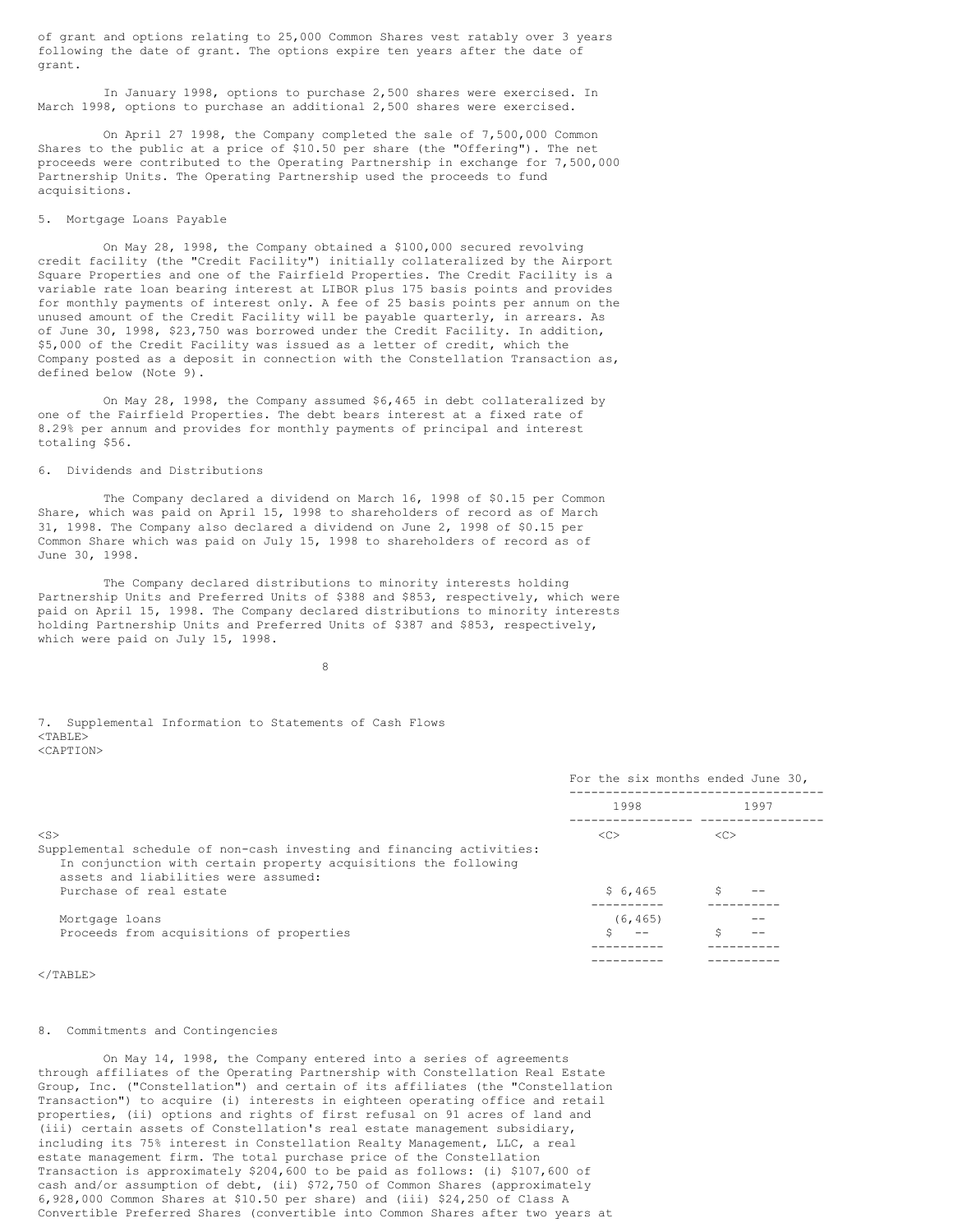of grant and options relating to 25,000 Common Shares vest ratably over 3 years following the date of grant. The options expire ten years after the date of grant.

In January 1998, options to purchase 2,500 shares were exercised. In March 1998, options to purchase an additional 2,500 shares were exercised.

On April 27 1998, the Company completed the sale of 7,500,000 Common Shares to the public at a price of $10.50 per share (the "Offering"). The net proceeds were contributed to the Operating Partnership in exchange for 7,500,000 Partnership Units. The Operating Partnership used the proceeds to fund acquisitions.

## 5. Mortgage Loans Payable

On May 28, 1998, the Company obtained a $100,000 secured revolving credit facility (the "Credit Facility") initially collateralized by the Airport Square Properties and one of the Fairfield Properties. The Credit Facility is a variable rate loan bearing interest at LIBOR plus 175 basis points and provides for monthly payments of interest only. A fee of 25 basis points per annum on the unused amount of the Credit Facility will be payable quarterly, in arrears. As of June 30, 1998, $23,750 was borrowed under the Credit Facility. In addition, $5,000 of the Credit Facility was issued as a letter of credit, which the Company posted as a deposit in connection with the Constellation Transaction as, defined below (Note 9).

On May 28, 1998, the Company assumed $6,465 in debt collateralized by one of the Fairfield Properties. The debt bears interest at a fixed rate of 8.29% per annum and provides for monthly payments of principal and interest totaling $56.

## 6. Dividends and Distributions

The Company declared a dividend on March 16, 1998 of $0.15 per Common Share, which was paid on April 15, 1998 to shareholders of record as of March 31, 1998. The Company also declared a dividend on June 2, 1998 of $0.15 per Common Share which was paid on July 15, 1998 to shareholders of record as of June 30, 1998.

The Company declared distributions to minority interests holding Partnership Units and Preferred Units of $388 and $853, respectively, which were paid on April 15, 1998. The Company declared distributions to minority interests holding Partnership Units and Preferred Units of $387 and $853, respectively, which were paid on July 15, 1998.

## 7. Supplemental Information to Statements of Cash Flows

| | For the six months ended June 30, | |
|---|---|---|
| | 1998 | 1997 |
| Supplemental schedule of non-cash investing and financing activities: | | |
| In conjunction with certain property acquisitions the following assets and liabilities were assumed: | | |
| Purchase of real estate | $ 6,465 | $ -- |
| Mortgage loans | (6,465) | -- |
| Proceeds from acquisitions of properties | $ -- | $ -- |

## 8. Commitments and Contingencies

On May 14, 1998, the Company entered into a series of agreements through affiliates of the Operating Partnership with Constellation Real Estate Group, Inc. ("Constellation") and certain of its affiliates (the "Constellation Transaction") to acquire (i) interests in eighteen operating office and retail properties, (ii) options and rights of first refusal on 91 acres of land and (iii) certain assets of Constellation's real estate management subsidiary, including its 75% interest in Constellation Realty Management, LLC, a real estate management firm. The total purchase price of the Constellation Transaction is approximately $204,600 to be paid as follows: (i) $107,600 of cash and/or assumption of debt, (ii) $72,750 of Common Shares (approximately 6,928,000 Common Shares at $10.50 per share) and (iii) $24,250 of Class A Convertible Preferred Shares (convertible into Common Shares after two years at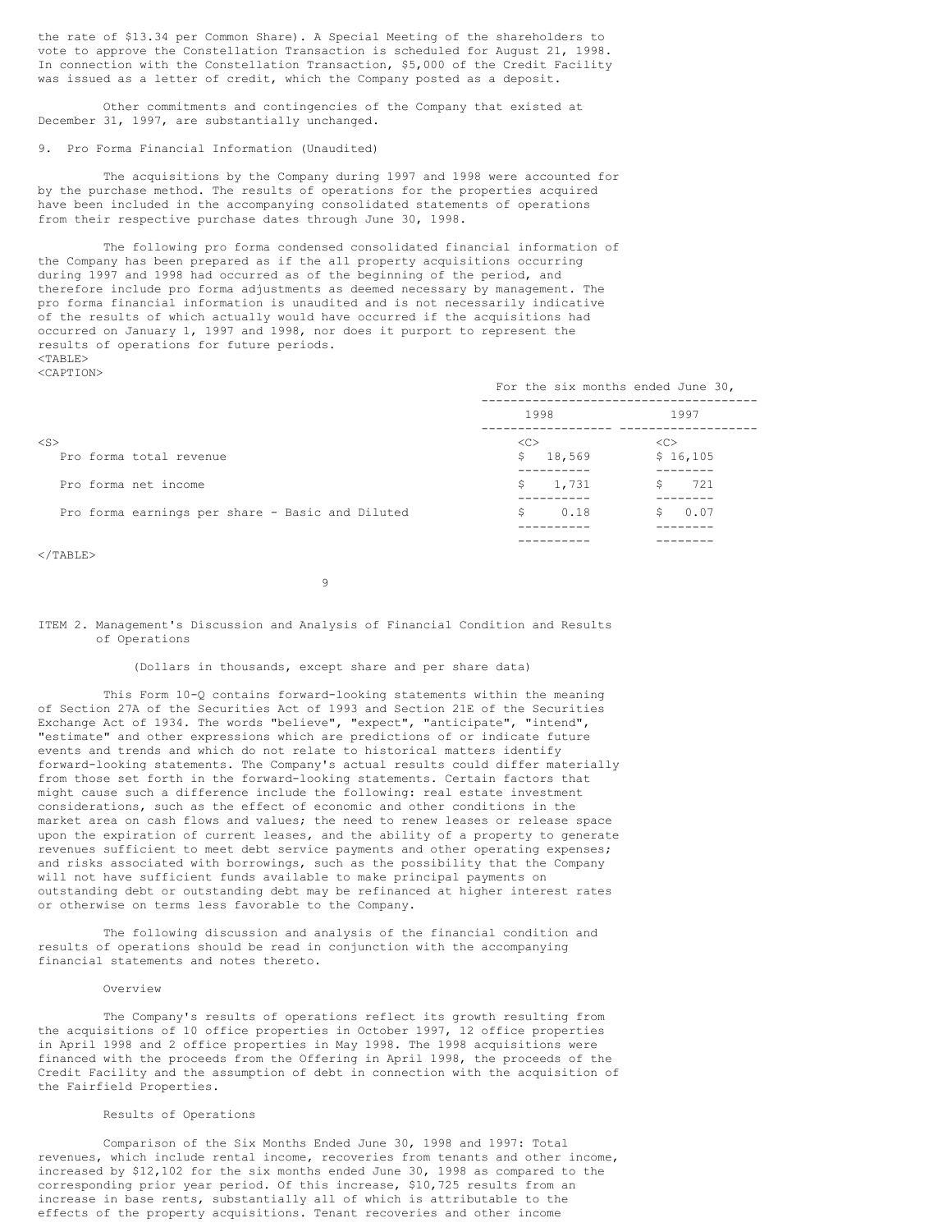the rate of $13.34 per Common Share). A Special Meeting of the shareholders to vote to approve the Constellation Transaction is scheduled for August 21, 1998. In connection with the Constellation Transaction, $5,000 of the Credit Facility was issued as a letter of credit, which the Company posted as a deposit.

Other commitments and contingencies of the Company that existed at December 31, 1997, are substantially unchanged.

9. Pro Forma Financial Information (Unaudited)

The acquisitions by the Company during 1997 and 1998 were accounted for by the purchase method. The results of operations for the properties acquired have been included in the accompanying consolidated statements of operations from their respective purchase dates through June 30, 1998.

The following pro forma condensed consolidated financial information of the Company has been prepared as if the all property acquisitions occurring during 1997 and 1998 had occurred as of the beginning of the period, and therefore include pro forma adjustments as deemed necessary by management. The pro forma financial information is unaudited and is not necessarily indicative of the results of which actually would have occurred if the acquisitions had occurred on January 1, 1997 and 1998, nor does it purport to represent the results of operations for future periods.

| | For the six months ended June 30, | |
|---|---|---|
| | 1998 | 1997 |
| Pro forma total revenue | $ 18,569 | $ 16,105 |
| Pro forma net income | $ 1,731 | $ 721 |
| Pro forma earnings per share - Basic and Diluted | $ 0.18 | $ 0.07 |

## ITEM 2. Management's Discussion and Analysis of Financial Condition and Results of Operations

(Dollars in thousands, except share and per share data)

This Form 10-Q contains forward-looking statements within the meaning of Section 27A of the Securities Act of 1993 and Section 21E of the Securities Exchange Act of 1934. The words "believe", "expect", "anticipate", "intend", "estimate" and other expressions which are predictions of or indicate future events and trends and which do not relate to historical matters identify forward-looking statements. The Company's actual results could differ materially from those set forth in the forward-looking statements. Certain factors that might cause such a difference include the following: real estate investment considerations, such as the effect of economic and other conditions in the market area on cash flows and values; the need to renew leases or release space upon the expiration of current leases, and the ability of a property to generate revenues sufficient to meet debt service payments and other operating expenses; and risks associated with borrowings, such as the possibility that the Company will not have sufficient funds available to make principal payments on outstanding debt or outstanding debt may be refinanced at higher interest rates or otherwise on terms less favorable to the Company.

The following discussion and analysis of the financial condition and results of operations should be read in conjunction with the accompanying financial statements and notes thereto.

### Overview

The Company's results of operations reflect its growth resulting from the acquisitions of 10 office properties in October 1997, 12 office properties in April 1998 and 2 office properties in May 1998. The 1998 acquisitions were financed with the proceeds from the Offering in April 1998, the proceeds of the Credit Facility and the assumption of debt in connection with the acquisition of the Fairfield Properties.

### Results of Operations

Comparison of the Six Months Ended June 30, 1998 and 1997: Total revenues, which include rental income, recoveries from tenants and other income, increased by $12,102 for the six months ended June 30, 1998 as compared to the corresponding prior year period. Of this increase, $10,725 results from an increase in base rents, substantially all of which is attributable to the effects of the property acquisitions. Tenant recoveries and other income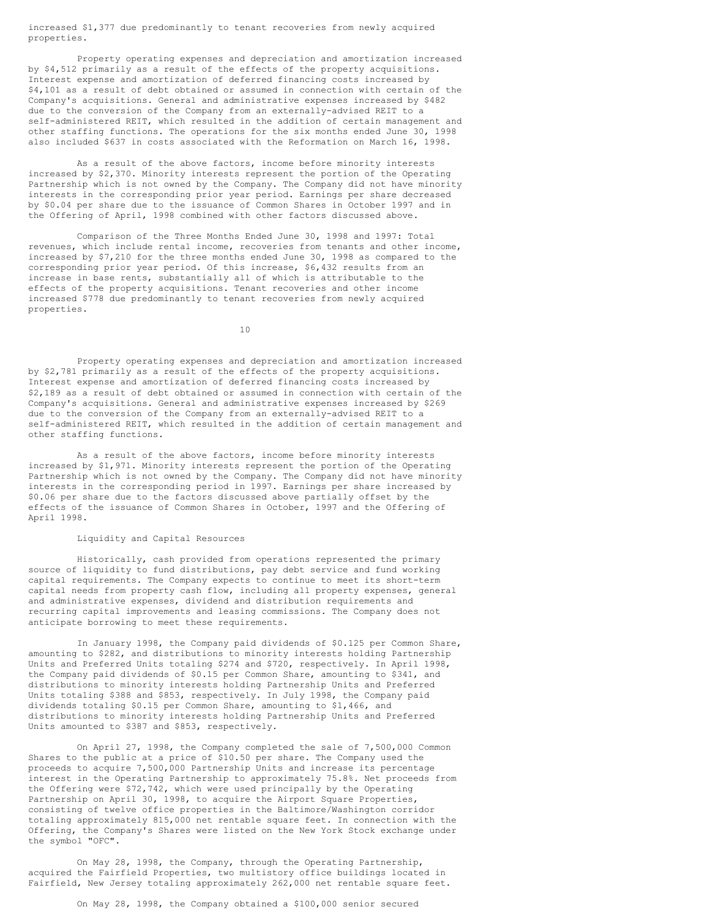increased $1,377 due predominantly to tenant recoveries from newly acquired properties.

Property operating expenses and depreciation and amortization increased by $4,512 primarily as a result of the effects of the property acquisitions. Interest expense and amortization of deferred financing costs increased by $4,101 as a result of debt obtained or assumed in connection with certain of the Company's acquisitions. General and administrative expenses increased by $482 due to the conversion of the Company from an externally-advised REIT to a self-administered REIT, which resulted in the addition of certain management and other staffing functions. The operations for the six months ended June 30, 1998 also included $637 in costs associated with the Reformation on March 16, 1998.

As a result of the above factors, income before minority interests increased by $2,370. Minority interests represent the portion of the Operating Partnership which is not owned by the Company. The Company did not have minority interests in the corresponding prior year period. Earnings per share decreased by $0.04 per share due to the issuance of Common Shares in October 1997 and in the Offering of April, 1998 combined with other factors discussed above.

Comparison of the Three Months Ended June 30, 1998 and 1997: Total revenues, which include rental income, recoveries from tenants and other income, increased by $7,210 for the three months ended June 30, 1998 as compared to the corresponding prior year period. Of this increase, $6,432 results from an increase in base rents, substantially all of which is attributable to the effects of the property acquisitions. Tenant recoveries and other income increased $778 due predominantly to tenant recoveries from newly acquired properties.

Property operating expenses and depreciation and amortization increased by $2,781 primarily as a result of the effects of the property acquisitions. Interest expense and amortization of deferred financing costs increased by $2,189 as a result of debt obtained or assumed in connection with certain of the Company's acquisitions. General and administrative expenses increased by $269 due to the conversion of the Company from an externally-advised REIT to a self-administered REIT, which resulted in the addition of certain management and other staffing functions.

As a result of the above factors, income before minority interests increased by $1,971. Minority interests represent the portion of the Operating Partnership which is not owned by the Company. The Company did not have minority interests in the corresponding period in 1997. Earnings per share increased by $0.06 per share due to the factors discussed above partially offset by the effects of the issuance of Common Shares in October, 1997 and the Offering of April 1998.

## Liquidity and Capital Resources

Historically, cash provided from operations represented the primary source of liquidity to fund distributions, pay debt service and fund working capital requirements. The Company expects to continue to meet its short-term capital needs from property cash flow, including all property expenses, general and administrative expenses, dividend and distribution requirements and recurring capital improvements and leasing commissions. The Company does not anticipate borrowing to meet these requirements.

In January 1998, the Company paid dividends of $0.125 per Common Share, amounting to $282, and distributions to minority interests holding Partnership Units and Preferred Units totaling $274 and $720, respectively. In April 1998, the Company paid dividends of $0.15 per Common Share, amounting to $341, and distributions to minority interests holding Partnership Units and Preferred Units totaling $388 and $853, respectively. In July 1998, the Company paid dividends totaling $0.15 per Common Share, amounting to $1,466, and distributions to minority interests holding Partnership Units and Preferred Units amounted to $387 and $853, respectively.

On April 27, 1998, the Company completed the sale of 7,500,000 Common Shares to the public at a price of $10.50 per share. The Company used the proceeds to acquire 7,500,000 Partnership Units and increase its percentage interest in the Operating Partnership to approximately 75.8%. Net proceeds from the Offering were $72,742, which were used principally by the Operating Partnership on April 30, 1998, to acquire the Airport Square Properties, consisting of twelve office properties in the Baltimore/Washington corridor totaling approximately 815,000 net rentable square feet. In connection with the Offering, the Company's Shares were listed on the New York Stock exchange under the symbol "OFC".

On May 28, 1998, the Company, through the Operating Partnership, acquired the Fairfield Properties, two multistory office buildings located in Fairfield, New Jersey totaling approximately 262,000 net rentable square feet.

On May 28, 1998, the Company obtained a $100,000 senior secured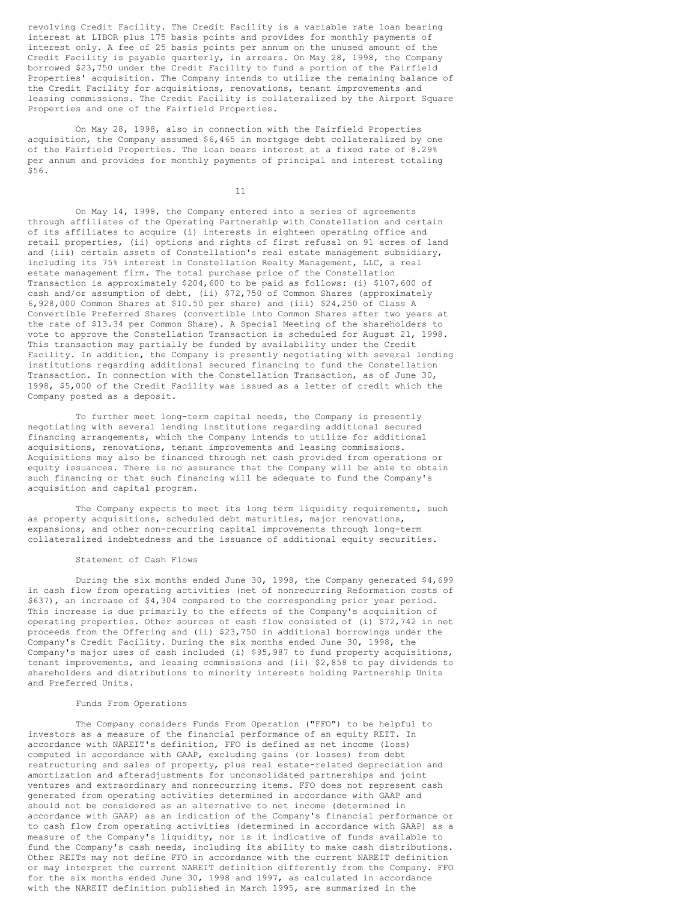revolving Credit Facility. The Credit Facility is a variable rate loan bearing interest at LIBOR plus 175 basis points and provides for monthly payments of interest only. A fee of 25 basis points per annum on the unused amount of the Credit Facility is payable quarterly, in arrears. On May 28, 1998, the Company borrowed $23,750 under the Credit Facility to fund a portion of the Fairfield Properties' acquisition. The Company intends to utilize the remaining balance of the Credit Facility for acquisitions, renovations, tenant improvements and leasing commissions. The Credit Facility is collateralized by the Airport Square Properties and one of the Fairfield Properties.

On May 28, 1998, also in connection with the Fairfield Properties acquisition, the Company assumed $6,465 in mortgage debt collateralized by one of the Fairfield Properties. The loan bears interest at a fixed rate of 8.29% per annum and provides for monthly payments of principal and interest totaling $56.

On May 14, 1998, the Company entered into a series of agreements through affiliates of the Operating Partnership with Constellation and certain of its affiliates to acquire (i) interests in eighteen operating office and retail properties, (ii) options and rights of first refusal on 91 acres of land and (iii) certain assets of Constellation's real estate management subsidiary, including its 75% interest in Constellation Realty Management, LLC, a real estate management firm. The total purchase price of the Constellation Transaction is approximately $204,600 to be paid as follows: (i) $107,600 of cash and/or assumption of debt, (ii) $72,750 of Common Shares (approximately 6,928,000 Common Shares at $10.50 per share) and (iii) $24,250 of Class A Convertible Preferred Shares (convertible into Common Shares after two years at the rate of $13.34 per Common Share). A Special Meeting of the shareholders to vote to approve the Constellation Transaction is scheduled for August 21, 1998. This transaction may partially be funded by availability under the Credit Facility. In addition, the Company is presently negotiating with several lending institutions regarding additional secured financing to fund the Constellation Transaction. In connection with the Constellation Transaction, as of June 30, 1998, $5,000 of the Credit Facility was issued as a letter of credit which the Company posted as a deposit.

To further meet long-term capital needs, the Company is presently negotiating with several lending institutions regarding additional secured financing arrangements, which the Company intends to utilize for additional acquisitions, renovations, tenant improvements and leasing commissions. Acquisitions may also be financed through net cash provided from operations or equity issuances. There is no assurance that the Company will be able to obtain such financing or that such financing will be adequate to fund the Company's acquisition and capital program.

The Company expects to meet its long term liquidity requirements, such as property acquisitions, scheduled debt maturities, major renovations, expansions, and other non-recurring capital improvements through long-term collateralized indebtedness and the issuance of additional equity securities.

### Statement of Cash Flows

During the six months ended June 30, 1998, the Company generated $4,699 in cash flow from operating activities (net of nonrecurring Reformation costs of $637), an increase of $4,304 compared to the corresponding prior year period. This increase is due primarily to the effects of the Company's acquisition of operating properties. Other sources of cash flow consisted of (i) $72,742 in net proceeds from the Offering and (ii) $23,750 in additional borrowings under the Company's Credit Facility. During the six months ended June 30, 1998, the Company's major uses of cash included (i) $95,987 to fund property acquisitions, tenant improvements, and leasing commissions and (ii) $2,858 to pay dividends to shareholders and distributions to minority interests holding Partnership Units and Preferred Units.

### Funds From Operations

The Company considers Funds From Operation ("FFO") to be helpful to investors as a measure of the financial performance of an equity REIT. In accordance with NAREIT's definition, FFO is defined as net income (loss) computed in accordance with GAAP, excluding gains (or losses) from debt restructuring and sales of property, plus real estate-related depreciation and amortization and afteradjustments for unconsolidated partnerships and joint ventures and extraordinary and nonrecurring items. FFO does not represent cash generated from operating activities determined in accordance with GAAP and should not be considered as an alternative to net income (determined in accordance with GAAP) as an indication of the Company's financial performance or to cash flow from operating activities (determined in accordance with GAAP) as a measure of the Company's liquidity, nor is it indicative of funds available to fund the Company's cash needs, including its ability to make cash distributions. Other REITs may not define FFO in accordance with the current NAREIT definition or may interpret the current NAREIT definition differently from the Company. FFO for the six months ended June 30, 1998 and 1997, as calculated in accordance with the NAREIT definition published in March 1995, are summarized in the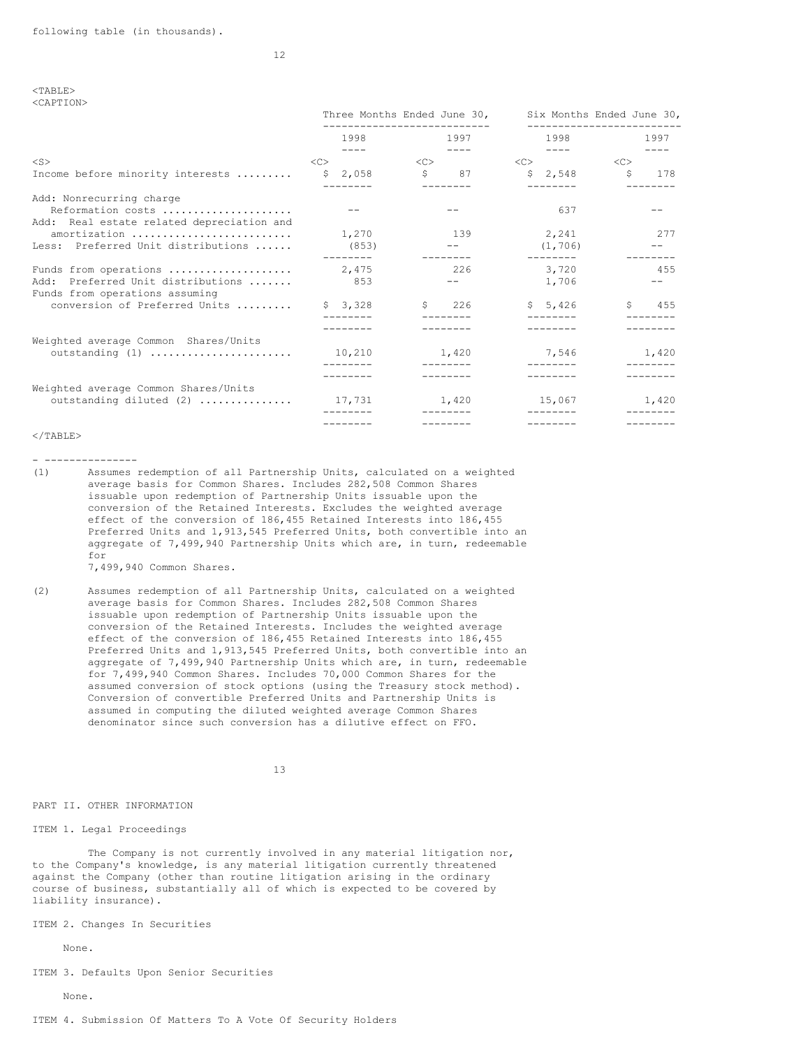following table (in thousands).

| | Three Months Ended June 30, | | Six Months Ended June 30, | |
|---|---|---|---|---|
| | 1998 | 1997 | 1998 | 1997 |
| Income before minority interests | $ 2,058 | $ 87 | $ 2,548 | $ 178 |
| Add: Nonrecurring charge Reformation costs | -- | -- | 637 | -- |
| Add: Real estate related depreciation and amortization | 1,270 | 139 | 2,241 | 277 |
| Less: Preferred Unit distributions | (853) | -- | (1,706) | -- |
| Funds from operations | 2,475 | 226 | 3,720 | 455 |
| Add: Preferred Unit distributions | 853 | -- | 1,706 | -- |
| Funds from operations assuming conversion of Preferred Units | $ 3,328 | $ 226 | $ 5,426 | $ 455 |
| Weighted average Common Shares/Units outstanding (1) | 10,210 | 1,420 | 7,546 | 1,420 |
| Weighted average Common Shares/Units outstanding diluted (2) | 17,731 | 1,420 | 15,067 | 1,420 |

- ---------------

(1) Assumes redemption of all Partnership Units, calculated on a weighted average basis for Common Shares. Includes 282,508 Common Shares issuable upon redemption of Partnership Units issuable upon the conversion of the Retained Interests. Excludes the weighted average effect of the conversion of 186,455 Retained Interests into 186,455 Preferred Units and 1,913,545 Preferred Units, both convertible into an aggregate of 7,499,940 Partnership Units which are, in turn, redeemable for 7,499,940 Common Shares.

(2) Assumes redemption of all Partnership Units, calculated on a weighted average basis for Common Shares. Includes 282,508 Common Shares issuable upon redemption of Partnership Units issuable upon the conversion of the Retained Interests. Includes the weighted average effect of the conversion of 186,455 Retained Interests into 186,455 Preferred Units and 1,913,545 Preferred Units, both convertible into an aggregate of 7,499,940 Partnership Units which are, in turn, redeemable for 7,499,940 Common Shares. Includes 70,000 Common Shares for the assumed conversion of stock options (using the Treasury stock method). Conversion of convertible Preferred Units and Partnership Units is assumed in computing the diluted weighted average Common Shares denominator since such conversion has a dilutive effect on FFO.

## PART II. OTHER INFORMATION

### ITEM 1. Legal Proceedings

The Company is not currently involved in any material litigation nor, to the Company's knowledge, is any material litigation currently threatened against the Company (other than routine litigation arising in the ordinary course of business, substantially all of which is expected to be covered by liability insurance).

### ITEM 2. Changes In Securities

None.

### ITEM 3. Defaults Upon Senior Securities

None.

### ITEM 4. Submission Of Matters To A Vote Of Security Holders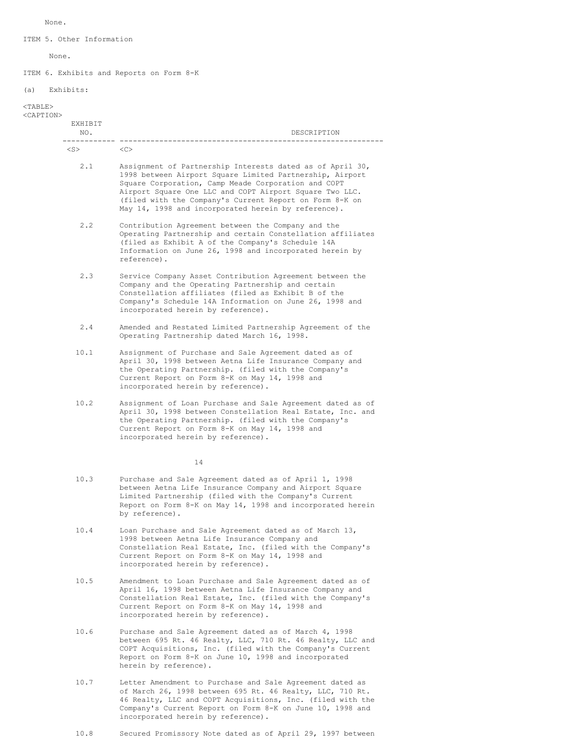None.

ITEM 5. Other Information

None.

ITEM 6. Exhibits and Reports on Form 8-K

(a) Exhibits:

| EXHIBIT NO. | DESCRIPTION |
|---|---|
| 2.1 | Assignment of Partnership Interests dated as of April 30, 1998 between Airport Square Limited Partnership, Airport Square Corporation, Camp Meade Corporation and COPT Airport Square One LLC and COPT Airport Square Two LLC. (filed with the Company's Current Report on Form 8-K on May 14, 1998 and incorporated herein by reference). |
| 2.2 | Contribution Agreement between the Company and the Operating Partnership and certain Constellation affiliates (filed as Exhibit A of the Company's Schedule 14A Information on June 26, 1998 and incorporated herein by reference). |
| 2.3 | Service Company Asset Contribution Agreement between the Company and the Operating Partnership and certain Constellation affiliates (filed as Exhibit B of the Company's Schedule 14A Information on June 26, 1998 and incorporated herein by reference). |
| 2.4 | Amended and Restated Limited Partnership Agreement of the Operating Partnership dated March 16, 1998. |
| 10.1 | Assignment of Purchase and Sale Agreement dated as of April 30, 1998 between Aetna Life Insurance Company and the Operating Partnership. (filed with the Company's Current Report on Form 8-K on May 14, 1998 and incorporated herein by reference). |
| 10.2 | Assignment of Loan Purchase and Sale Agreement dated as of April 30, 1998 between Constellation Real Estate, Inc. and the Operating Partnership. (filed with the Company's Current Report on Form 8-K on May 14, 1998 and incorporated herein by reference). |
| 10.3 | Purchase and Sale Agreement dated as of April 1, 1998 between Aetna Life Insurance Company and Airport Square Limited Partnership (filed with the Company's Current Report on Form 8-K on May 14, 1998 and incorporated herein by reference). |
| 10.4 | Loan Purchase and Sale Agreement dated as of March 13, 1998 between Aetna Life Insurance Company and Constellation Real Estate, Inc. (filed with the Company's Current Report on Form 8-K on May 14, 1998 and incorporated herein by reference). |
| 10.5 | Amendment to Loan Purchase and Sale Agreement dated as of April 16, 1998 between Aetna Life Insurance Company and Constellation Real Estate, Inc. (filed with the Company's Current Report on Form 8-K on May 14, 1998 and incorporated herein by reference). |
| 10.6 | Purchase and Sale Agreement dated as of March 4, 1998 between 695 Rt. 46 Realty, LLC, 710 Rt. 46 Realty, LLC and COPT Acquisitions, Inc. (filed with the Company's Current Report on Form 8-K on June 10, 1998 and incorporated herein by reference). |
| 10.7 | Letter Amendment to Purchase and Sale Agreement dated as of March 26, 1998 between 695 Rt. 46 Realty, LLC, 710 Rt. 46 Realty, LLC and COPT Acquisitions, Inc. (filed with the Company's Current Report on Form 8-K on June 10, 1998 and incorporated herein by reference). |
| 10.8 | Secured Promissory Note dated as of April 29, 1997 between |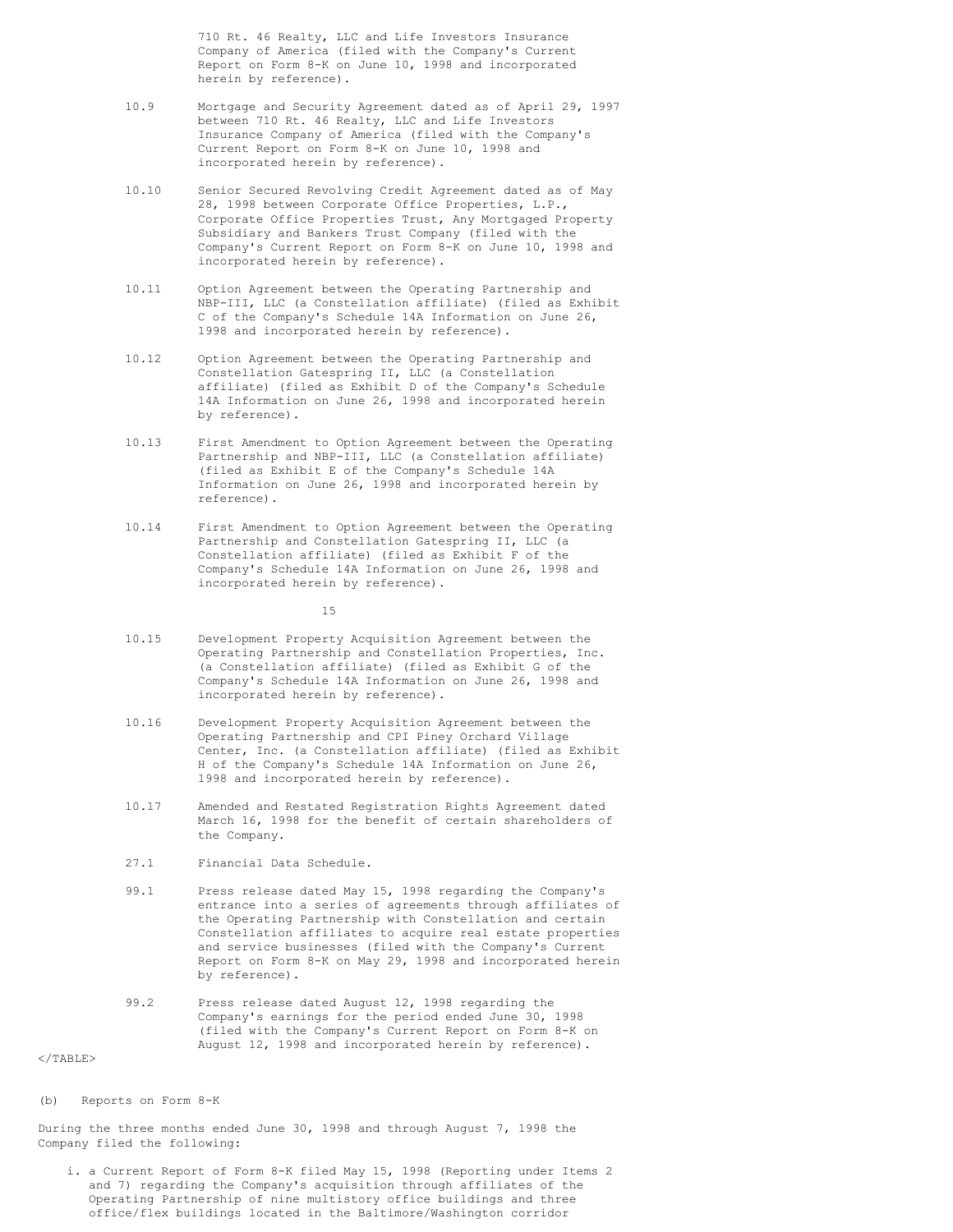| | |
|---|---|
| | 710 Rt. 46 Realty, LLC and Life Investors Insurance Company of America (filed with the Company's Current Report on Form 8-K on June 10, 1998 and incorporated herein by reference). |
| 10.9 | Mortgage and Security Agreement dated as of April 29, 1997 between 710 Rt. 46 Realty, LLC and Life Investors Insurance Company of America (filed with the Company's Current Report on Form 8-K on June 10, 1998 and incorporated herein by reference). |
| 10.10 | Senior Secured Revolving Credit Agreement dated as of May 28, 1998 between Corporate Office Properties, L.P., Corporate Office Properties Trust, Any Mortgaged Property Subsidiary and Bankers Trust Company (filed with the Company's Current Report on Form 8-K on June 10, 1998 and incorporated herein by reference). |
| 10.11 | Option Agreement between the Operating Partnership and NBP-III, LLC (a Constellation affiliate) (filed as Exhibit C of the Company's Schedule 14A Information on June 26, 1998 and incorporated herein by reference). |
| 10.12 | Option Agreement between the Operating Partnership and Constellation Gatespring II, LLC (a Constellation affiliate) (filed as Exhibit D of the Company's Schedule 14A Information on June 26, 1998 and incorporated herein by reference). |
| 10.13 | First Amendment to Option Agreement between the Operating Partnership and NBP-III, LLC (a Constellation affiliate) (filed as Exhibit E of the Company's Schedule 14A Information on June 26, 1998 and incorporated herein by reference). |
| 10.14 | First Amendment to Option Agreement between the Operating Partnership and Constellation Gatespring II, LLC (a Constellation affiliate) (filed as Exhibit F of the Company's Schedule 14A Information on June 26, 1998 and incorporated herein by reference). |
| 10.15 | Development Property Acquisition Agreement between the Operating Partnership and Constellation Properties, Inc. (a Constellation affiliate) (filed as Exhibit G of the Company's Schedule 14A Information on June 26, 1998 and incorporated herein by reference). |
| 10.16 | Development Property Acquisition Agreement between the Operating Partnership and CPI Piney Orchard Village Center, Inc. (a Constellation affiliate) (filed as Exhibit H of the Company's Schedule 14A Information on June 26, 1998 and incorporated herein by reference). |
| 10.17 | Amended and Restated Registration Rights Agreement dated March 16, 1998 for the benefit of certain shareholders of the Company. |
| 27.1 | Financial Data Schedule. |
| 99.1 | Press release dated May 15, 1998 regarding the Company's entrance into a series of agreements through affiliates of the Operating Partnership with Constellation and certain Constellation affiliates to acquire real estate properties and service businesses (filed with the Company's Current Report on Form 8-K on May 29, 1998 and incorporated herein by reference). |
| 99.2 | Press release dated August 12, 1998 regarding the Company's earnings for the period ended June 30, 1998 (filed with the Company's Current Report on Form 8-K on August 12, 1998 and incorporated herein by reference). |

(b) Reports on Form 8-K

During the three months ended June 30, 1998 and through August 7, 1998 the Company filed the following:

i. a Current Report of Form 8-K filed May 15, 1998 (Reporting under Items 2 and 7) regarding the Company's acquisition through affiliates of the Operating Partnership of nine multistory office buildings and three office/flex buildings located in the Baltimore/Washington corridor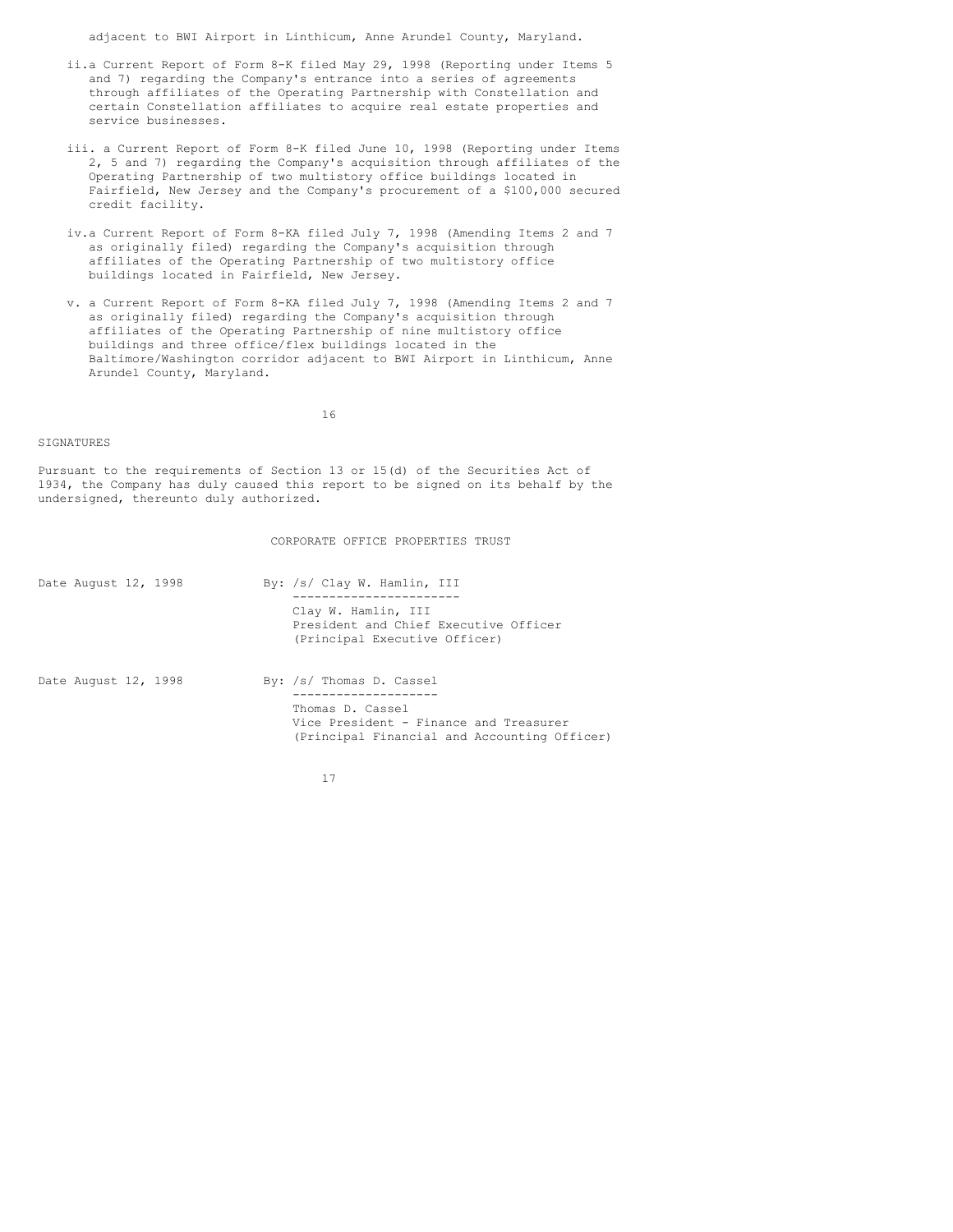adjacent to BWI Airport in Linthicum, Anne Arundel County, Maryland.

ii. a Current Report of Form 8-K filed May 29, 1998 (Reporting under Items 5 and 7) regarding the Company's entrance into a series of agreements through affiliates of the Operating Partnership with Constellation and certain Constellation affiliates to acquire real estate properties and service businesses.

iii. a Current Report of Form 8-K filed June 10, 1998 (Reporting under Items 2, 5 and 7) regarding the Company's acquisition through affiliates of the Operating Partnership of two multistory office buildings located in Fairfield, New Jersey and the Company's procurement of a $100,000 secured credit facility.

iv. a Current Report of Form 8-KA filed July 7, 1998 (Amending Items 2 and 7 as originally filed) regarding the Company's acquisition through affiliates of the Operating Partnership of two multistory office buildings located in Fairfield, New Jersey.

v. a Current Report of Form 8-KA filed July 7, 1998 (Amending Items 2 and 7 as originally filed) regarding the Company's acquisition through affiliates of the Operating Partnership of nine multistory office buildings and three office/flex buildings located in the Baltimore/Washington corridor adjacent to BWI Airport in Linthicum, Anne Arundel County, Maryland.

SIGNATURES

Pursuant to the requirements of Section 13 or 15(d) of the Securities Act of 1934, the Company has duly caused this report to be signed on its behalf by the undersigned, thereunto duly authorized.

CORPORATE OFFICE PROPERTIES TRUST

Date August 12, 1998

By: /s/ Clay W. Hamlin, III

Clay W. Hamlin, III
President and Chief Executive Officer
(Principal Executive Officer)

Date August 12, 1998

By: /s/ Thomas D. Cassel

Thomas D. Cassel
Vice President - Finance and Treasurer
(Principal Financial and Accounting Officer)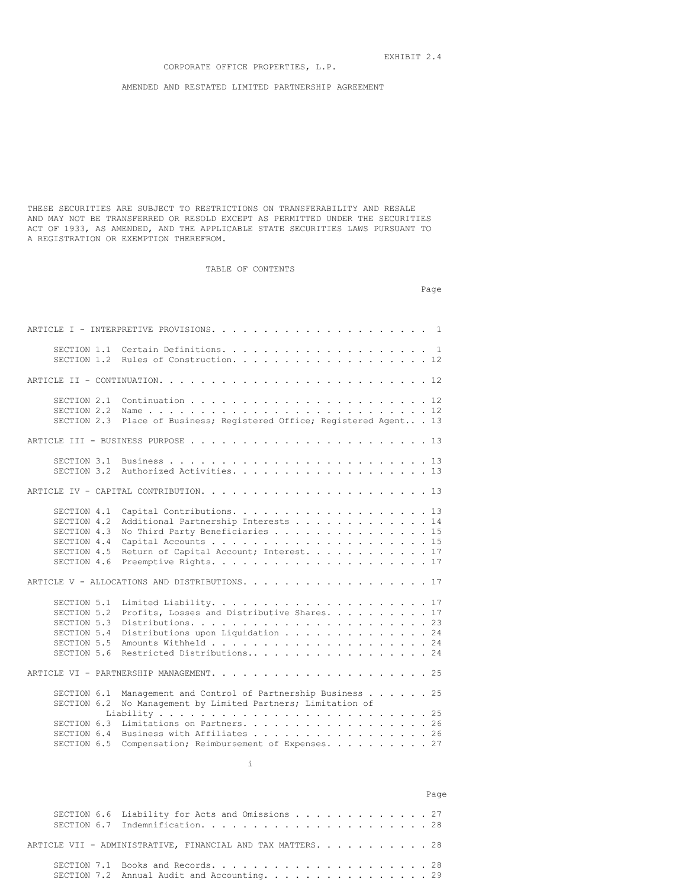EXHIBIT 2.4

CORPORATE OFFICE PROPERTIES, L.P.

AMENDED AND RESTATED LIMITED PARTNERSHIP AGREEMENT

THESE SECURITIES ARE SUBJECT TO RESTRICTIONS ON TRANSFERABILITY AND RESALE AND MAY NOT BE TRANSFERRED OR RESOLD EXCEPT AS PERMITTED UNDER THE SECURITIES ACT OF 1933, AS AMENDED, AND THE APPLICABLE STATE SECURITIES LAWS PURSUANT TO A REGISTRATION OR EXEMPTION THEREFROM.

TABLE OF CONTENTS

| | Page |
|---|---|
| ARTICLE I - INTERPRETIVE PROVISIONS | 1 |
| SECTION 1.1 Certain Definitions | 1 |
| SECTION 1.2 Rules of Construction | 12 |
| ARTICLE II - CONTINUATION | 12 |
| SECTION 2.1 Continuation | 12 |
| SECTION 2.2 Name | 12 |
| SECTION 2.3 Place of Business; Registered Office; Registered Agent | 13 |
| ARTICLE III - BUSINESS PURPOSE | 13 |
| SECTION 3.1 Business | 13 |
| SECTION 3.2 Authorized Activities | 13 |
| ARTICLE IV - CAPITAL CONTRIBUTION | 13 |
| SECTION 4.1 Capital Contributions | 13 |
| SECTION 4.2 Additional Partnership Interests | 14 |
| SECTION 4.3 No Third Party Beneficiaries | 15 |
| SECTION 4.4 Capital Accounts | 15 |
| SECTION 4.5 Return of Capital Account; Interest | 17 |
| SECTION 4.6 Preemptive Rights | 17 |
| ARTICLE V - ALLOCATIONS AND DISTRIBUTIONS | 17 |
| SECTION 5.1 Limited Liability | 17 |
| SECTION 5.2 Profits, Losses and Distributive Shares | 17 |
| SECTION 5.3 Distributions | 23 |
| SECTION 5.4 Distributions upon Liquidation | 24 |
| SECTION 5.5 Amounts Withheld | 24 |
| SECTION 5.6 Restricted Distributions | 24 |
| ARTICLE VI - PARTNERSHIP MANAGEMENT | 25 |
| SECTION 6.1 Management and Control of Partnership Business | 25 |
| SECTION 6.2 No Management by Limited Partners; Limitation of Liability | 25 |
| SECTION 6.3 Limitations on Partners | 26 |
| SECTION 6.4 Business with Affiliates | 26 |
| SECTION 6.5 Compensation; Reimbursement of Expenses | 27 |
| SECTION 6.6 Liability for Acts and Omissions | 27 |
| SECTION 6.7 Indemnification | 28 |
| ARTICLE VII - ADMINISTRATIVE, FINANCIAL AND TAX MATTERS | 28 |
| SECTION 7.1 Books and Records | 28 |
| SECTION 7.2 Annual Audit and Accounting | 29 |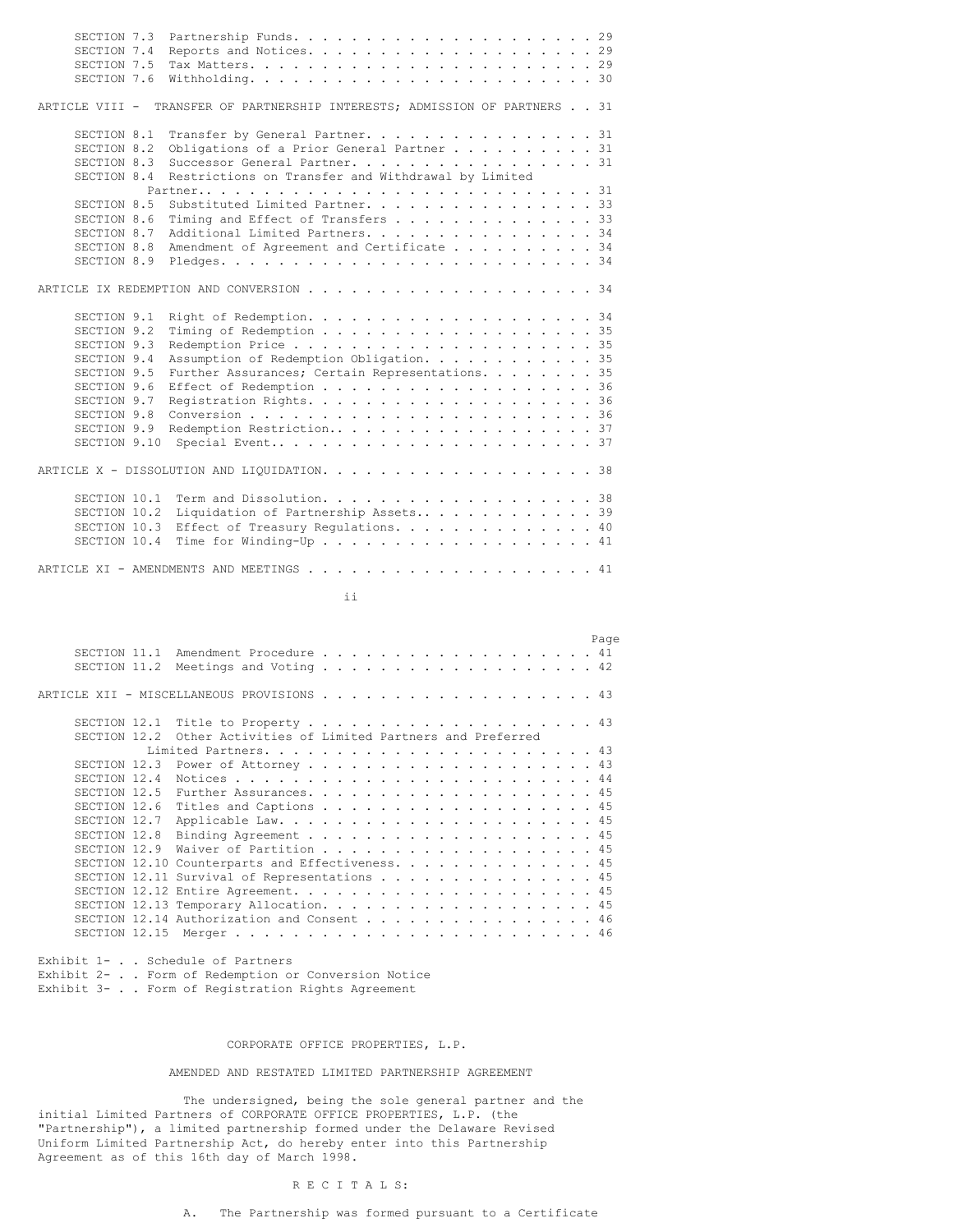| | | Page |
|---|---|---|
| SECTION 7.3 | Partnership Funds | 29 |
| SECTION 7.4 | Reports and Notices | 29 |
| SECTION 7.5 | Tax Matters | 29 |
| SECTION 7.6 | Withholding | 30 |
| **ARTICLE VIII - TRANSFER OF PARTNERSHIP INTERESTS; ADMISSION OF PARTNERS** | | 31 |
| SECTION 8.1 | Transfer by General Partner | 31 |
| SECTION 8.2 | Obligations of a Prior General Partner | 31 |
| SECTION 8.3 | Successor General Partner | 31 |
| SECTION 8.4 | Restrictions on Transfer and Withdrawal by Limited Partner | 31 |
| SECTION 8.5 | Substituted Limited Partner | 33 |
| SECTION 8.6 | Timing and Effect of Transfers | 33 |
| SECTION 8.7 | Additional Limited Partners | 34 |
| SECTION 8.8 | Amendment of Agreement and Certificate | 34 |
| SECTION 8.9 | Pledges | 34 |
| **ARTICLE IX REDEMPTION AND CONVERSION** | | 34 |
| SECTION 9.1 | Right of Redemption | 34 |
| SECTION 9.2 | Timing of Redemption | 35 |
| SECTION 9.3 | Redemption Price | 35 |
| SECTION 9.4 | Assumption of Redemption Obligation | 35 |
| SECTION 9.5 | Further Assurances; Certain Representations | 35 |
| SECTION 9.6 | Effect of Redemption | 36 |
| SECTION 9.7 | Registration Rights | 36 |
| SECTION 9.8 | Conversion | 36 |
| SECTION 9.9 | Redemption Restriction | 37 |
| SECTION 9.10 | Special Event | 37 |
| **ARTICLE X - DISSOLUTION AND LIQUIDATION** | | 38 |
| SECTION 10.1 | Term and Dissolution | 38 |
| SECTION 10.2 | Liquidation of Partnership Assets | 39 |
| SECTION 10.3 | Effect of Treasury Regulations | 40 |
| SECTION 10.4 | Time for Winding-Up | 41 |
| **ARTICLE XI - AMENDMENTS AND MEETINGS** | | 41 |
| SECTION 11.1 | Amendment Procedure | 41 |
| SECTION 11.2 | Meetings and Voting | 42 |
| **ARTICLE XII - MISCELLANEOUS PROVISIONS** | | 43 |
| SECTION 12.1 | Title to Property | 43 |
| SECTION 12.2 | Other Activities of Limited Partners and Preferred Limited Partners | 43 |
| SECTION 12.3 | Power of Attorney | 43 |
| SECTION 12.4 | Notices | 44 |
| SECTION 12.5 | Further Assurances | 45 |
| SECTION 12.6 | Titles and Captions | 45 |
| SECTION 12.7 | Applicable Law | 45 |
| SECTION 12.8 | Binding Agreement | 45 |
| SECTION 12.9 | Waiver of Partition | 45 |
| SECTION 12.10 | Counterparts and Effectiveness | 45 |
| SECTION 12.11 | Survival of Representations | 45 |
| SECTION 12.12 | Entire Agreement | 45 |
| SECTION 12.13 | Temporary Allocation | 45 |
| SECTION 12.14 | Authorization and Consent | 46 |
| SECTION 12.15 | Merger | 46 |

Exhibit 1- . . Schedule of Partners
Exhibit 2- . . Form of Redemption or Conversion Notice
Exhibit 3- . . Form of Registration Rights Agreement

# CORPORATE OFFICE PROPERTIES, L.P.

## AMENDED AND RESTATED LIMITED PARTNERSHIP AGREEMENT

The undersigned, being the sole general partner and the initial Limited Partners of CORPORATE OFFICE PROPERTIES, L.P. (the "Partnership"), a limited partnership formed under the Delaware Revised Uniform Limited Partnership Act, do hereby enter into this Partnership Agreement as of this 16th day of March 1998.

## R E C I T A L S:

A. The Partnership was formed pursuant to a Certificate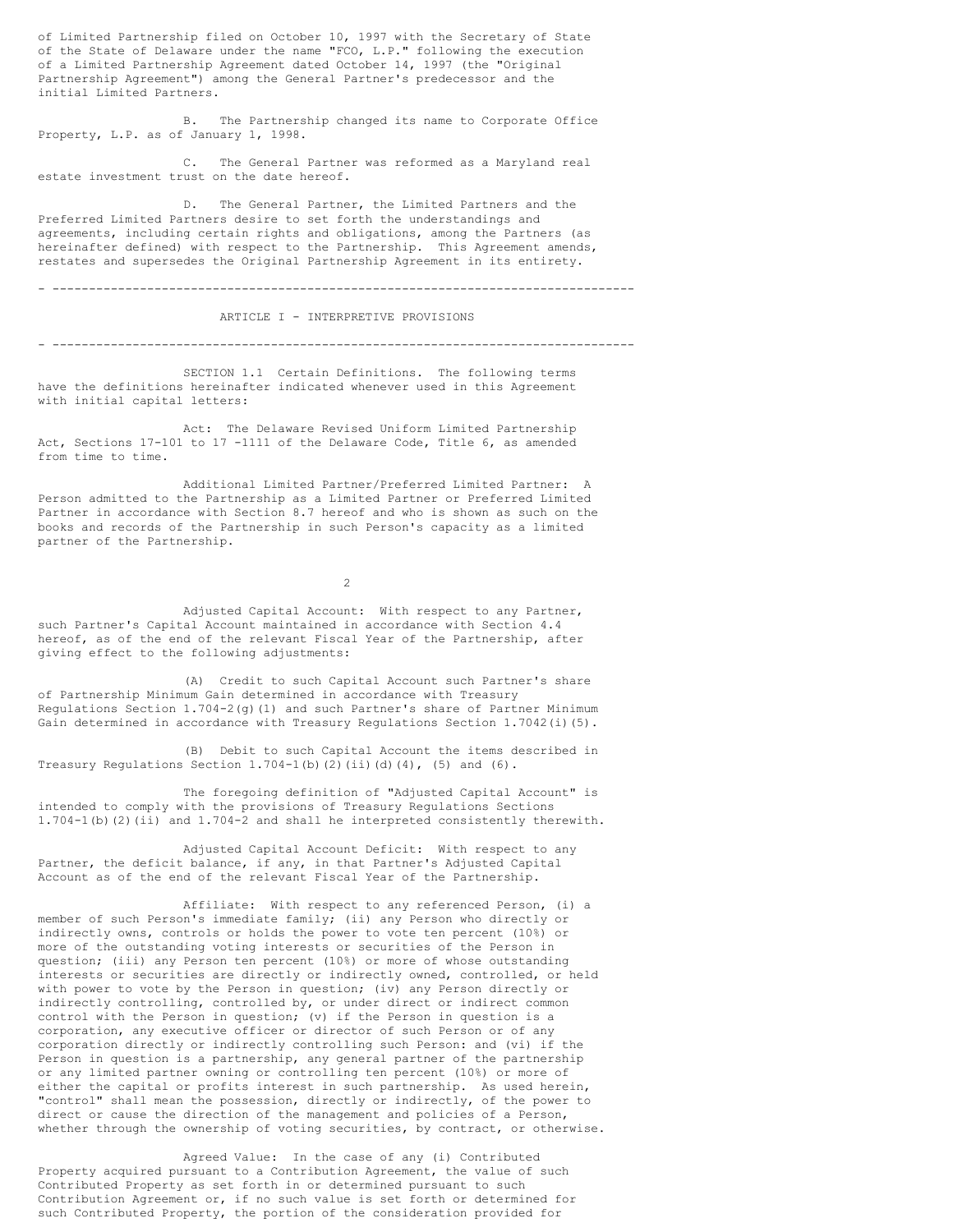of Limited Partnership filed on October 10, 1997 with the Secretary of State of the State of Delaware under the name "FCO, L.P." following the execution of a Limited Partnership Agreement dated October 14, 1997 (the "Original Partnership Agreement") among the General Partner's predecessor and the initial Limited Partners.

B. The Partnership changed its name to Corporate Office Property, L.P. as of January 1, 1998.

C. The General Partner was reformed as a Maryland real estate investment trust on the date hereof.

D. The General Partner, the Limited Partners and the Preferred Limited Partners desire to set forth the understandings and agreements, including certain rights and obligations, among the Partners (as hereinafter defined) with respect to the Partnership. This Agreement amends, restates and supersedes the Original Partnership Agreement in its entirety.

---

## ARTICLE I - INTERPRETIVE PROVISIONS

---

SECTION 1.1 Certain Definitions. The following terms have the definitions hereinafter indicated whenever used in this Agreement with initial capital letters:

Act: The Delaware Revised Uniform Limited Partnership Act, Sections 17-101 to 17 -1111 of the Delaware Code, Title 6, as amended from time to time.

Additional Limited Partner/Preferred Limited Partner: A Person admitted to the Partnership as a Limited Partner or Preferred Limited Partner in accordance with Section 8.7 hereof and who is shown as such on the books and records of the Partnership in such Person's capacity as a limited partner of the Partnership.

Adjusted Capital Account: With respect to any Partner, such Partner's Capital Account maintained in accordance with Section 4.4 hereof, as of the end of the relevant Fiscal Year of the Partnership, after giving effect to the following adjustments:

(A) Credit to such Capital Account such Partner's share of Partnership Minimum Gain determined in accordance with Treasury Regulations Section 1.704-2(g)(1) and such Partner's share of Partner Minimum Gain determined in accordance with Treasury Regulations Section 1.7042(i)(5).

(B) Debit to such Capital Account the items described in Treasury Regulations Section 1.704-1(b)(2)(ii)(d)(4), (5) and (6).

The foregoing definition of "Adjusted Capital Account" is intended to comply with the provisions of Treasury Regulations Sections 1.704-1(b)(2)(ii) and 1.704-2 and shall he interpreted consistently therewith.

Adjusted Capital Account Deficit: With respect to any Partner, the deficit balance, if any, in that Partner's Adjusted Capital Account as of the end of the relevant Fiscal Year of the Partnership.

Affiliate: With respect to any referenced Person, (i) a member of such Person's immediate family; (ii) any Person who directly or indirectly owns, controls or holds the power to vote ten percent (10%) or more of the outstanding voting interests or securities of the Person in question; (iii) any Person ten percent (10%) or more of whose outstanding interests or securities are directly or indirectly owned, controlled, or held with power to vote by the Person in question; (iv) any Person directly or indirectly controlling, controlled by, or under direct or indirect common control with the Person in question; (v) if the Person in question is a corporation, any executive officer or director of such Person or of any corporation directly or indirectly controlling such Person: and (vi) if the Person in question is a partnership, any general partner of the partnership or any limited partner owning or controlling ten percent (10%) or more of either the capital or profits interest in such partnership. As used herein, "control" shall mean the possession, directly or indirectly, of the power to direct or cause the direction of the management and policies of a Person, whether through the ownership of voting securities, by contract, or otherwise.

Agreed Value: In the case of any (i) Contributed Property acquired pursuant to a Contribution Agreement, the value of such Contributed Property as set forth in or determined pursuant to such Contribution Agreement or, if no such value is set forth or determined for such Contributed Property, the portion of the consideration provided for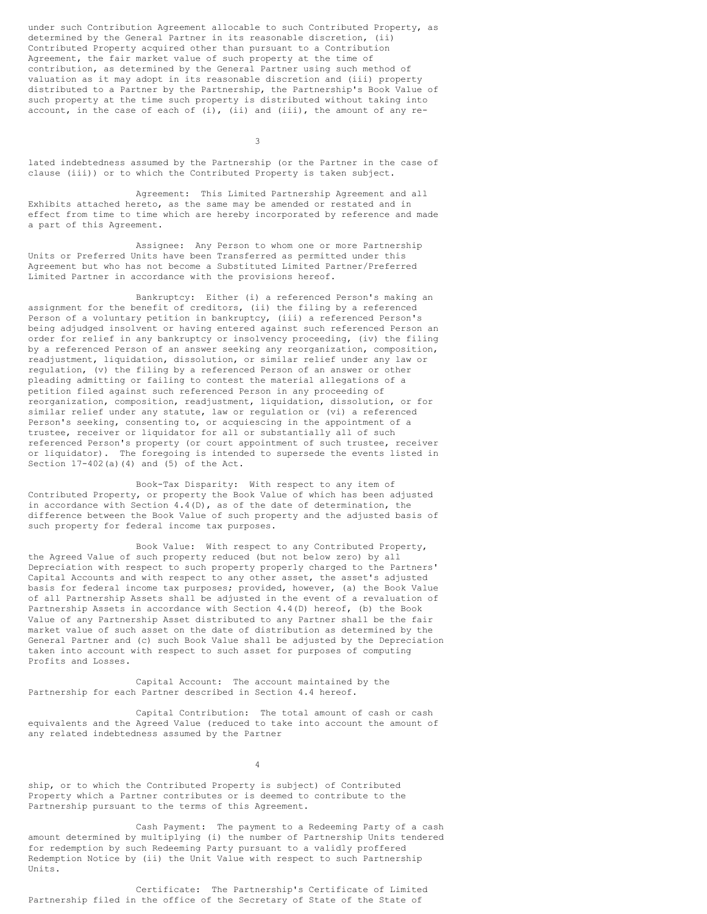under such Contribution Agreement allocable to such Contributed Property, as determined by the General Partner in its reasonable discretion, (ii) Contributed Property acquired other than pursuant to a Contribution Agreement, the fair market value of such property at the time of contribution, as determined by the General Partner using such method of valuation as it may adopt in its reasonable discretion and (iii) property distributed to a Partner by the Partnership, the Partnership's Book Value of such property at the time such property is distributed without taking into account, in the case of each of (i), (ii) and (iii), the amount of any related indebtedness assumed by the Partnership (or the Partner in the case of clause (iii)) or to which the Contributed Property is taken subject.

Agreement: This Limited Partnership Agreement and all Exhibits attached hereto, as the same may be amended or restated and in effect from time to time which are hereby incorporated by reference and made a part of this Agreement.

Assignee: Any Person to whom one or more Partnership Units or Preferred Units have been Transferred as permitted under this Agreement but who has not become a Substituted Limited Partner/Preferred Limited Partner in accordance with the provisions hereof.

Bankruptcy: Either (i) a referenced Person's making an assignment for the benefit of creditors, (ii) the filing by a referenced Person of a voluntary petition in bankruptcy, (iii) a referenced Person's being adjudged insolvent or having entered against such referenced Person an order for relief in any bankruptcy or insolvency proceeding, (iv) the filing by a referenced Person of an answer seeking any reorganization, composition, readjustment, liquidation, dissolution, or similar relief under any law or regulation, (v) the filing by a referenced Person of an answer or other pleading admitting or failing to contest the material allegations of a petition filed against such referenced Person in any proceeding of reorganization, composition, readjustment, liquidation, dissolution, or for similar relief under any statute, law or regulation or (vi) a referenced Person's seeking, consenting to, or acquiescing in the appointment of a trustee, receiver or liquidator for all or substantially all of such referenced Person's property (or court appointment of such trustee, receiver or liquidator). The foregoing is intended to supersede the events listed in Section 17-402(a)(4) and (5) of the Act.

Book-Tax Disparity: With respect to any item of Contributed Property, or property the Book Value of which has been adjusted in accordance with Section 4.4(D), as of the date of determination, the difference between the Book Value of such property and the adjusted basis of such property for federal income tax purposes.

Book Value: With respect to any Contributed Property, the Agreed Value of such property reduced (but not below zero) by all Depreciation with respect to such property properly charged to the Partners' Capital Accounts and with respect to any other asset, the asset's adjusted basis for federal income tax purposes; provided, however, (a) the Book Value of all Partnership Assets shall be adjusted in the event of a revaluation of Partnership Assets in accordance with Section 4.4(D) hereof, (b) the Book Value of any Partnership Asset distributed to any Partner shall be the fair market value of such asset on the date of distribution as determined by the General Partner and (c) such Book Value shall be adjusted by the Depreciation taken into account with respect to such asset for purposes of computing Profits and Losses.

Capital Account: The account maintained by the Partnership for each Partner described in Section 4.4 hereof.

Capital Contribution: The total amount of cash or cash equivalents and the Agreed Value (reduced to take into account the amount of any related indebtedness assumed by the Partnership, or to which the Contributed Property is subject) of Contributed Property which a Partner contributes or is deemed to contribute to the Partnership pursuant to the terms of this Agreement.

Cash Payment: The payment to a Redeeming Party of a cash amount determined by multiplying (i) the number of Partnership Units tendered for redemption by such Redeeming Party pursuant to a validly proffered Redemption Notice by (ii) the Unit Value with respect to such Partnership Units.

Certificate: The Partnership's Certificate of Limited Partnership filed in the office of the Secretary of State of the State of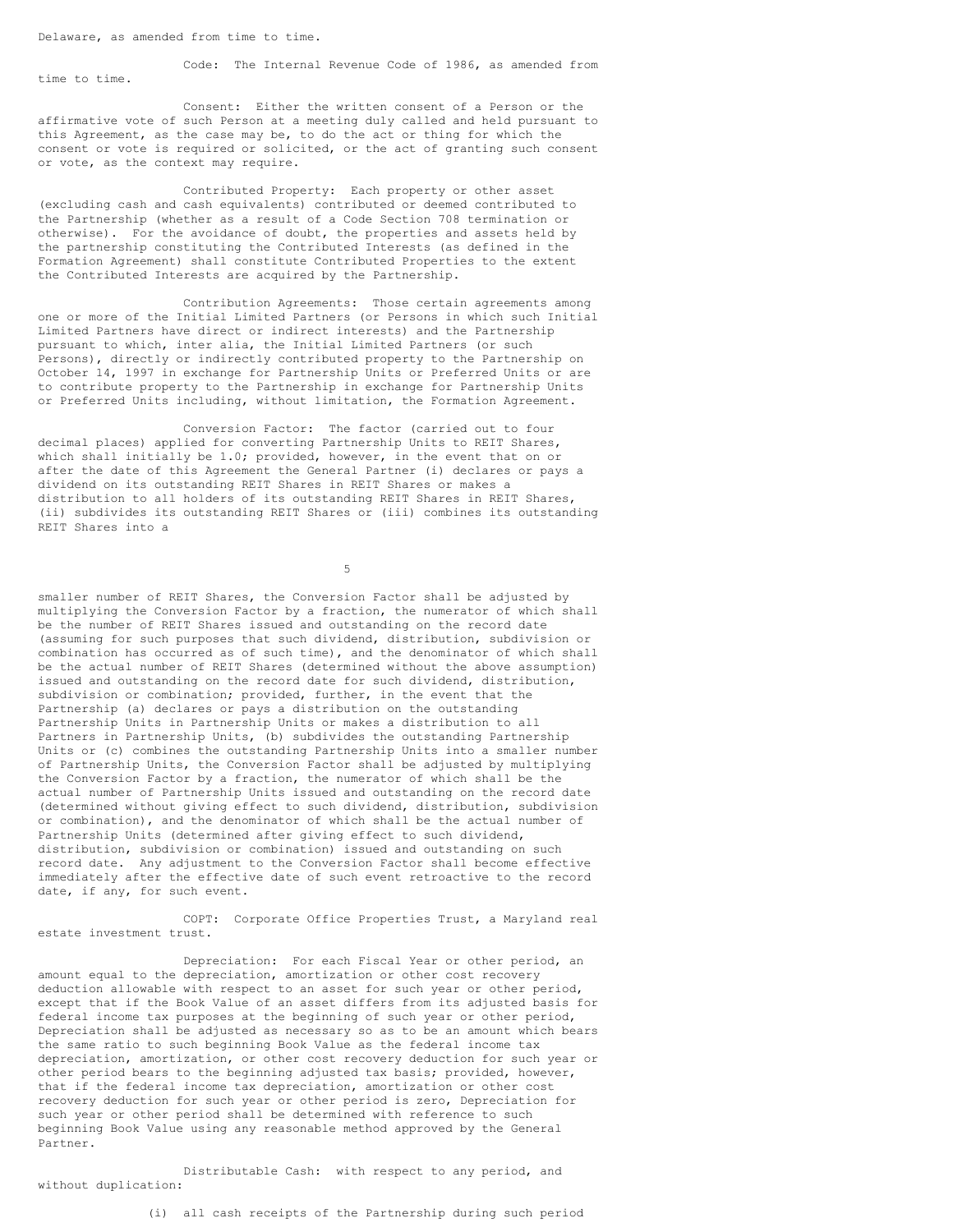Delaware, as amended from time to time.

Code: The Internal Revenue Code of 1986, as amended from time to time.

Consent: Either the written consent of a Person or the affirmative vote of such Person at a meeting duly called and held pursuant to this Agreement, as the case may be, to do the act or thing for which the consent or vote is required or solicited, or the act of granting such consent or vote, as the context may require.

Contributed Property: Each property or other asset (excluding cash and cash equivalents) contributed or deemed contributed to the Partnership (whether as a result of a Code Section 708 termination or otherwise). For the avoidance of doubt, the properties and assets held by the partnership constituting the Contributed Interests (as defined in the Formation Agreement) shall constitute Contributed Properties to the extent the Contributed Interests are acquired by the Partnership.

Contribution Agreements: Those certain agreements among one or more of the Initial Limited Partners (or Persons in which such Initial Limited Partners have direct or indirect interests) and the Partnership pursuant to which, inter alia, the Initial Limited Partners (or such Persons), directly or indirectly contributed property to the Partnership on October 14, 1997 in exchange for Partnership Units or Preferred Units or are to contribute property to the Partnership in exchange for Partnership Units or Preferred Units including, without limitation, the Formation Agreement.

Conversion Factor: The factor (carried out to four decimal places) applied for converting Partnership Units to REIT Shares, which shall initially be 1.0; provided, however, in the event that on or after the date of this Agreement the General Partner (i) declares or pays a dividend on its outstanding REIT Shares in REIT Shares or makes a distribution to all holders of its outstanding REIT Shares in REIT Shares, (ii) subdivides its outstanding REIT Shares or (iii) combines its outstanding REIT Shares into a smaller number of REIT Shares, the Conversion Factor shall be adjusted by multiplying the Conversion Factor by a fraction, the numerator of which shall be the number of REIT Shares issued and outstanding on the record date (assuming for such purposes that such dividend, distribution, subdivision or combination has occurred as of such time), and the denominator of which shall be the actual number of REIT Shares (determined without the above assumption) issued and outstanding on the record date for such dividend, distribution, subdivision or combination; provided, further, in the event that the Partnership (a) declares or pays a distribution on the outstanding Partnership Units in Partnership Units or makes a distribution to all Partners in Partnership Units, (b) subdivides the outstanding Partnership Units or (c) combines the outstanding Partnership Units into a smaller number of Partnership Units, the Conversion Factor shall be adjusted by multiplying the Conversion Factor by a fraction, the numerator of which shall be the actual number of Partnership Units issued and outstanding on the record date (determined without giving effect to such dividend, distribution, subdivision or combination), and the denominator of which shall be the actual number of Partnership Units (determined after giving effect to such dividend, distribution, subdivision or combination) issued and outstanding on such record date. Any adjustment to the Conversion Factor shall become effective immediately after the effective date of such event retroactive to the record date, if any, for such event.

COPT: Corporate Office Properties Trust, a Maryland real estate investment trust.

Depreciation: For each Fiscal Year or other period, an amount equal to the depreciation, amortization or other cost recovery deduction allowable with respect to an asset for such year or other period, except that if the Book Value of an asset differs from its adjusted basis for federal income tax purposes at the beginning of such year or other period, Depreciation shall be adjusted as necessary so as to be an amount which bears the same ratio to such beginning Book Value as the federal income tax depreciation, amortization, or other cost recovery deduction for such year or other period bears to the beginning adjusted tax basis; provided, however, that if the federal income tax depreciation, amortization or other cost recovery deduction for such year or other period is zero, Depreciation for such year or other period shall be determined with reference to such beginning Book Value using any reasonable method approved by the General Partner.

Distributable Cash: with respect to any period, and without duplication:

(i) all cash receipts of the Partnership during such period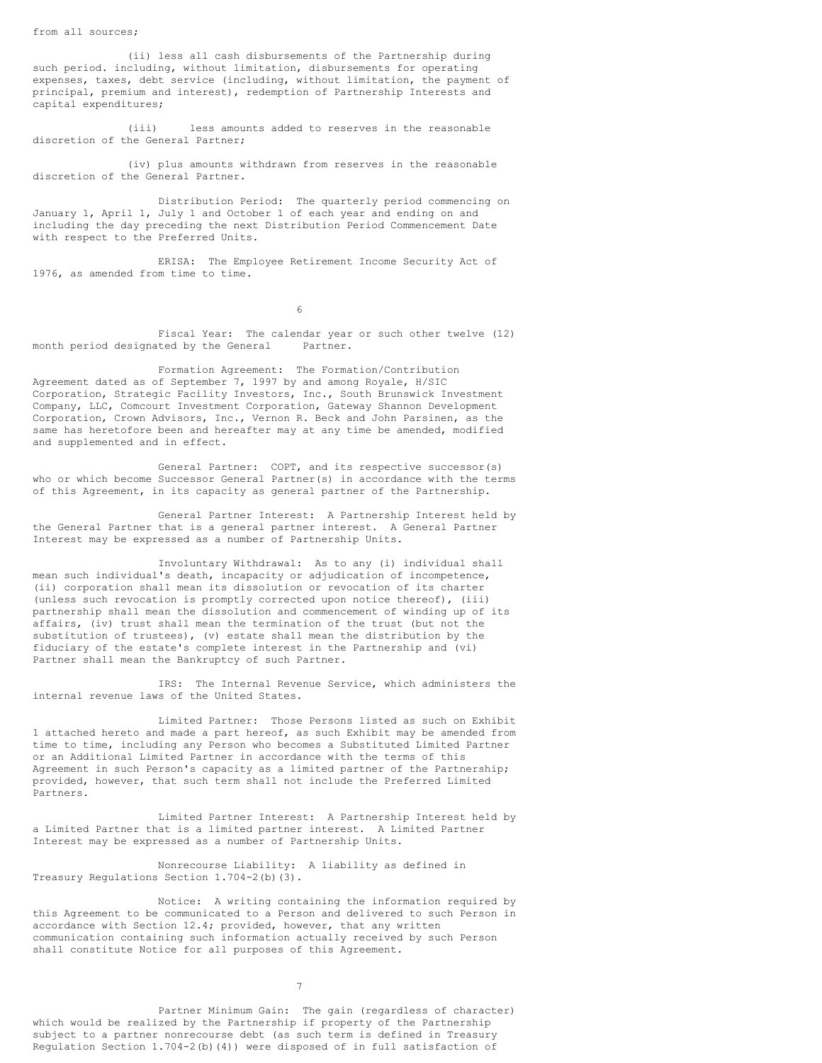from all sources;

(ii) less all cash disbursements of the Partnership during such period. including, without limitation, disbursements for operating expenses, taxes, debt service (including, without limitation, the payment of principal, premium and interest), redemption of Partnership Interests and capital expenditures;

(iii) less amounts added to reserves in the reasonable discretion of the General Partner;

(iv) plus amounts withdrawn from reserves in the reasonable discretion of the General Partner.

Distribution Period: The quarterly period commencing on January 1, April 1, July 1 and October 1 of each year and ending on and including the day preceding the next Distribution Period Commencement Date with respect to the Preferred Units.

ERISA: The Employee Retirement Income Security Act of 1976, as amended from time to time.

Fiscal Year: The calendar year or such other twelve (12) month period designated by the General Partner.

Formation Agreement: The Formation/Contribution Agreement dated as of September 7, 1997 by and among Royale, H/SIC Corporation, Strategic Facility Investors, Inc., South Brunswick Investment Company, LLC, Comcourt Investment Corporation, Gateway Shannon Development Corporation, Crown Advisors, Inc., Vernon R. Beck and John Parsinen, as the same has heretofore been and hereafter may at any time be amended, modified and supplemented and in effect.

General Partner: COPT, and its respective successor(s) who or which become Successor General Partner(s) in accordance with the terms of this Agreement, in its capacity as general partner of the Partnership.

General Partner Interest: A Partnership Interest held by the General Partner that is a general partner interest. A General Partner Interest may be expressed as a number of Partnership Units.

Involuntary Withdrawal: As to any (i) individual shall mean such individual's death, incapacity or adjudication of incompetence, (ii) corporation shall mean its dissolution or revocation of its charter (unless such revocation is promptly corrected upon notice thereof), (iii) partnership shall mean the dissolution and commencement of winding up of its affairs, (iv) trust shall mean the termination of the trust (but not the substitution of trustees), (v) estate shall mean the distribution by the fiduciary of the estate's complete interest in the Partnership and (vi) Partner shall mean the Bankruptcy of such Partner.

IRS: The Internal Revenue Service, which administers the internal revenue laws of the United States.

Limited Partner: Those Persons listed as such on Exhibit 1 attached hereto and made a part hereof, as such Exhibit may be amended from time to time, including any Person who becomes a Substituted Limited Partner or an Additional Limited Partner in accordance with the terms of this Agreement in such Person's capacity as a limited partner of the Partnership; provided, however, that such term shall not include the Preferred Limited Partners.

Limited Partner Interest: A Partnership Interest held by a Limited Partner that is a limited partner interest. A Limited Partner Interest may be expressed as a number of Partnership Units.

Nonrecourse Liability: A liability as defined in Treasury Regulations Section 1.704-2(b)(3).

Notice: A writing containing the information required by this Agreement to be communicated to a Person and delivered to such Person in accordance with Section 12.4; provided, however, that any written communication containing such information actually received by such Person shall constitute Notice for all purposes of this Agreement.

Partner Minimum Gain: The gain (regardless of character) which would be realized by the Partnership if property of the Partnership subject to a partner nonrecourse debt (as such term is defined in Treasury Regulation Section 1.704-2(b)(4)) were disposed of in full satisfaction of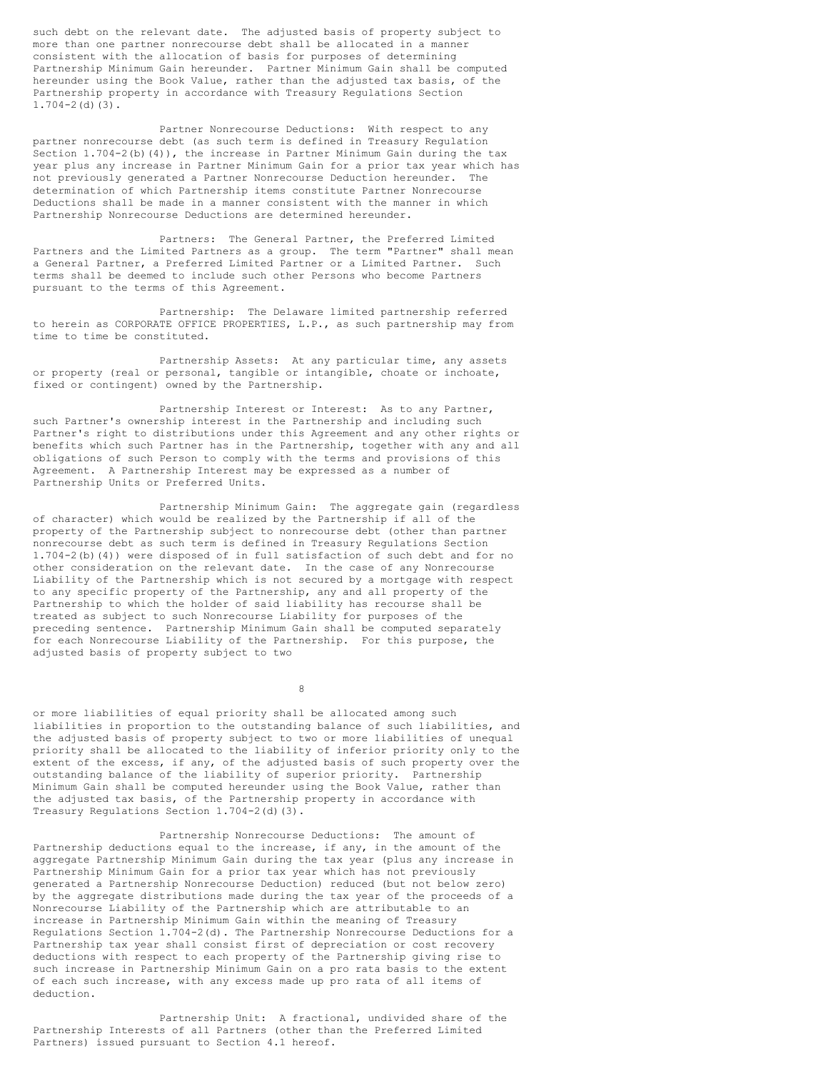such debt on the relevant date. The adjusted basis of property subject to more than one partner nonrecourse debt shall be allocated in a manner consistent with the allocation of basis for purposes of determining Partnership Minimum Gain hereunder. Partner Minimum Gain shall be computed hereunder using the Book Value, rather than the adjusted tax basis, of the Partnership property in accordance with Treasury Regulations Section 1.704-2(d)(3).

Partner Nonrecourse Deductions: With respect to any partner nonrecourse debt (as such term is defined in Treasury Regulation Section 1.704-2(b)(4)), the increase in Partner Minimum Gain during the tax year plus any increase in Partner Minimum Gain for a prior tax year which has not previously generated a Partner Nonrecourse Deduction hereunder. The determination of which Partnership items constitute Partner Nonrecourse Deductions shall be made in a manner consistent with the manner in which Partnership Nonrecourse Deductions are determined hereunder.

Partners: The General Partner, the Preferred Limited Partners and the Limited Partners as a group. The term "Partner" shall mean a General Partner, a Preferred Limited Partner or a Limited Partner. Such terms shall be deemed to include such other Persons who become Partners pursuant to the terms of this Agreement.

Partnership: The Delaware limited partnership referred to herein as CORPORATE OFFICE PROPERTIES, L.P., as such partnership may from time to time be constituted.

Partnership Assets: At any particular time, any assets or property (real or personal, tangible or intangible, choate or inchoate, fixed or contingent) owned by the Partnership.

Partnership Interest or Interest: As to any Partner, such Partner's ownership interest in the Partnership and including such Partner's right to distributions under this Agreement and any other rights or benefits which such Partner has in the Partnership, together with any and all obligations of such Person to comply with the terms and provisions of this Agreement. A Partnership Interest may be expressed as a number of Partnership Units or Preferred Units.

Partnership Minimum Gain: The aggregate gain (regardless of character) which would be realized by the Partnership if all of the property of the Partnership subject to nonrecourse debt (other than partner nonrecourse debt as such term is defined in Treasury Regulations Section 1.704-2(b)(4)) were disposed of in full satisfaction of such debt and for no other consideration on the relevant date. In the case of any Nonrecourse Liability of the Partnership which is not secured by a mortgage with respect to any specific property of the Partnership, any and all property of the Partnership to which the holder of said liability has recourse shall be treated as subject to such Nonrecourse Liability for purposes of the preceding sentence. Partnership Minimum Gain shall be computed separately for each Nonrecourse Liability of the Partnership. For this purpose, the adjusted basis of property subject to two or more liabilities of equal priority shall be allocated among such liabilities in proportion to the outstanding balance of such liabilities, and the adjusted basis of property subject to two or more liabilities of unequal priority shall be allocated to the liability of inferior priority only to the extent of the excess, if any, of the adjusted basis of such property over the outstanding balance of the liability of superior priority. Partnership Minimum Gain shall be computed hereunder using the Book Value, rather than the adjusted tax basis, of the Partnership property in accordance with Treasury Regulations Section 1.704-2(d)(3).

Partnership Nonrecourse Deductions: The amount of Partnership deductions equal to the increase, if any, in the amount of the aggregate Partnership Minimum Gain during the tax year (plus any increase in Partnership Minimum Gain for a prior tax year which has not previously generated a Partnership Nonrecourse Deduction) reduced (but not below zero) by the aggregate distributions made during the tax year of the proceeds of a Nonrecourse Liability of the Partnership which are attributable to an increase in Partnership Minimum Gain within the meaning of Treasury Regulations Section 1.704-2(d). The Partnership Nonrecourse Deductions for a Partnership tax year shall consist first of depreciation or cost recovery deductions with respect to each property of the Partnership giving rise to such increase in Partnership Minimum Gain on a pro rata basis to the extent of each such increase, with any excess made up pro rata of all items of deduction.

Partnership Unit: A fractional, undivided share of the Partnership Interests of all Partners (other than the Preferred Limited Partners) issued pursuant to Section 4.1 hereof.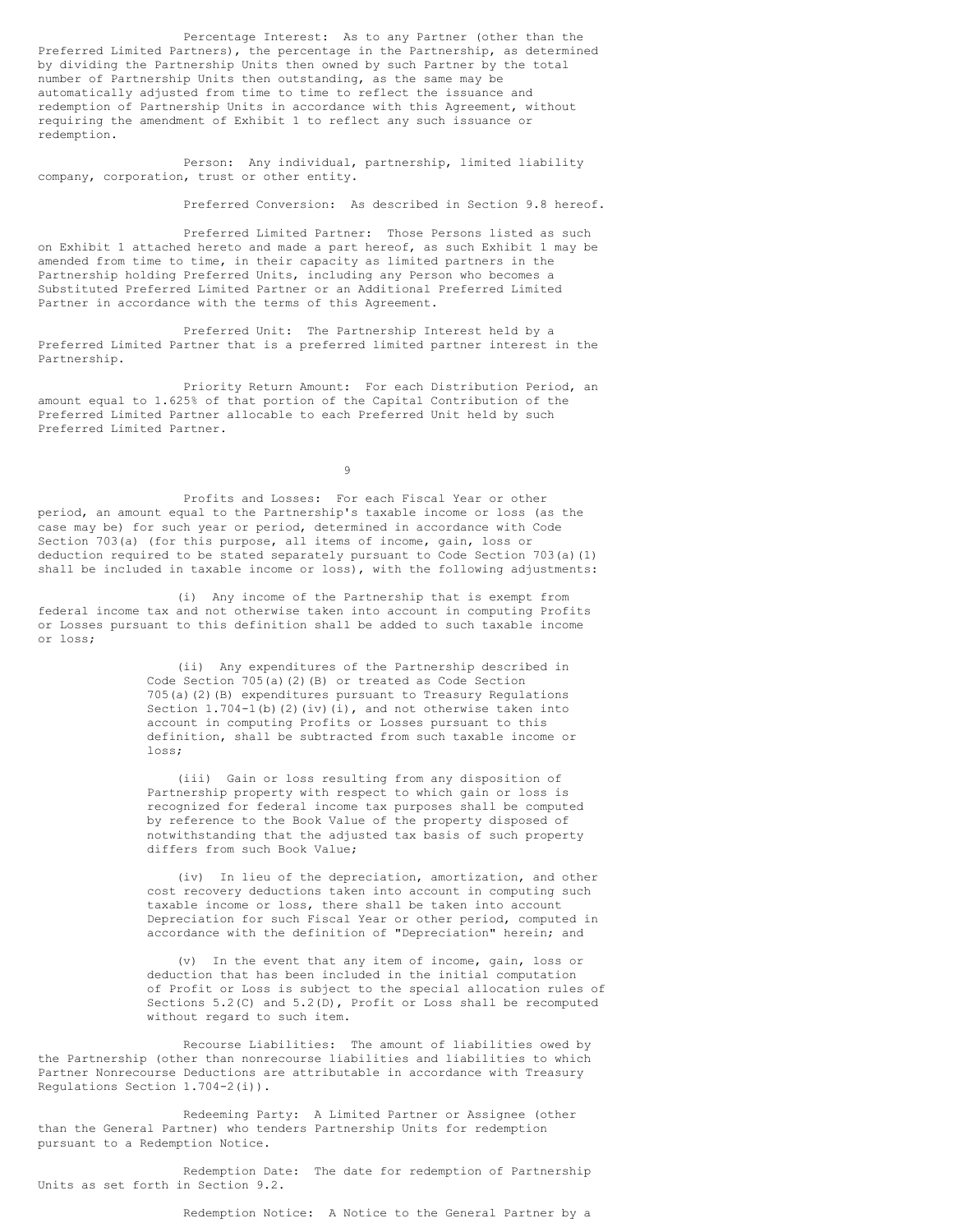Percentage Interest: As to any Partner (other than the Preferred Limited Partners), the percentage in the Partnership, as determined by dividing the Partnership Units then owned by such Partner by the total number of Partnership Units then outstanding, as the same may be automatically adjusted from time to time to reflect the issuance and redemption of Partnership Units in accordance with this Agreement, without requiring the amendment of Exhibit 1 to reflect any such issuance or redemption.

Person: Any individual, partnership, limited liability company, corporation, trust or other entity.

Preferred Conversion: As described in Section 9.8 hereof.

Preferred Limited Partner: Those Persons listed as such on Exhibit 1 attached hereto and made a part hereof, as such Exhibit 1 may be amended from time to time, in their capacity as limited partners in the Partnership holding Preferred Units, including any Person who becomes a Substituted Preferred Limited Partner or an Additional Preferred Limited Partner in accordance with the terms of this Agreement.

Preferred Unit: The Partnership Interest held by a Preferred Limited Partner that is a preferred limited partner interest in the Partnership.

Priority Return Amount: For each Distribution Period, an amount equal to 1.625% of that portion of the Capital Contribution of the Preferred Limited Partner allocable to each Preferred Unit held by such Preferred Limited Partner.

Profits and Losses: For each Fiscal Year or other period, an amount equal to the Partnership's taxable income or loss (as the case may be) for such year or period, determined in accordance with Code Section 703(a) (for this purpose, all items of income, gain, loss or deduction required to be stated separately pursuant to Code Section 703(a)(1) shall be included in taxable income or loss), with the following adjustments:

(i) Any income of the Partnership that is exempt from federal income tax and not otherwise taken into account in computing Profits or Losses pursuant to this definition shall be added to such taxable income or loss;

(ii) Any expenditures of the Partnership described in Code Section 705(a)(2)(B) or treated as Code Section 705(a)(2)(B) expenditures pursuant to Treasury Regulations Section 1.704-1(b)(2)(iv)(i), and not otherwise taken into account in computing Profits or Losses pursuant to this definition, shall be subtracted from such taxable income or loss;

(iii) Gain or loss resulting from any disposition of Partnership property with respect to which gain or loss is recognized for federal income tax purposes shall be computed by reference to the Book Value of the property disposed of notwithstanding that the adjusted tax basis of such property differs from such Book Value;

(iv) In lieu of the depreciation, amortization, and other cost recovery deductions taken into account in computing such taxable income or loss, there shall be taken into account Depreciation for such Fiscal Year or other period, computed in accordance with the definition of "Depreciation" herein; and

(v) In the event that any item of income, gain, loss or deduction that has been included in the initial computation of Profit or Loss is subject to the special allocation rules of Sections 5.2(C) and 5.2(D), Profit or Loss shall be recomputed without regard to such item.

Recourse Liabilities: The amount of liabilities owed by the Partnership (other than nonrecourse liabilities and liabilities to which Partner Nonrecourse Deductions are attributable in accordance with Treasury Regulations Section 1.704-2(i)).

Redeeming Party: A Limited Partner or Assignee (other than the General Partner) who tenders Partnership Units for redemption pursuant to a Redemption Notice.

Redemption Date: The date for redemption of Partnership Units as set forth in Section 9.2.

Redemption Notice: A Notice to the General Partner by a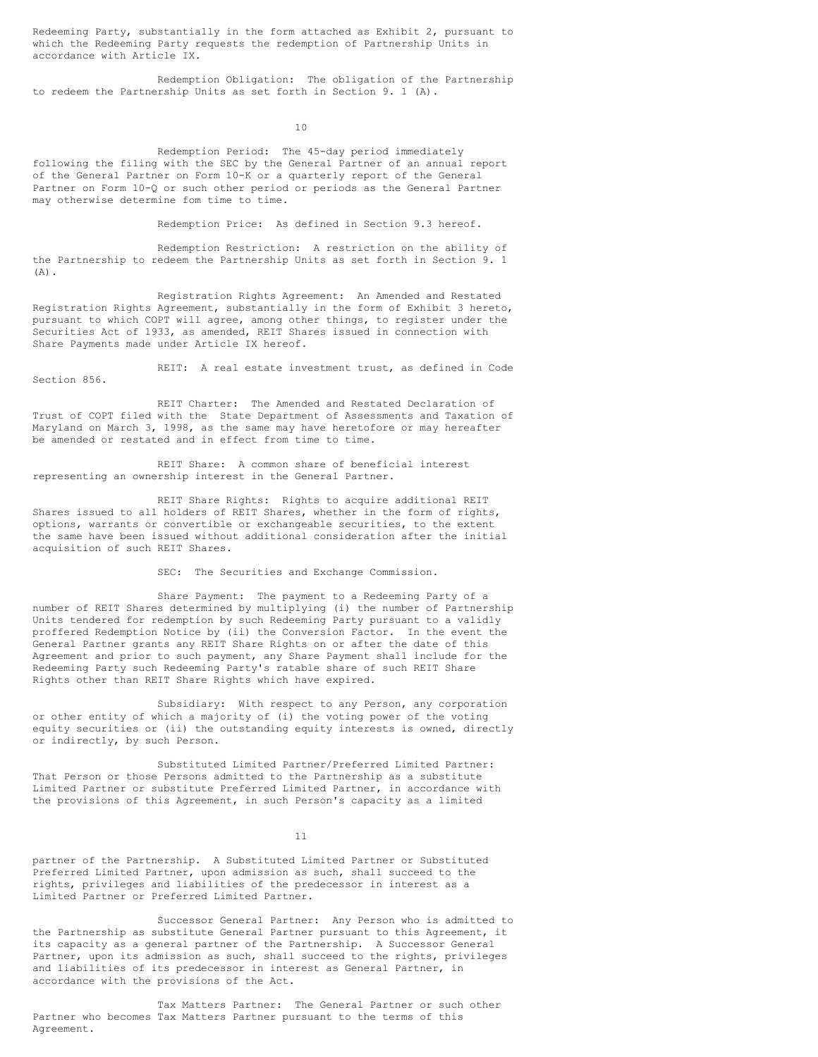Redeeming Party, substantially in the form attached as Exhibit 2, pursuant to which the Redeeming Party requests the redemption of Partnership Units in accordance with Article IX.

Redemption Obligation: The obligation of the Partnership to redeem the Partnership Units as set forth in Section 9. 1 (A).

Redemption Period: The 45-day period immediately following the filing with the SEC by the General Partner of an annual report of the General Partner on Form 10-K or a quarterly report of the General Partner on Form 10-Q or such other period or periods as the General Partner may otherwise determine fom time to time.

Redemption Price: As defined in Section 9.3 hereof.

Redemption Restriction: A restriction on the ability of the Partnership to redeem the Partnership Units as set forth in Section 9. 1 (A).

Registration Rights Agreement: An Amended and Restated Registration Rights Agreement, substantially in the form of Exhibit 3 hereto, pursuant to which COPT will agree, among other things, to register under the Securities Act of 1933, as amended, REIT Shares issued in connection with Share Payments made under Article IX hereof.

REIT: A real estate investment trust, as defined in Code Section 856.

REIT Charter: The Amended and Restated Declaration of Trust of COPT filed with the State Department of Assessments and Taxation of Maryland on March 3, 1998, as the same may have heretofore or may hereafter be amended or restated and in effect from time to time.

REIT Share: A common share of beneficial interest representing an ownership interest in the General Partner.

REIT Share Rights: Rights to acquire additional REIT Shares issued to all holders of REIT Shares, whether in the form of rights, options, warrants or convertible or exchangeable securities, to the extent the same have been issued without additional consideration after the initial acquisition of such REIT Shares.

SEC: The Securities and Exchange Commission.

Share Payment: The payment to a Redeeming Party of a number of REIT Shares determined by multiplying (i) the number of Partnership Units tendered for redemption by such Redeeming Party pursuant to a validly proffered Redemption Notice by (ii) the Conversion Factor. In the event the General Partner grants any REIT Share Rights on or after the date of this Agreement and prior to such payment, any Share Payment shall include for the Redeeming Party such Redeeming Party's ratable share of such REIT Share Rights other than REIT Share Rights which have expired.

Subsidiary: With respect to any Person, any corporation or other entity of which a majority of (i) the voting power of the voting equity securities or (ii) the outstanding equity interests is owned, directly or indirectly, by such Person.

Substituted Limited Partner/Preferred Limited Partner: That Person or those Persons admitted to the Partnership as a substitute Limited Partner or substitute Preferred Limited Partner, in accordance with the provisions of this Agreement, in such Person's capacity as a limited partner of the Partnership. A Substituted Limited Partner or Substituted Preferred Limited Partner, upon admission as such, shall succeed to the rights, privileges and liabilities of the predecessor in interest as a Limited Partner or Preferred Limited Partner.

Successor General Partner: Any Person who is admitted to the Partnership as substitute General Partner pursuant to this Agreement, it its capacity as a general partner of the Partnership. A Successor General Partner, upon its admission as such, shall succeed to the rights, privileges and liabilities of its predecessor in interest as General Partner, in accordance with the provisions of the Act.

Tax Matters Partner: The General Partner or such other Partner who becomes Tax Matters Partner pursuant to the terms of this Agreement.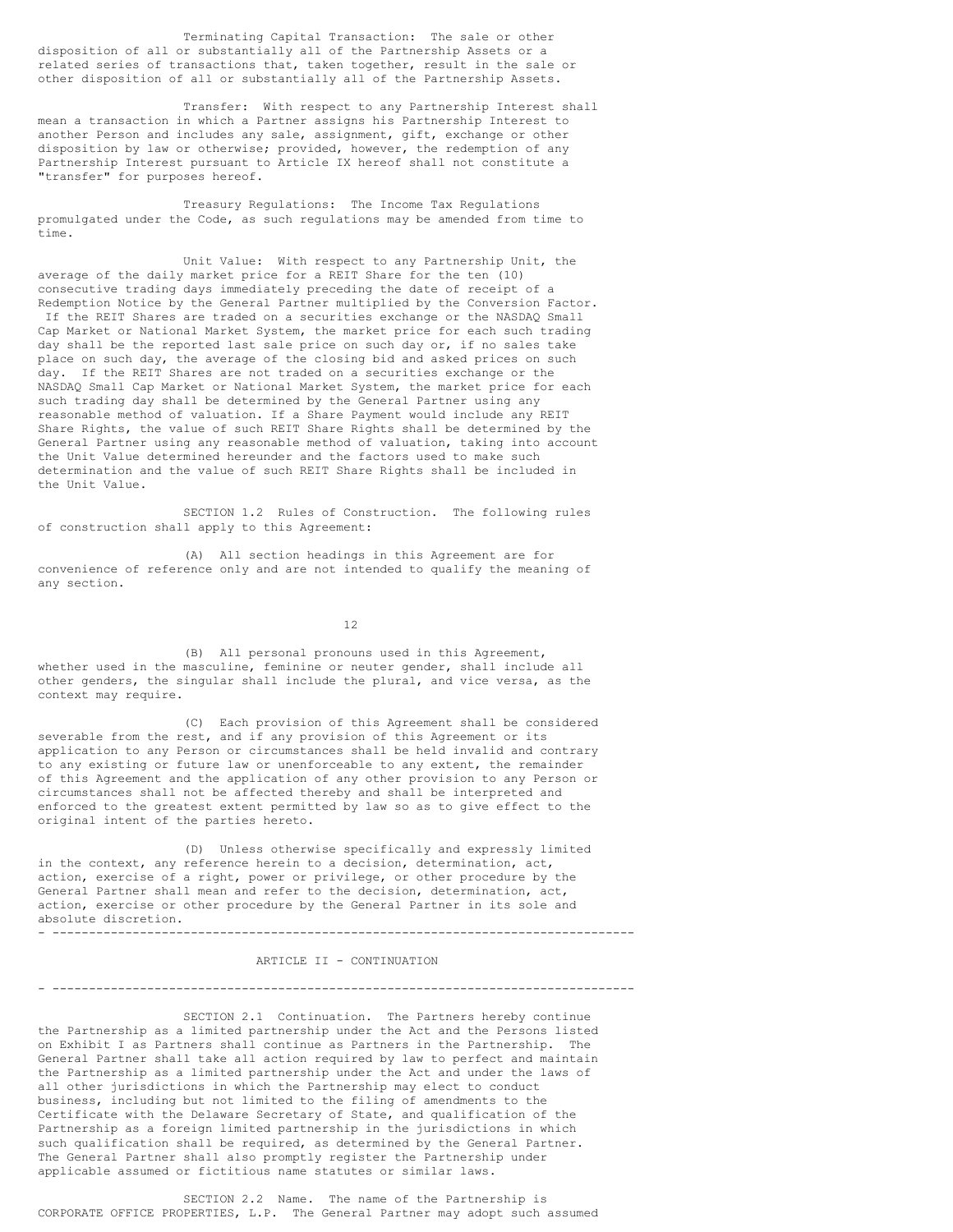Terminating Capital Transaction: The sale or other disposition of all or substantially all of the Partnership Assets or a related series of transactions that, taken together, result in the sale or other disposition of all or substantially all of the Partnership Assets.

Transfer: With respect to any Partnership Interest shall mean a transaction in which a Partner assigns his Partnership Interest to another Person and includes any sale, assignment, gift, exchange or other disposition by law or otherwise; provided, however, the redemption of any Partnership Interest pursuant to Article IX hereof shall not constitute a "transfer" for purposes hereof.

Treasury Regulations: The Income Tax Regulations promulgated under the Code, as such regulations may be amended from time to time.

Unit Value: With respect to any Partnership Unit, the average of the daily market price for a REIT Share for the ten (10) consecutive trading days immediately preceding the date of receipt of a Redemption Notice by the General Partner multiplied by the Conversion Factor. If the REIT Shares are traded on a securities exchange or the NASDAQ Small Cap Market or National Market System, the market price for each such trading day shall be the reported last sale price on such day or, if no sales take place on such day, the average of the closing bid and asked prices on such day. If the REIT Shares are not traded on a securities exchange or the NASDAQ Small Cap Market or National Market System, the market price for each such trading day shall be determined by the General Partner using any reasonable method of valuation. If a Share Payment would include any REIT Share Rights, the value of such REIT Share Rights shall be determined by the General Partner using any reasonable method of valuation, taking into account the Unit Value determined hereunder and the factors used to make such determination and the value of such REIT Share Rights shall be included in the Unit Value.

SECTION 1.2 Rules of Construction. The following rules of construction shall apply to this Agreement:

(A) All section headings in this Agreement are for convenience of reference only and are not intended to qualify the meaning of any section.

(B) All personal pronouns used in this Agreement, whether used in the masculine, feminine or neuter gender, shall include all other genders, the singular shall include the plural, and vice versa, as the context may require.

(C) Each provision of this Agreement shall be considered severable from the rest, and if any provision of this Agreement or its application to any Person or circumstances shall be held invalid and contrary to any existing or future law or unenforceable to any extent, the remainder of this Agreement and the application of any other provision to any Person or circumstances shall not be affected thereby and shall be interpreted and enforced to the greatest extent permitted by law so as to give effect to the original intent of the parties hereto.

(D) Unless otherwise specifically and expressly limited in the context, any reference herein to a decision, determination, act, action, exercise of a right, power or privilege, or other procedure by the General Partner shall mean and refer to the decision, determination, act, action, exercise or other procedure by the General Partner in its sole and absolute discretion.

---

## ARTICLE II - CONTINUATION

---

SECTION 2.1 Continuation. The Partners hereby continue the Partnership as a limited partnership under the Act and the Persons listed on Exhibit I as Partners shall continue as Partners in the Partnership. The General Partner shall take all action required by law to perfect and maintain the Partnership as a limited partnership under the Act and under the laws of all other jurisdictions in which the Partnership may elect to conduct business, including but not limited to the filing of amendments to the Certificate with the Delaware Secretary of State, and qualification of the Partnership as a foreign limited partnership in the jurisdictions in which such qualification shall be required, as determined by the General Partner. The General Partner shall also promptly register the Partnership under applicable assumed or fictitious name statutes or similar laws.

SECTION 2.2 Name. The name of the Partnership is CORPORATE OFFICE PROPERTIES, L.P. The General Partner may adopt such assumed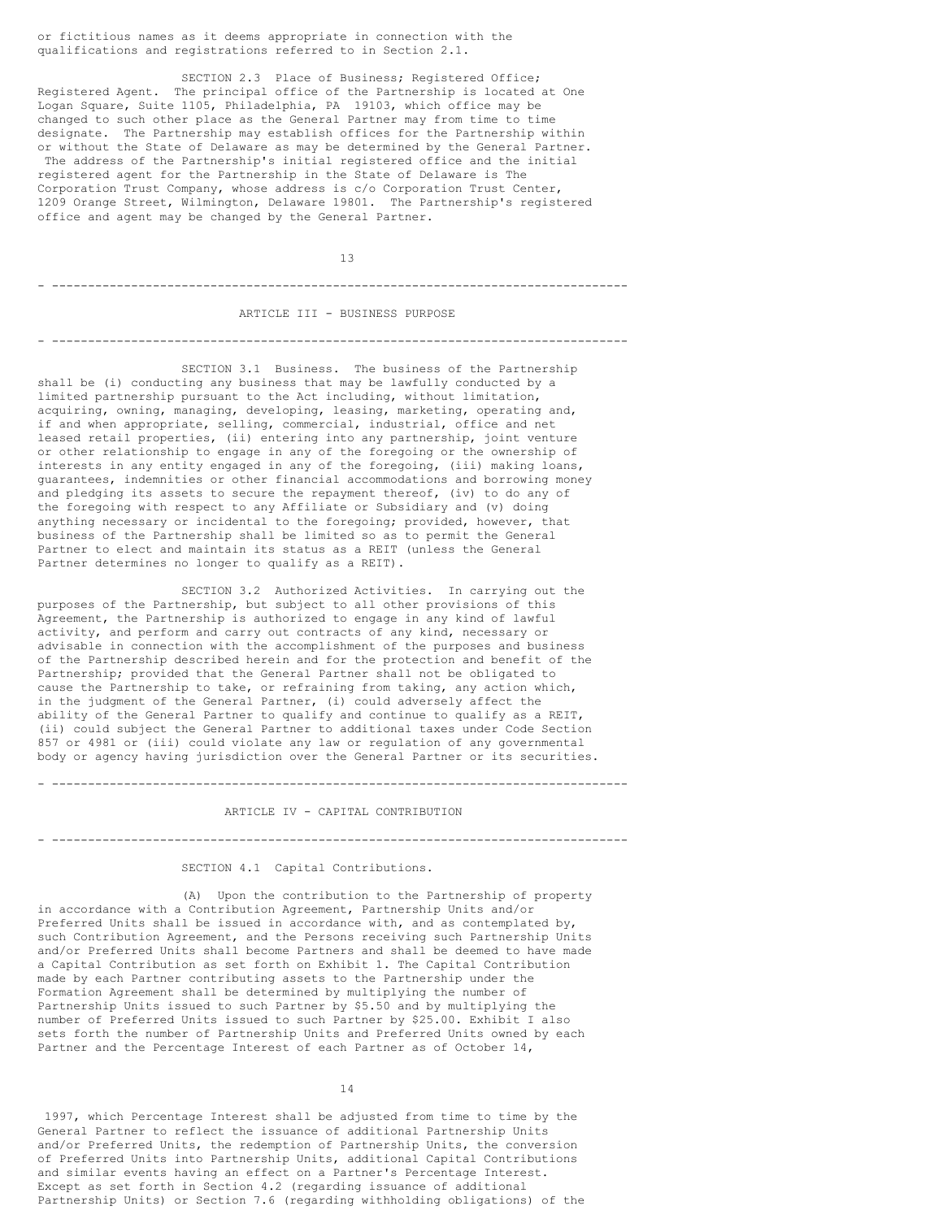or fictitious names as it deems appropriate in connection with the qualifications and registrations referred to in Section 2.1.

SECTION 2.3 Place of Business; Registered Office; Registered Agent. The principal office of the Partnership is located at One Logan Square, Suite 1105, Philadelphia, PA 19103, which office may be changed to such other place as the General Partner may from time to time designate. The Partnership may establish offices for the Partnership within or without the State of Delaware as may be determined by the General Partner. The address of the Partnership's initial registered office and the initial registered agent for the Partnership in the State of Delaware is The Corporation Trust Company, whose address is c/o Corporation Trust Center, 1209 Orange Street, Wilmington, Delaware 19801. The Partnership's registered office and agent may be changed by the General Partner.

---

## ARTICLE III - BUSINESS PURPOSE

---

SECTION 3.1 Business. The business of the Partnership shall be (i) conducting any business that may be lawfully conducted by a limited partnership pursuant to the Act including, without limitation, acquiring, owning, managing, developing, leasing, marketing, operating and, if and when appropriate, selling, commercial, industrial, office and net leased retail properties, (ii) entering into any partnership, joint venture or other relationship to engage in any of the foregoing or the ownership of interests in any entity engaged in any of the foregoing, (iii) making loans, guarantees, indemnities or other financial accommodations and borrowing money and pledging its assets to secure the repayment thereof, (iv) to do any of the foregoing with respect to any Affiliate or Subsidiary and (v) doing anything necessary or incidental to the foregoing; provided, however, that business of the Partnership shall be limited so as to permit the General Partner to elect and maintain its status as a REIT (unless the General Partner determines no longer to qualify as a REIT).

SECTION 3.2 Authorized Activities. In carrying out the purposes of the Partnership, but subject to all other provisions of this Agreement, the Partnership is authorized to engage in any kind of lawful activity, and perform and carry out contracts of any kind, necessary or advisable in connection with the accomplishment of the purposes and business of the Partnership described herein and for the protection and benefit of the Partnership; provided that the General Partner shall not be obligated to cause the Partnership to take, or refraining from taking, any action which, in the judgment of the General Partner, (i) could adversely affect the ability of the General Partner to qualify and continue to qualify as a REIT, (ii) could subject the General Partner to additional taxes under Code Section 857 or 4981 or (iii) could violate any law or regulation of any governmental body or agency having jurisdiction over the General Partner or its securities.

---

## ARTICLE IV - CAPITAL CONTRIBUTION

---

SECTION 4.1 Capital Contributions.

(A) Upon the contribution to the Partnership of property in accordance with a Contribution Agreement, Partnership Units and/or Preferred Units shall be issued in accordance with, and as contemplated by, such Contribution Agreement, and the Persons receiving such Partnership Units and/or Preferred Units shall become Partners and shall be deemed to have made a Capital Contribution as set forth on Exhibit 1. The Capital Contribution made by each Partner contributing assets to the Partnership under the Formation Agreement shall be determined by multiplying the number of Partnership Units issued to such Partner by $5.50 and by multiplying the number of Preferred Units issued to such Partner by $25.00. Exhibit I also sets forth the number of Partnership Units and Preferred Units owned by each Partner and the Percentage Interest of each Partner as of October 14, 1997, which Percentage Interest shall be adjusted from time to time by the General Partner to reflect the issuance of additional Partnership Units and/or Preferred Units, the redemption of Partnership Units, the conversion of Preferred Units into Partnership Units, additional Capital Contributions and similar events having an effect on a Partner's Percentage Interest. Except as set forth in Section 4.2 (regarding issuance of additional Partnership Units) or Section 7.6 (regarding withholding obligations) of the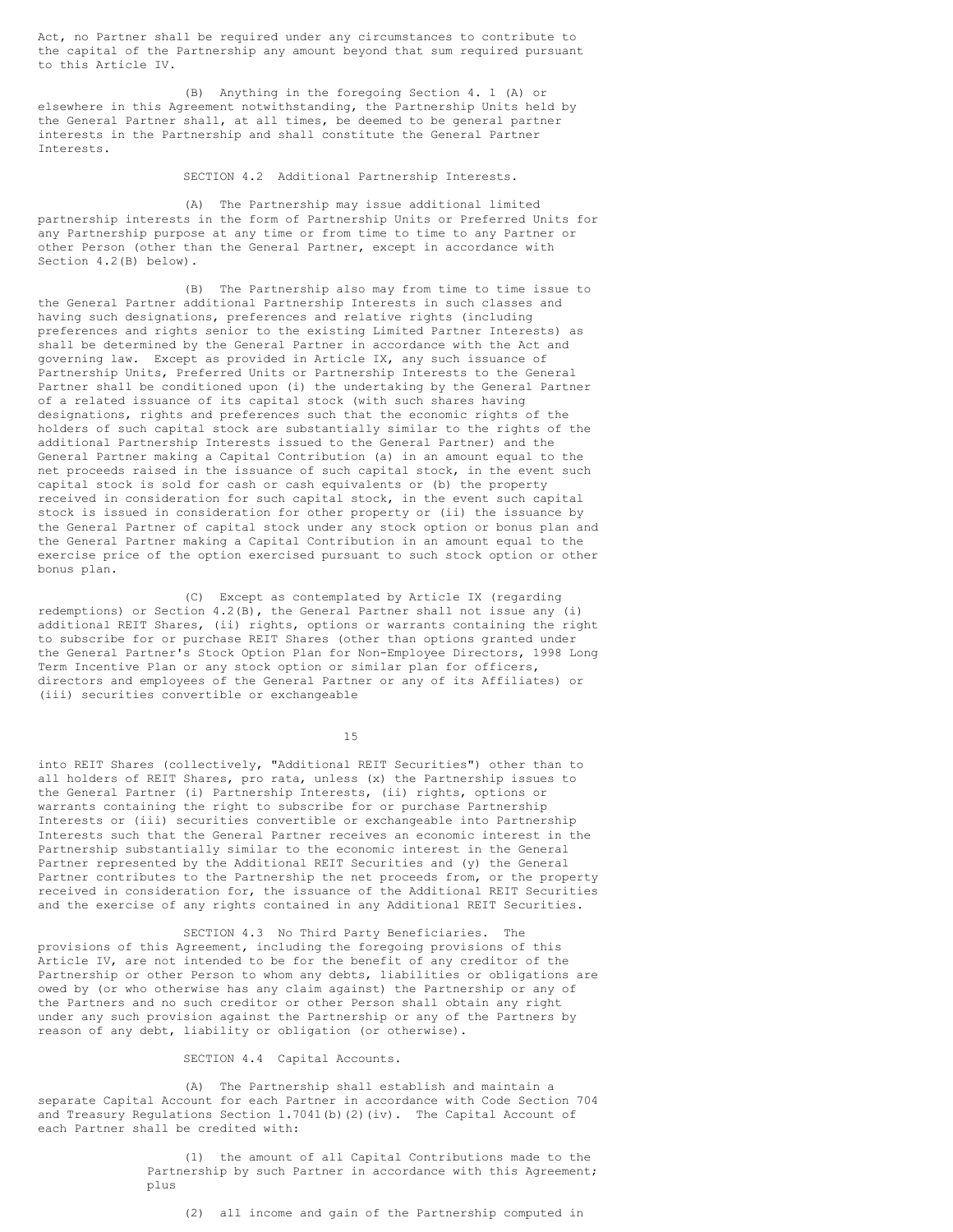Act, no Partner shall be required under any circumstances to contribute to the capital of the Partnership any amount beyond that sum required pursuant to this Article IV.

(B) Anything in the foregoing Section 4. 1 (A) or elsewhere in this Agreement notwithstanding, the Partnership Units held by the General Partner shall, at all times, be deemed to be general partner interests in the Partnership and shall constitute the General Partner Interests.

SECTION 4.2 Additional Partnership Interests.

(A) The Partnership may issue additional limited partnership interests in the form of Partnership Units or Preferred Units for any Partnership purpose at any time or from time to time to any Partner or other Person (other than the General Partner, except in accordance with Section 4.2(B) below).

(B) The Partnership also may from time to time issue to the General Partner additional Partnership Interests in such classes and having such designations, preferences and relative rights (including preferences and rights senior to the existing Limited Partner Interests) as shall be determined by the General Partner in accordance with the Act and governing law. Except as provided in Article IX, any such issuance of Partnership Units, Preferred Units or Partnership Interests to the General Partner shall be conditioned upon (i) the undertaking by the General Partner of a related issuance of its capital stock (with such shares having designations, rights and preferences such that the economic rights of the holders of such capital stock are substantially similar to the rights of the additional Partnership Interests issued to the General Partner) and the General Partner making a Capital Contribution (a) in an amount equal to the net proceeds raised in the issuance of such capital stock, in the event such capital stock is sold for cash or cash equivalents or (b) the property received in consideration for such capital stock, in the event such capital stock is issued in consideration for other property or (ii) the issuance by the General Partner of capital stock under any stock option or bonus plan and the General Partner making a Capital Contribution in an amount equal to the exercise price of the option exercised pursuant to such stock option or other bonus plan.

(C) Except as contemplated by Article IX (regarding redemptions) or Section 4.2(B), the General Partner shall not issue any (i) additional REIT Shares, (ii) rights, options or warrants containing the right to subscribe for or purchase REIT Shares (other than options granted under the General Partner's Stock Option Plan for Non-Employee Directors, 1998 Long Term Incentive Plan or any stock option or similar plan for officers, directors and employees of the General Partner or any of its Affiliates) or (iii) securities convertible or exchangeable into REIT Shares (collectively, "Additional REIT Securities") other than to all holders of REIT Shares, pro rata, unless (x) the Partnership issues to the General Partner (i) Partnership Interests, (ii) rights, options or warrants containing the right to subscribe for or purchase Partnership Interests or (iii) securities convertible or exchangeable into Partnership Interests such that the General Partner receives an economic interest in the Partnership substantially similar to the economic interest in the General Partner represented by the Additional REIT Securities and (y) the General Partner contributes to the Partnership the net proceeds from, or the property received in consideration for, the issuance of the Additional REIT Securities and the exercise of any rights contained in any Additional REIT Securities.

SECTION 4.3 No Third Party Beneficiaries. The provisions of this Agreement, including the foregoing provisions of this Article IV, are not intended to be for the benefit of any creditor of the Partnership or other Person to whom any debts, liabilities or obligations are owed by (or who otherwise has any claim against) the Partnership or any of the Partners and no such creditor or other Person shall obtain any right under any such provision against the Partnership or any of the Partners by reason of any debt, liability or obligation (or otherwise).

SECTION 4.4 Capital Accounts.

(A) The Partnership shall establish and maintain a separate Capital Account for each Partner in accordance with Code Section 704 and Treasury Regulations Section 1.7041(b)(2)(iv). The Capital Account of each Partner shall be credited with:

(1) the amount of all Capital Contributions made to the Partnership by such Partner in accordance with this Agreement; plus

(2) all income and gain of the Partnership computed in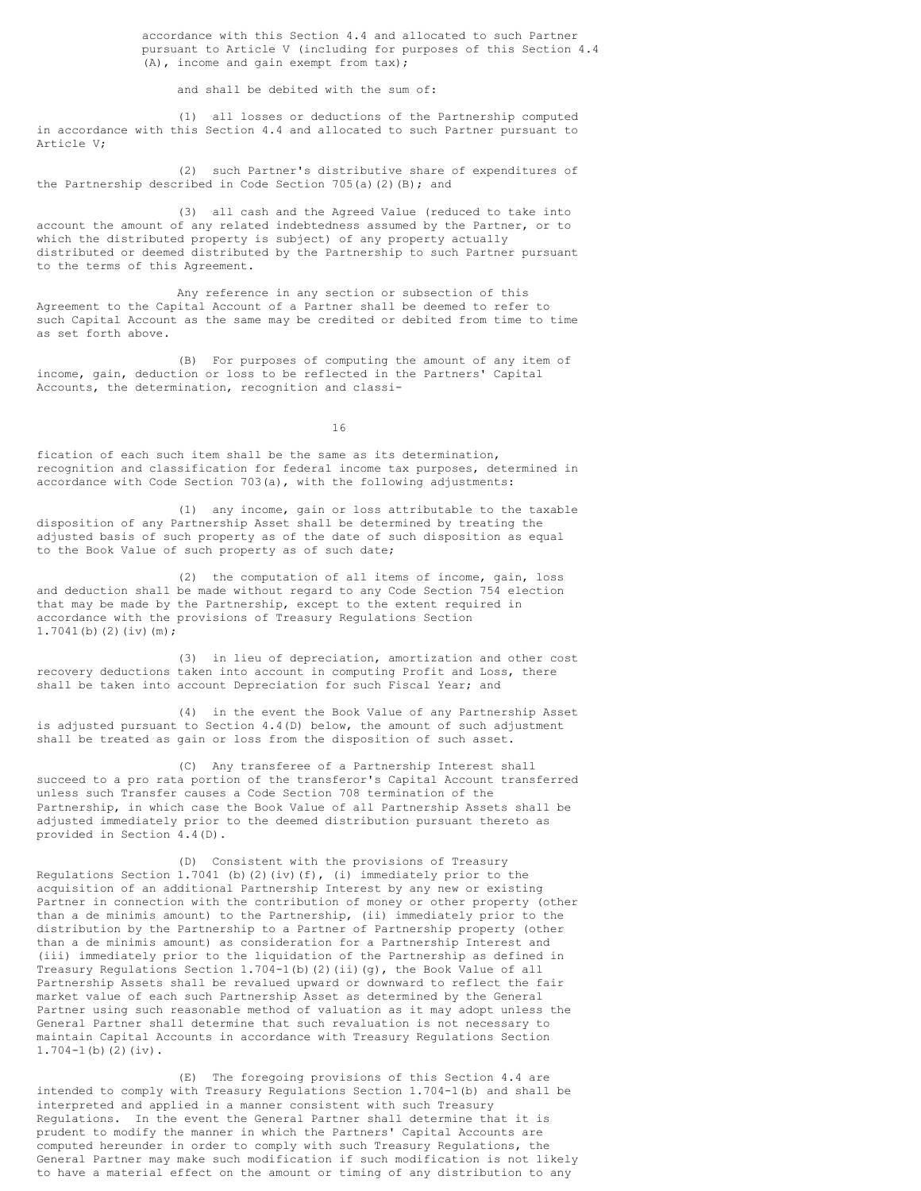accordance with this Section 4.4 and allocated to such Partner pursuant to Article V (including for purposes of this Section 4.4 (A), income and gain exempt from tax);

and shall be debited with the sum of:

(1) all losses or deductions of the Partnership computed in accordance with this Section 4.4 and allocated to such Partner pursuant to Article V;

(2) such Partner's distributive share of expenditures of the Partnership described in Code Section 705(a)(2)(B); and

(3) all cash and the Agreed Value (reduced to take into account the amount of any related indebtedness assumed by the Partner, or to which the distributed property is subject) of any property actually distributed or deemed distributed by the Partnership to such Partner pursuant to the terms of this Agreement.

Any reference in any section or subsection of this Agreement to the Capital Account of a Partner shall be deemed to refer to such Capital Account as the same may be credited or debited from time to time as set forth above.

(B) For purposes of computing the amount of any item of income, gain, deduction or loss to be reflected in the Partners' Capital Accounts, the determination, recognition and classification of each such item shall be the same as its determination, recognition and classification for federal income tax purposes, determined in accordance with Code Section 703(a), with the following adjustments:

(1) any income, gain or loss attributable to the taxable disposition of any Partnership Asset shall be determined by treating the adjusted basis of such property as of the date of such disposition as equal to the Book Value of such property as of such date;

(2) the computation of all items of income, gain, loss and deduction shall be made without regard to any Code Section 754 election that may be made by the Partnership, except to the extent required in accordance with the provisions of Treasury Regulations Section 1.7041(b)(2)(iv)(m);

(3) in lieu of depreciation, amortization and other cost recovery deductions taken into account in computing Profit and Loss, there shall be taken into account Depreciation for such Fiscal Year; and

(4) in the event the Book Value of any Partnership Asset is adjusted pursuant to Section 4.4(D) below, the amount of such adjustment shall be treated as gain or loss from the disposition of such asset.

(C) Any transferee of a Partnership Interest shall succeed to a pro rata portion of the transferor's Capital Account transferred unless such Transfer causes a Code Section 708 termination of the Partnership, in which case the Book Value of all Partnership Assets shall be adjusted immediately prior to the deemed distribution pursuant thereto as provided in Section 4.4(D).

(D) Consistent with the provisions of Treasury Regulations Section 1.7041 (b)(2)(iv)(f), (i) immediately prior to the acquisition of an additional Partnership Interest by any new or existing Partner in connection with the contribution of money or other property (other than a de minimis amount) to the Partnership, (ii) immediately prior to the distribution by the Partnership to a Partner of Partnership property (other than a de minimis amount) as consideration for a Partnership Interest and (iii) immediately prior to the liquidation of the Partnership as defined in Treasury Regulations Section 1.704-1(b)(2)(ii)(g), the Book Value of all Partnership Assets shall be revalued upward or downward to reflect the fair market value of each such Partnership Asset as determined by the General Partner using such reasonable method of valuation as it may adopt unless the General Partner shall determine that such revaluation is not necessary to maintain Capital Accounts in accordance with Treasury Regulations Section 1.704-1(b)(2)(iv).

(E) The foregoing provisions of this Section 4.4 are intended to comply with Treasury Regulations Section 1.704-1(b) and shall be interpreted and applied in a manner consistent with such Treasury Regulations. In the event the General Partner shall determine that it is prudent to modify the manner in which the Partners' Capital Accounts are computed hereunder in order to comply with such Treasury Regulations, the General Partner may make such modification if such modification is not likely to have a material effect on the amount or timing of any distribution to any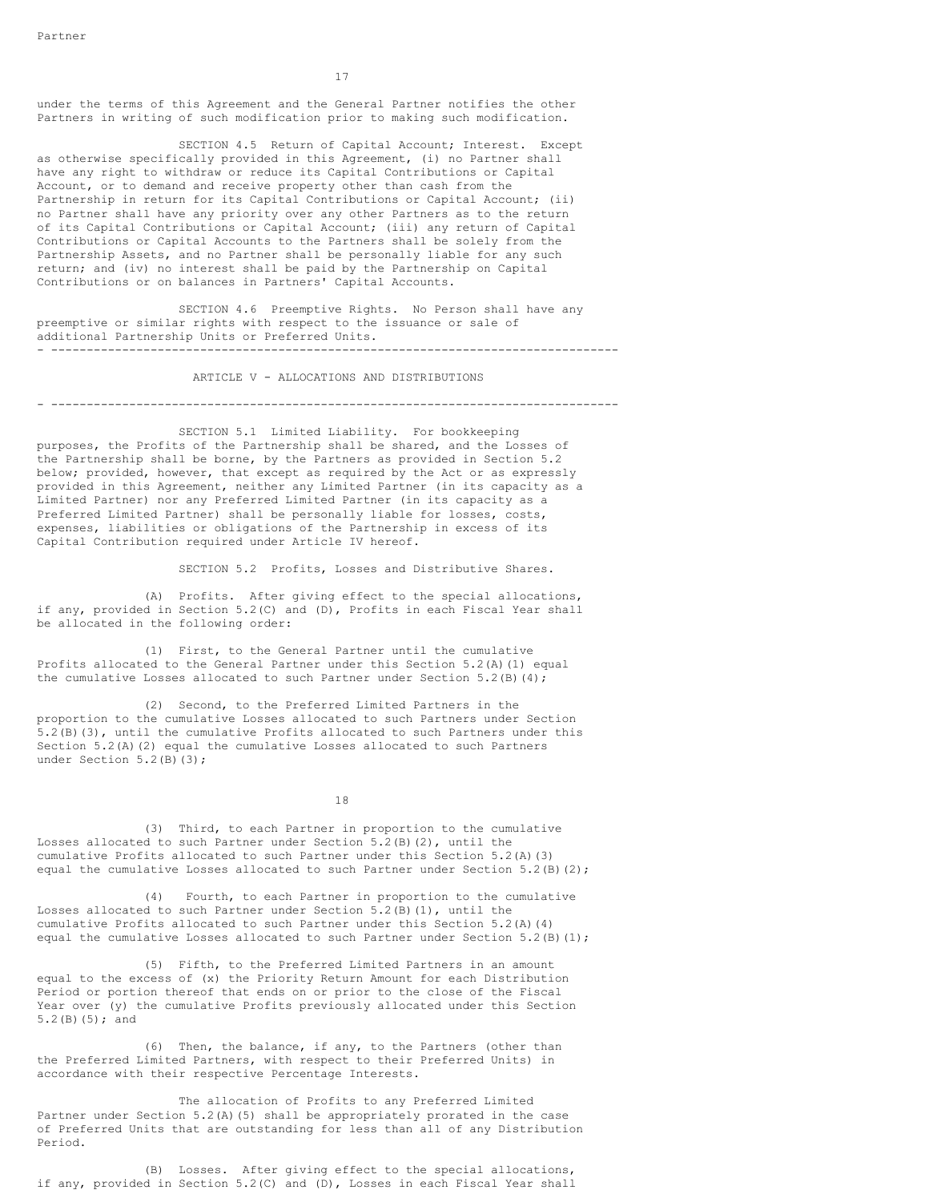Partner

under the terms of this Agreement and the General Partner notifies the other Partners in writing of such modification prior to making such modification.

SECTION 4.5 Return of Capital Account; Interest. Except as otherwise specifically provided in this Agreement, (i) no Partner shall have any right to withdraw or reduce its Capital Contributions or Capital Account, or to demand and receive property other than cash from the Partnership in return for its Capital Contributions or Capital Account; (ii) no Partner shall have any priority over any other Partners as to the return of its Capital Contributions or Capital Account; (iii) any return of Capital Contributions or Capital Accounts to the Partners shall be solely from the Partnership Assets, and no Partner shall be personally liable for any such return; and (iv) no interest shall be paid by the Partnership on Capital Contributions or on balances in Partners' Capital Accounts.

SECTION 4.6 Preemptive Rights. No Person shall have any preemptive or similar rights with respect to the issuance or sale of additional Partnership Units or Preferred Units.

---

## ARTICLE V - ALLOCATIONS AND DISTRIBUTIONS

---

SECTION 5.1 Limited Liability. For bookkeeping purposes, the Profits of the Partnership shall be shared, and the Losses of the Partnership shall be borne, by the Partners as provided in Section 5.2 below; provided, however, that except as required by the Act or as expressly provided in this Agreement, neither any Limited Partner (in its capacity as a Limited Partner) nor any Preferred Limited Partner (in its capacity as a Preferred Limited Partner) shall be personally liable for losses, costs, expenses, liabilities or obligations of the Partnership in excess of its Capital Contribution required under Article IV hereof.

SECTION 5.2 Profits, Losses and Distributive Shares.

(A) Profits. After giving effect to the special allocations, if any, provided in Section 5.2(C) and (D), Profits in each Fiscal Year shall be allocated in the following order:

(1) First, to the General Partner until the cumulative Profits allocated to the General Partner under this Section 5.2(A)(1) equal the cumulative Losses allocated to such Partner under Section 5.2(B)(4);

(2) Second, to the Preferred Limited Partners in the proportion to the cumulative Losses allocated to such Partners under Section 5.2(B)(3), until the cumulative Profits allocated to such Partners under this Section 5.2(A)(2) equal the cumulative Losses allocated to such Partners under Section 5.2(B)(3);

(3) Third, to each Partner in proportion to the cumulative Losses allocated to such Partner under Section 5.2(B)(2), until the cumulative Profits allocated to such Partner under this Section 5.2(A)(3) equal the cumulative Losses allocated to such Partner under Section 5.2(B)(2);

(4) Fourth, to each Partner in proportion to the cumulative Losses allocated to such Partner under Section 5.2(B)(1), until the cumulative Profits allocated to such Partner under this Section 5.2(A)(4) equal the cumulative Losses allocated to such Partner under Section 5.2(B)(1);

(5) Fifth, to the Preferred Limited Partners in an amount equal to the excess of (x) the Priority Return Amount for each Distribution Period or portion thereof that ends on or prior to the close of the Fiscal Year over (y) the cumulative Profits previously allocated under this Section 5.2(B)(5); and

(6) Then, the balance, if any, to the Partners (other than the Preferred Limited Partners, with respect to their Preferred Units) in accordance with their respective Percentage Interests.

The allocation of Profits to any Preferred Limited Partner under Section 5.2(A)(5) shall be appropriately prorated in the case of Preferred Units that are outstanding for less than all of any Distribution Period.

(B) Losses. After giving effect to the special allocations, if any, provided in Section 5.2(C) and (D), Losses in each Fiscal Year shall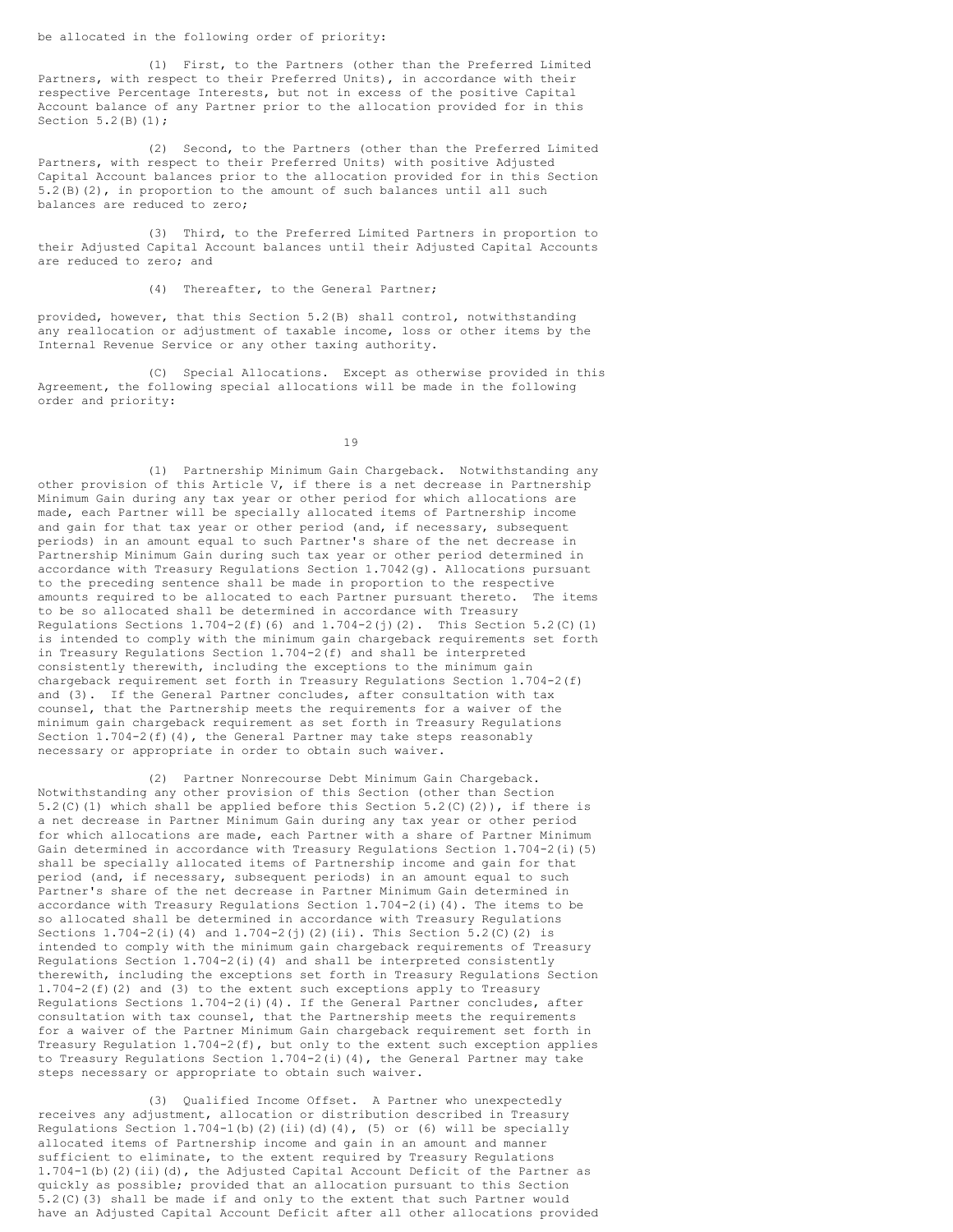be allocated in the following order of priority:

(1) First, to the Partners (other than the Preferred Limited Partners, with respect to their Preferred Units), in accordance with their respective Percentage Interests, but not in excess of the positive Capital Account balance of any Partner prior to the allocation provided for in this Section 5.2(B)(1);

(2) Second, to the Partners (other than the Preferred Limited Partners, with respect to their Preferred Units) with positive Adjusted Capital Account balances prior to the allocation provided for in this Section 5.2(B)(2), in proportion to the amount of such balances until all such balances are reduced to zero;

(3) Third, to the Preferred Limited Partners in proportion to their Adjusted Capital Account balances until their Adjusted Capital Accounts are reduced to zero; and

(4) Thereafter, to the General Partner;

provided, however, that this Section 5.2(B) shall control, notwithstanding any reallocation or adjustment of taxable income, loss or other items by the Internal Revenue Service or any other taxing authority.

(C) Special Allocations. Except as otherwise provided in this Agreement, the following special allocations will be made in the following order and priority:

(1) Partnership Minimum Gain Chargeback. Notwithstanding any other provision of this Article V, if there is a net decrease in Partnership Minimum Gain during any tax year or other period for which allocations are made, each Partner will be specially allocated items of Partnership income and gain for that tax year or other period (and, if necessary, subsequent periods) in an amount equal to such Partner's share of the net decrease in Partnership Minimum Gain during such tax year or other period determined in accordance with Treasury Regulations Section 1.7042(g). Allocations pursuant to the preceding sentence shall be made in proportion to the respective amounts required to be allocated to each Partner pursuant thereto. The items to be so allocated shall be determined in accordance with Treasury Regulations Sections 1.704-2(f)(6) and 1.704-2(j)(2). This Section 5.2(C)(1) is intended to comply with the minimum gain chargeback requirements set forth in Treasury Regulations Section 1.704-2(f) and shall be interpreted consistently therewith, including the exceptions to the minimum gain chargeback requirement set forth in Treasury Regulations Section 1.704-2(f) and (3). If the General Partner concludes, after consultation with tax counsel, that the Partnership meets the requirements for a waiver of the minimum gain chargeback requirement as set forth in Treasury Regulations Section 1.704-2(f)(4), the General Partner may take steps reasonably necessary or appropriate in order to obtain such waiver.

(2) Partner Nonrecourse Debt Minimum Gain Chargeback. Notwithstanding any other provision of this Section (other than Section 5.2(C)(1) which shall be applied before this Section 5.2(C)(2)), if there is a net decrease in Partner Minimum Gain during any tax year or other period for which allocations are made, each Partner with a share of Partner Minimum Gain determined in accordance with Treasury Regulations Section 1.704-2(i)(5) shall be specially allocated items of Partnership income and gain for that period (and, if necessary, subsequent periods) in an amount equal to such Partner's share of the net decrease in Partner Minimum Gain determined in accordance with Treasury Regulations Section 1.704-2(i)(4). The items to be so allocated shall be determined in accordance with Treasury Regulations Sections 1.704-2(i)(4) and 1.704-2(j)(2)(ii). This Section 5.2(C)(2) is intended to comply with the minimum gain chargeback requirements of Treasury Regulations Section 1.704-2(i)(4) and shall be interpreted consistently therewith, including the exceptions set forth in Treasury Regulations Section 1.704-2(f)(2) and (3) to the extent such exceptions apply to Treasury Regulations Sections 1.704-2(i)(4). If the General Partner concludes, after consultation with tax counsel, that the Partnership meets the requirements for a waiver of the Partner Minimum Gain chargeback requirement set forth in Treasury Regulation 1.704-2(f), but only to the extent such exception applies to Treasury Regulations Section 1.704-2(i)(4), the General Partner may take steps necessary or appropriate to obtain such waiver.

(3) Qualified Income Offset. A Partner who unexpectedly receives any adjustment, allocation or distribution described in Treasury Regulations Section 1.704-1(b)(2)(ii)(d)(4), (5) or (6) will be specially allocated items of Partnership income and gain in an amount and manner sufficient to eliminate, to the extent required by Treasury Regulations 1.704-1(b)(2)(ii)(d), the Adjusted Capital Account Deficit of the Partner as quickly as possible; provided that an allocation pursuant to this Section 5.2(C)(3) shall be made if and only to the extent that such Partner would have an Adjusted Capital Account Deficit after all other allocations provided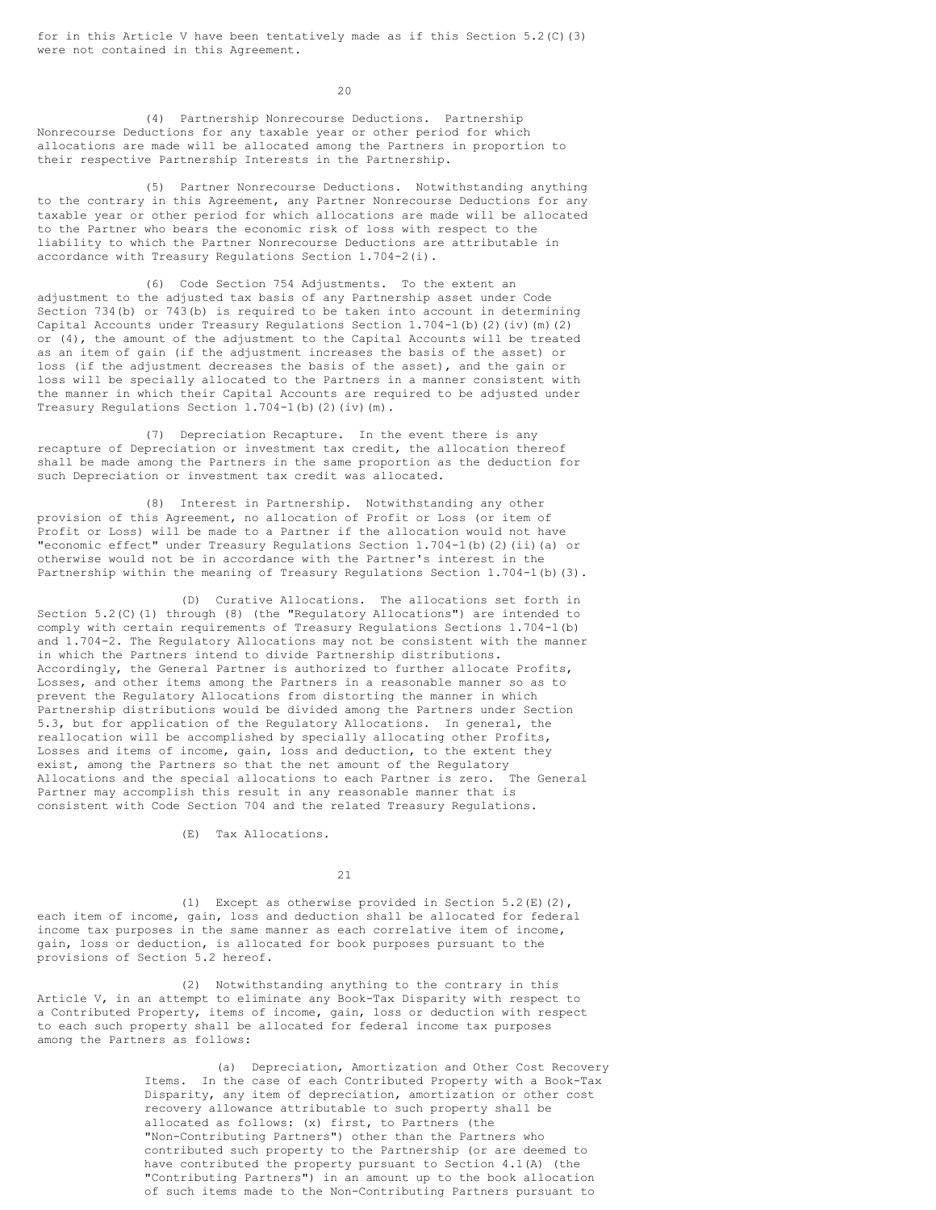for in this Article V have been tentatively made as if this Section 5.2(C)(3) were not contained in this Agreement.

(4) Partnership Nonrecourse Deductions. Partnership Nonrecourse Deductions for any taxable year or other period for which allocations are made will be allocated among the Partners in proportion to their respective Partnership Interests in the Partnership.

(5) Partner Nonrecourse Deductions. Notwithstanding anything to the contrary in this Agreement, any Partner Nonrecourse Deductions for any taxable year or other period for which allocations are made will be allocated to the Partner who bears the economic risk of loss with respect to the liability to which the Partner Nonrecourse Deductions are attributable in accordance with Treasury Regulations Section 1.704-2(i).

(6) Code Section 754 Adjustments. To the extent an adjustment to the adjusted tax basis of any Partnership asset under Code Section 734(b) or 743(b) is required to be taken into account in determining Capital Accounts under Treasury Regulations Section 1.704-1(b)(2)(iv)(m)(2) or (4), the amount of the adjustment to the Capital Accounts will be treated as an item of gain (if the adjustment increases the basis of the asset) or loss (if the adjustment decreases the basis of the asset), and the gain or loss will be specially allocated to the Partners in a manner consistent with the manner in which their Capital Accounts are required to be adjusted under Treasury Regulations Section 1.704-1(b)(2)(iv)(m).

(7) Depreciation Recapture. In the event there is any recapture of Depreciation or investment tax credit, the allocation thereof shall be made among the Partners in the same proportion as the deduction for such Depreciation or investment tax credit was allocated.

(8) Interest in Partnership. Notwithstanding any other provision of this Agreement, no allocation of Profit or Loss (or item of Profit or Loss) will be made to a Partner if the allocation would not have "economic effect" under Treasury Regulations Section 1.704-1(b)(2)(ii)(a) or otherwise would not be in accordance with the Partner's interest in the Partnership within the meaning of Treasury Regulations Section 1.704-1(b)(3).

(D) Curative Allocations. The allocations set forth in Section 5.2(C)(1) through (8) (the "Regulatory Allocations") are intended to comply with certain requirements of Treasury Regulations Sections 1.704-1(b) and 1.704-2. The Regulatory Allocations may not be consistent with the manner in which the Partners intend to divide Partnership distributions. Accordingly, the General Partner is authorized to further allocate Profits, Losses, and other items among the Partners in a reasonable manner so as to prevent the Regulatory Allocations from distorting the manner in which Partnership distributions would be divided among the Partners under Section 5.3, but for application of the Regulatory Allocations. In general, the reallocation will be accomplished by specially allocating other Profits, Losses and items of income, gain, loss and deduction, to the extent they exist, among the Partners so that the net amount of the Regulatory Allocations and the special allocations to each Partner is zero. The General Partner may accomplish this result in any reasonable manner that is consistent with Code Section 704 and the related Treasury Regulations.

(E) Tax Allocations.

(1) Except as otherwise provided in Section 5.2(E)(2), each item of income, gain, loss and deduction shall be allocated for federal income tax purposes in the same manner as each correlative item of income, gain, loss or deduction, is allocated for book purposes pursuant to the provisions of Section 5.2 hereof.

(2) Notwithstanding anything to the contrary in this Article V, in an attempt to eliminate any Book-Tax Disparity with respect to a Contributed Property, items of income, gain, loss or deduction with respect to each such property shall be allocated for federal income tax purposes among the Partners as follows:

(a) Depreciation, Amortization and Other Cost Recovery Items. In the case of each Contributed Property with a Book-Tax Disparity, any item of depreciation, amortization or other cost recovery allowance attributable to such property shall be allocated as follows: (x) first, to Partners (the "Non-Contributing Partners") other than the Partners who contributed such property to the Partnership (or are deemed to have contributed the property pursuant to Section 4.1(A) (the "Contributing Partners") in an amount up to the book allocation of such items made to the Non-Contributing Partners pursuant to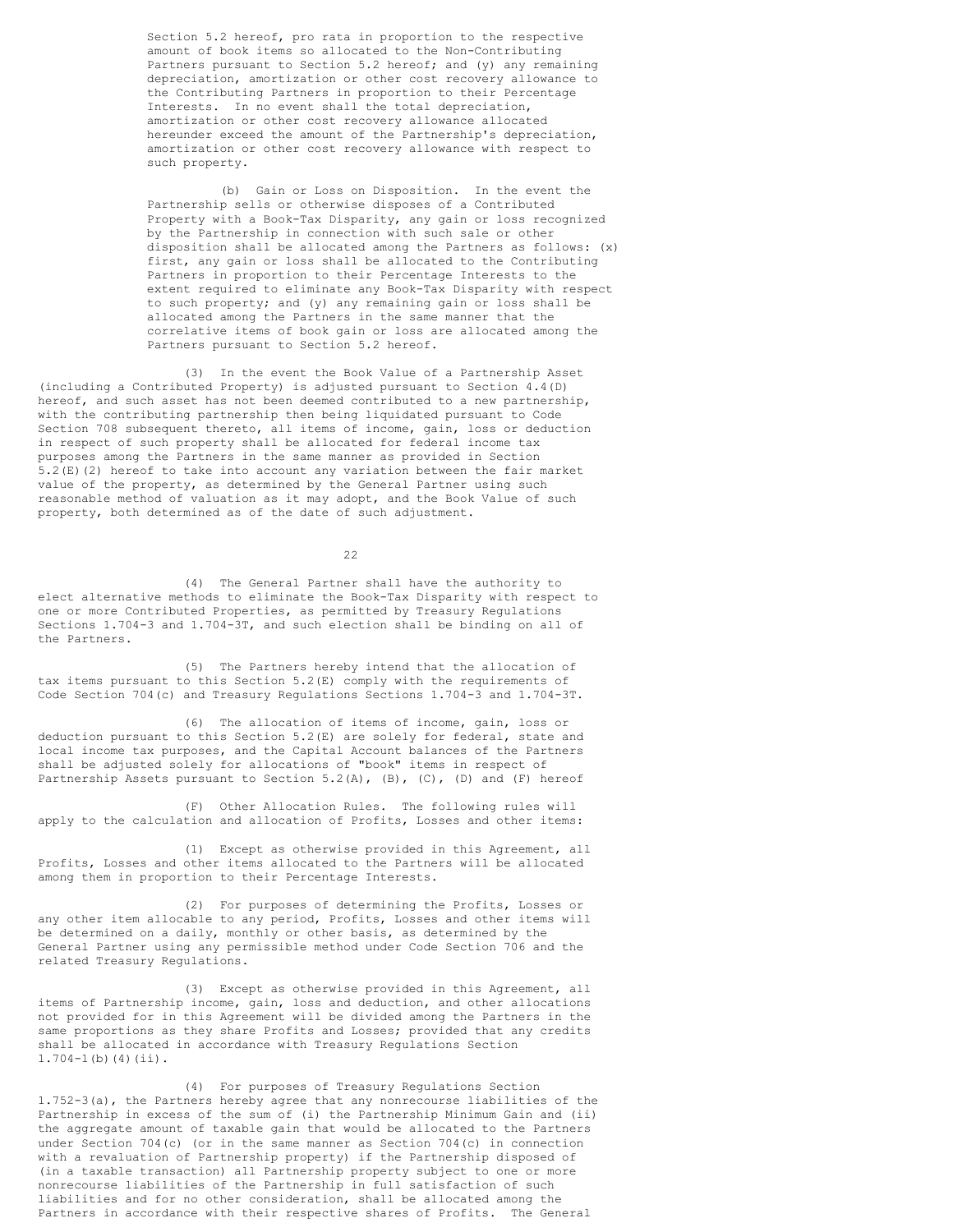Section 5.2 hereof, pro rata in proportion to the respective amount of book items so allocated to the Non-Contributing Partners pursuant to Section 5.2 hereof; and (y) any remaining depreciation, amortization or other cost recovery allowance to the Contributing Partners in proportion to their Percentage Interests. In no event shall the total depreciation, amortization or other cost recovery allowance allocated hereunder exceed the amount of the Partnership's depreciation, amortization or other cost recovery allowance with respect to such property.

(b) Gain or Loss on Disposition. In the event the Partnership sells or otherwise disposes of a Contributed Property with a Book-Tax Disparity, any gain or loss recognized by the Partnership in connection with such sale or other disposition shall be allocated among the Partners as follows: (x) first, any gain or loss shall be allocated to the Contributing Partners in proportion to their Percentage Interests to the extent required to eliminate any Book-Tax Disparity with respect to such property; and (y) any remaining gain or loss shall be allocated among the Partners in the same manner that the correlative items of book gain or loss are allocated among the Partners pursuant to Section 5.2 hereof.

(3) In the event the Book Value of a Partnership Asset (including a Contributed Property) is adjusted pursuant to Section 4.4(D) hereof, and such asset has not been deemed contributed to a new partnership, with the contributing partnership then being liquidated pursuant to Code Section 708 subsequent thereto, all items of income, gain, loss or deduction in respect of such property shall be allocated for federal income tax purposes among the Partners in the same manner as provided in Section 5.2(E)(2) hereof to take into account any variation between the fair market value of the property, as determined by the General Partner using such reasonable method of valuation as it may adopt, and the Book Value of such property, both determined as of the date of such adjustment.

(4) The General Partner shall have the authority to elect alternative methods to eliminate the Book-Tax Disparity with respect to one or more Contributed Properties, as permitted by Treasury Regulations Sections 1.704-3 and 1.704-3T, and such election shall be binding on all of the Partners.

(5) The Partners hereby intend that the allocation of tax items pursuant to this Section 5.2(E) comply with the requirements of Code Section 704(c) and Treasury Regulations Sections 1.704-3 and 1.704-3T.

(6) The allocation of items of income, gain, loss or deduction pursuant to this Section 5.2(E) are solely for federal, state and local income tax purposes, and the Capital Account balances of the Partners shall be adjusted solely for allocations of "book" items in respect of Partnership Assets pursuant to Section 5.2(A), (B), (C), (D) and (F) hereof

(F) Other Allocation Rules. The following rules will apply to the calculation and allocation of Profits, Losses and other items:

(1) Except as otherwise provided in this Agreement, all Profits, Losses and other items allocated to the Partners will be allocated among them in proportion to their Percentage Interests.

(2) For purposes of determining the Profits, Losses or any other item allocable to any period, Profits, Losses and other items will be determined on a daily, monthly or other basis, as determined by the General Partner using any permissible method under Code Section 706 and the related Treasury Regulations.

(3) Except as otherwise provided in this Agreement, all items of Partnership income, gain, loss and deduction, and other allocations not provided for in this Agreement will be divided among the Partners in the same proportions as they share Profits and Losses; provided that any credits shall be allocated in accordance with Treasury Regulations Section 1.704-1(b)(4)(ii).

(4) For purposes of Treasury Regulations Section 1.752-3(a), the Partners hereby agree that any nonrecourse liabilities of the Partnership in excess of the sum of (i) the Partnership Minimum Gain and (ii) the aggregate amount of taxable gain that would be allocated to the Partners under Section 704(c) (or in the same manner as Section 704(c) in connection with a revaluation of Partnership property) if the Partnership disposed of (in a taxable transaction) all Partnership property subject to one or more nonrecourse liabilities of the Partnership in full satisfaction of such liabilities and for no other consideration, shall be allocated among the Partners in accordance with their respective shares of Profits. The General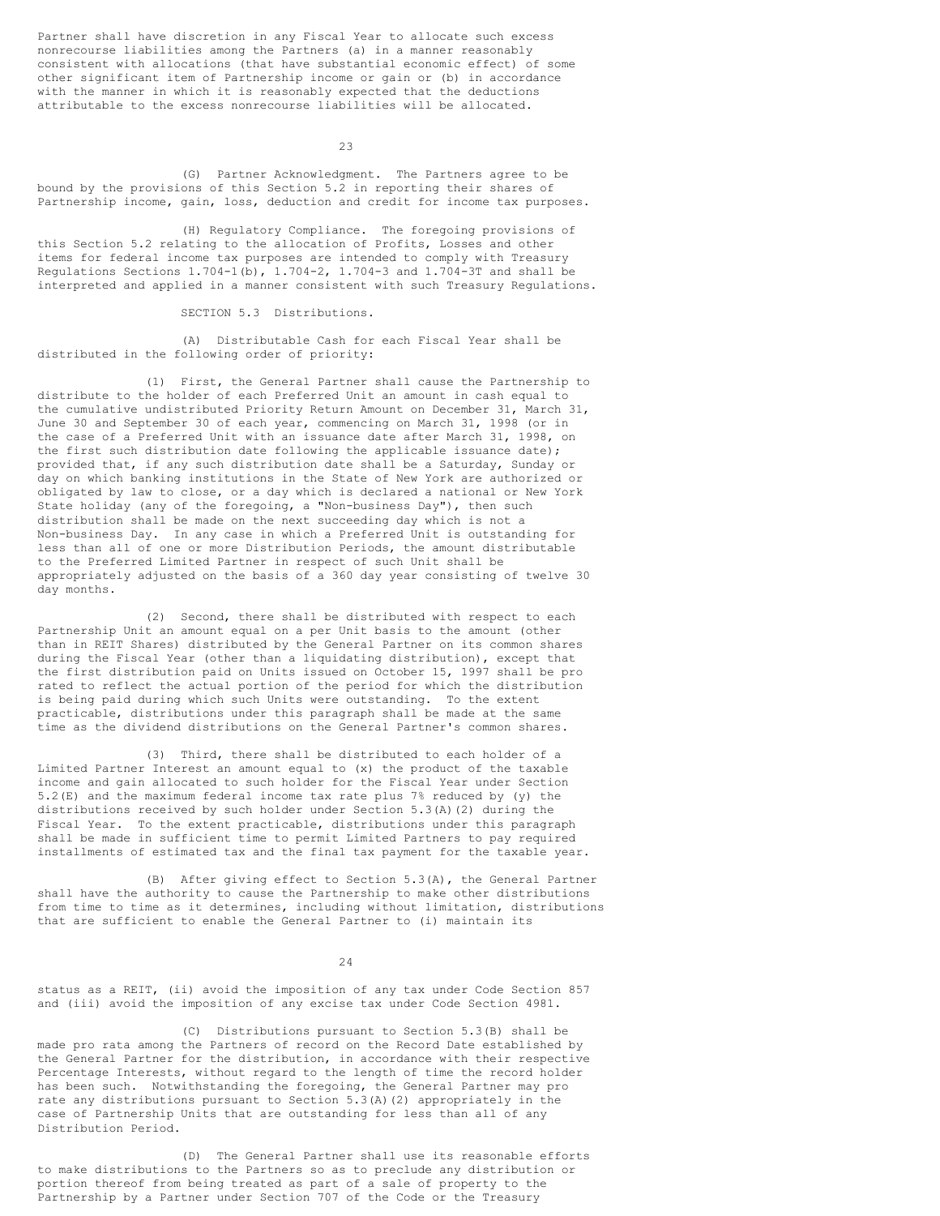Partner shall have discretion in any Fiscal Year to allocate such excess nonrecourse liabilities among the Partners (a) in a manner reasonably consistent with allocations (that have substantial economic effect) of some other significant item of Partnership income or gain or (b) in accordance with the manner in which it is reasonably expected that the deductions attributable to the excess nonrecourse liabilities will be allocated.

(G) Partner Acknowledgment. The Partners agree to be bound by the provisions of this Section 5.2 in reporting their shares of Partnership income, gain, loss, deduction and credit for income tax purposes.

(H) Regulatory Compliance. The foregoing provisions of this Section 5.2 relating to the allocation of Profits, Losses and other items for federal income tax purposes are intended to comply with Treasury Regulations Sections 1.704-1(b), 1.704-2, 1.704-3 and 1.704-3T and shall be interpreted and applied in a manner consistent with such Treasury Regulations.

SECTION 5.3 Distributions.

(A) Distributable Cash for each Fiscal Year shall be distributed in the following order of priority:

(1) First, the General Partner shall cause the Partnership to distribute to the holder of each Preferred Unit an amount in cash equal to the cumulative undistributed Priority Return Amount on December 31, March 31, June 30 and September 30 of each year, commencing on March 31, 1998 (or in the case of a Preferred Unit with an issuance date after March 31, 1998, on the first such distribution date following the applicable issuance date); provided that, if any such distribution date shall be a Saturday, Sunday or day on which banking institutions in the State of New York are authorized or obligated by law to close, or a day which is declared a national or New York State holiday (any of the foregoing, a "Non-business Day"), then such distribution shall be made on the next succeeding day which is not a Non-business Day. In any case in which a Preferred Unit is outstanding for less than all of one or more Distribution Periods, the amount distributable to the Preferred Limited Partner in respect of such Unit shall be appropriately adjusted on the basis of a 360 day year consisting of twelve 30 day months.

(2) Second, there shall be distributed with respect to each Partnership Unit an amount equal on a per Unit basis to the amount (other than in REIT Shares) distributed by the General Partner on its common shares during the Fiscal Year (other than a liquidating distribution), except that the first distribution paid on Units issued on October 15, 1997 shall be pro rated to reflect the actual portion of the period for which the distribution is being paid during which such Units were outstanding. To the extent practicable, distributions under this paragraph shall be made at the same time as the dividend distributions on the General Partner's common shares.

(3) Third, there shall be distributed to each holder of a Limited Partner Interest an amount equal to (x) the product of the taxable income and gain allocated to such holder for the Fiscal Year under Section 5.2(E) and the maximum federal income tax rate plus 7% reduced by (y) the distributions received by such holder under Section 5.3(A)(2) during the Fiscal Year. To the extent practicable, distributions under this paragraph shall be made in sufficient time to permit Limited Partners to pay required installments of estimated tax and the final tax payment for the taxable year.

(B) After giving effect to Section 5.3(A), the General Partner shall have the authority to cause the Partnership to make other distributions from time to time as it determines, including without limitation, distributions that are sufficient to enable the General Partner to (i) maintain its status as a REIT, (ii) avoid the imposition of any tax under Code Section 857 and (iii) avoid the imposition of any excise tax under Code Section 4981.

(C) Distributions pursuant to Section 5.3(B) shall be made pro rata among the Partners of record on the Record Date established by the General Partner for the distribution, in accordance with their respective Percentage Interests, without regard to the length of time the record holder has been such. Notwithstanding the foregoing, the General Partner may pro rate any distributions pursuant to Section 5.3(A)(2) appropriately in the case of Partnership Units that are outstanding for less than all of any Distribution Period.

(D) The General Partner shall use its reasonable efforts to make distributions to the Partners so as to preclude any distribution or portion thereof from being treated as part of a sale of property to the Partnership by a Partner under Section 707 of the Code or the Treasury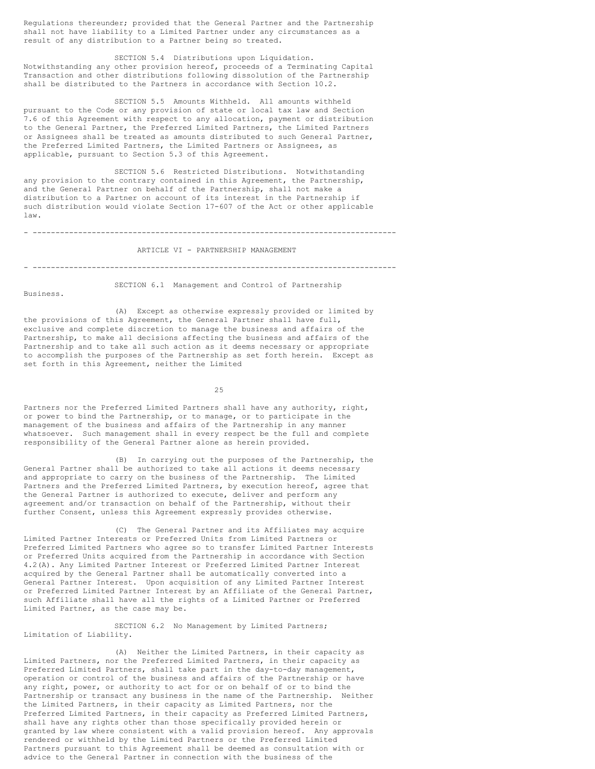Regulations thereunder; provided that the General Partner and the Partnership shall not have liability to a Limited Partner under any circumstances as a result of any distribution to a Partner being so treated.

SECTION 5.4 Distributions upon Liquidation. Notwithstanding any other provision hereof, proceeds of a Terminating Capital Transaction and other distributions following dissolution of the Partnership shall be distributed to the Partners in accordance with Section 10.2.

SECTION 5.5 Amounts Withheld. All amounts withheld pursuant to the Code or any provision of state or local tax law and Section 7.6 of this Agreement with respect to any allocation, payment or distribution to the General Partner, the Preferred Limited Partners, the Limited Partners or Assignees shall be treated as amounts distributed to such General Partner, the Preferred Limited Partners, the Limited Partners or Assignees, as applicable, pursuant to Section 5.3 of this Agreement.

SECTION 5.6 Restricted Distributions. Notwithstanding any provision to the contrary contained in this Agreement, the Partnership, and the General Partner on behalf of the Partnership, shall not make a distribution to a Partner on account of its interest in the Partnership if such distribution would violate Section 17-607 of the Act or other applicable law.

---

## ARTICLE VI - PARTNERSHIP MANAGEMENT

---

SECTION 6.1 Management and Control of Partnership Business.

(A) Except as otherwise expressly provided or limited by the provisions of this Agreement, the General Partner shall have full, exclusive and complete discretion to manage the business and affairs of the Partnership, to make all decisions affecting the business and affairs of the Partnership and to take all such action as it deems necessary or appropriate to accomplish the purposes of the Partnership as set forth herein. Except as set forth in this Agreement, neither the Limited Partners nor the Preferred Limited Partners shall have any authority, right, or power to bind the Partnership, or to manage, or to participate in the management of the business and affairs of the Partnership in any manner whatsoever. Such management shall in every respect be the full and complete responsibility of the General Partner alone as herein provided.

(B) In carrying out the purposes of the Partnership, the General Partner shall be authorized to take all actions it deems necessary and appropriate to carry on the business of the Partnership. The Limited Partners and the Preferred Limited Partners, by execution hereof, agree that the General Partner is authorized to execute, deliver and perform any agreement and/or transaction on behalf of the Partnership, without their further Consent, unless this Agreement expressly provides otherwise.

(C) The General Partner and its Affiliates may acquire Limited Partner Interests or Preferred Units from Limited Partners or Preferred Limited Partners who agree so to transfer Limited Partner Interests or Preferred Units acquired from the Partnership in accordance with Section 4.2(A). Any Limited Partner Interest or Preferred Limited Partner Interest acquired by the General Partner shall be automatically converted into a General Partner Interest. Upon acquisition of any Limited Partner Interest or Preferred Limited Partner Interest by an Affiliate of the General Partner, such Affiliate shall have all the rights of a Limited Partner or Preferred Limited Partner, as the case may be.

SECTION 6.2 No Management by Limited Partners; Limitation of Liability.

(A) Neither the Limited Partners, in their capacity as Limited Partners, nor the Preferred Limited Partners, in their capacity as Preferred Limited Partners, shall take part in the day-to-day management, operation or control of the business and affairs of the Partnership or have any right, power, or authority to act for or on behalf of or to bind the Partnership or transact any business in the name of the Partnership. Neither the Limited Partners, in their capacity as Limited Partners, nor the Preferred Limited Partners, in their capacity as Preferred Limited Partners, shall have any rights other than those specifically provided herein or granted by law where consistent with a valid provision hereof. Any approvals rendered or withheld by the Limited Partners or the Preferred Limited Partners pursuant to this Agreement shall be deemed as consultation with or advice to the General Partner in connection with the business of the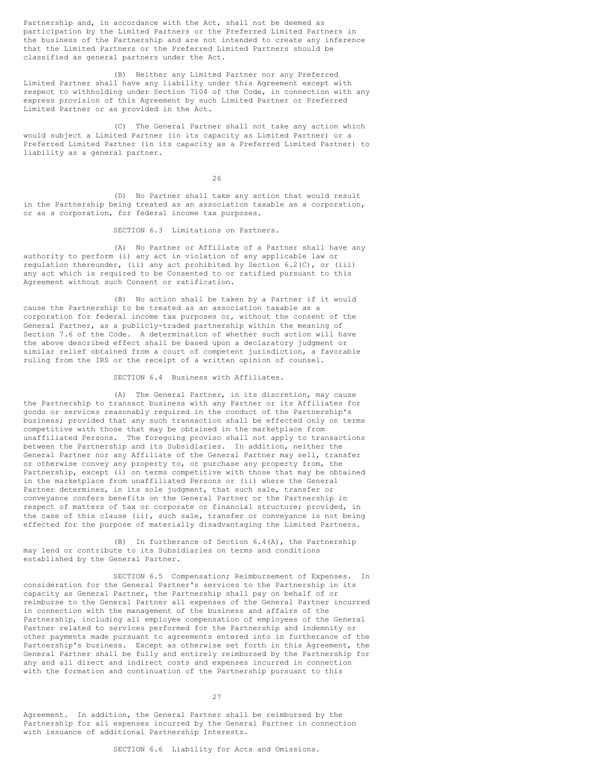Partnership and, in accordance with the Act, shall not be deemed as participation by the Limited Partners or the Preferred Limited Partners in the business of the Partnership and are not intended to create any inference that the Limited Partners or the Preferred Limited Partners should be classified as general partners under the Act.

(B) Neither any Limited Partner nor any Preferred Limited Partner shall have any liability under this Agreement except with respect to withholding under Section 7104 of the Code, in connection with any express provision of this Agreement by such Limited Partner or Preferred Limited Partner or as provided in the Act.

(C) The General Partner shall not take any action which would subject a Limited Partner (in its capacity as Limited Partner) or a Preferred Limited Partner (in its capacity as a Preferred Limited Partner) to liability as a general partner.

(D) No Partner shall take any action that would result in the Partnership being treated as an association taxable as a corporation, or as a corporation, for federal income tax purposes.

SECTION 6.3 Limitations on Partners.

(A) No Partner or Affiliate of a Partner shall have any authority to perform (i) any act in violation of any applicable law or regulation thereunder, (ii) any act prohibited by Section 6.2(C), or (iii) any act which is required to be Consented to or ratified pursuant to this Agreement without such Consent or ratification.

(B) No action shall be taken by a Partner if it would cause the Partnership to be treated as an association taxable as a corporation for federal income tax purposes or, without the consent of the General Partner, as a publicly-traded partnership within the meaning of Section 7.6 of the Code. A determination of whether such action will have the above described effect shall be based upon a declaratory judgment or similar relief obtained from a court of competent jurisdiction, a favorable ruling from the IRS or the receipt of a written opinion of counsel.

SECTION 6.4 Business with Affiliates.

(A) The General Partner, in its discretion, may cause the Partnership to transact business with any Partner or its Affiliates for goods or services reasonably required in the conduct of the Partnership's business; provided that any such transaction shall be effected only on terms competitive with those that may be obtained in the marketplace from unaffiliated Persons. The foregoing proviso shall not apply to transactions between the Partnership and its Subsidiaries. In addition, neither the General Partner nor any Affiliate of the General Partner may sell, transfer or otherwise convey any property to, or purchase any property from, the Partnership, except (i) on terms competitive with those that may be obtained in the marketplace from unaffiliated Persons or (ii) where the General Partner determines, in its sole judgment, that such sale, transfer or conveyance confers benefits on the General Partner or the Partnership in respect of matters of tax or corporate or financial structure; provided, in the case of this clause (ii), such sale, transfer or conveyance is not being effected for the purpose of materially disadvantaging the Limited Partners.

(B) In furtherance of Section 6.4(A), the Partnership may lend or contribute to its Subsidiaries on terms and conditions established by the General Partner.

SECTION 6.5 Compensation; Reimbursement of Expenses. In consideration for the General Partner's services to the Partnership in its capacity as General Partner, the Partnership shall pay on behalf of or reimburse to the General Partner all expenses of the General Partner incurred in connection with the management of the business and affairs of the Partnership, including all employee compensation of employees of the General Partner related to services performed for the Partnership and indemnity or other payments made pursuant to agreements entered into in furtherance of the Partnership's business. Except as otherwise set forth in this Agreement, the General Partner shall be fully and entirely reimbursed by the Partnership for any and all direct and indirect costs and expenses incurred in connection with the formation and continuation of the Partnership pursuant to this Agreement. In addition, the General Partner shall be reimbursed by the Partnership for all expenses incurred by the General Partner in connection with issuance of additional Partnership Interests.

SECTION 6.6 Liability for Acts and Omissions.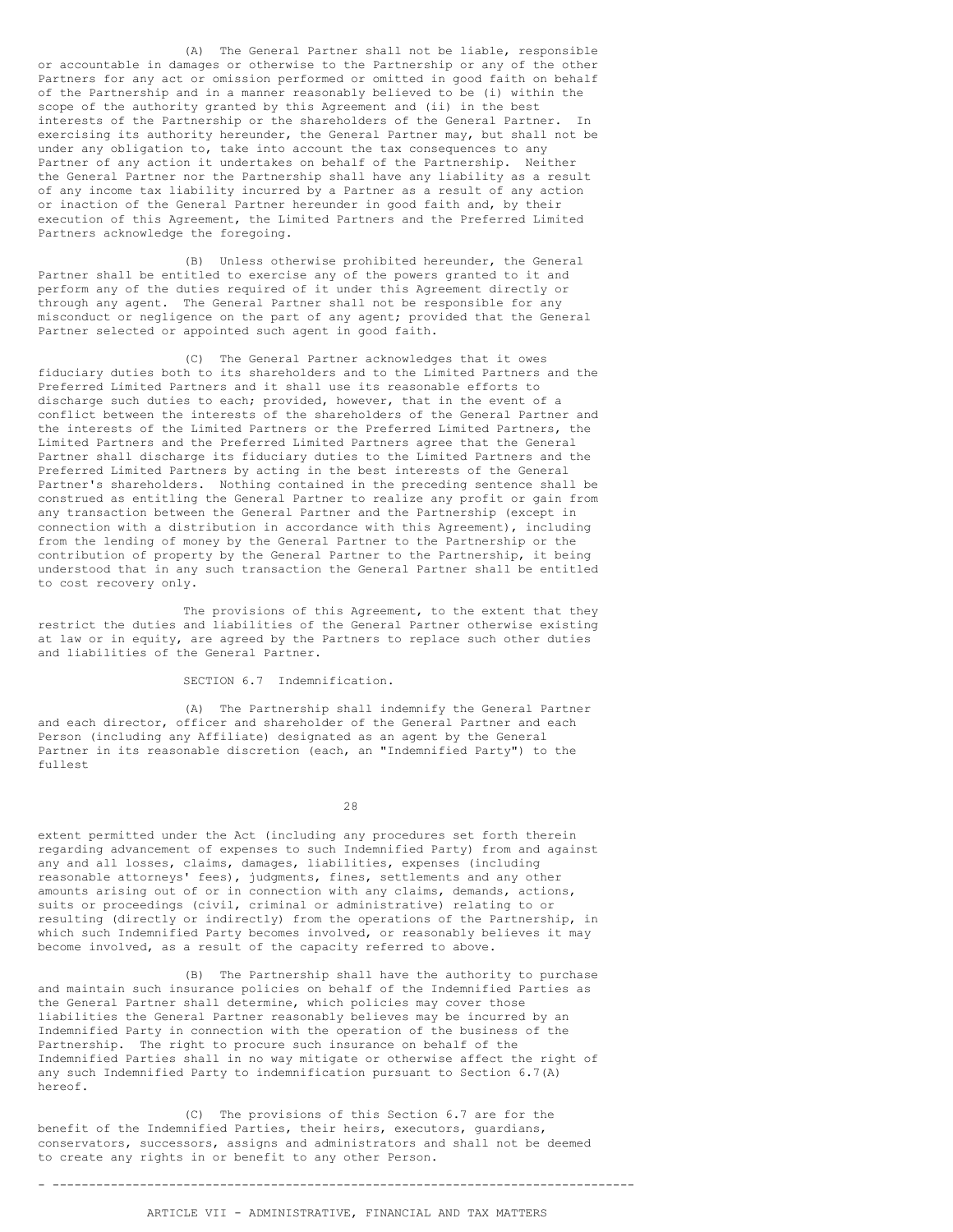(A) The General Partner shall not be liable, responsible or accountable in damages or otherwise to the Partnership or any of the other Partners for any act or omission performed or omitted in good faith on behalf of the Partnership and in a manner reasonably believed to be (i) within the scope of the authority granted by this Agreement and (ii) in the best interests of the Partnership or the shareholders of the General Partner. In exercising its authority hereunder, the General Partner may, but shall not be under any obligation to, take into account the tax consequences to any Partner of any action it undertakes on behalf of the Partnership. Neither the General Partner nor the Partnership shall have any liability as a result of any income tax liability incurred by a Partner as a result of any action or inaction of the General Partner hereunder in good faith and, by their execution of this Agreement, the Limited Partners and the Preferred Limited Partners acknowledge the foregoing.

(B) Unless otherwise prohibited hereunder, the General Partner shall be entitled to exercise any of the powers granted to it and perform any of the duties required of it under this Agreement directly or through any agent. The General Partner shall not be responsible for any misconduct or negligence on the part of any agent; provided that the General Partner selected or appointed such agent in good faith.

(C) The General Partner acknowledges that it owes fiduciary duties both to its shareholders and to the Limited Partners and the Preferred Limited Partners and it shall use its reasonable efforts to discharge such duties to each; provided, however, that in the event of a conflict between the interests of the shareholders of the General Partner and the interests of the Limited Partners or the Preferred Limited Partners, the Limited Partners and the Preferred Limited Partners agree that the General Partner shall discharge its fiduciary duties to the Limited Partners and the Preferred Limited Partners by acting in the best interests of the General Partner's shareholders. Nothing contained in the preceding sentence shall be construed as entitling the General Partner to realize any profit or gain from any transaction between the General Partner and the Partnership (except in connection with a distribution in accordance with this Agreement), including from the lending of money by the General Partner to the Partnership or the contribution of property by the General Partner to the Partnership, it being understood that in any such transaction the General Partner shall be entitled to cost recovery only.

The provisions of this Agreement, to the extent that they restrict the duties and liabilities of the General Partner otherwise existing at law or in equity, are agreed by the Partners to replace such other duties and liabilities of the General Partner.

SECTION 6.7 Indemnification.

(A) The Partnership shall indemnify the General Partner and each director, officer and shareholder of the General Partner and each Person (including any Affiliate) designated as an agent by the General Partner in its reasonable discretion (each, an "Indemnified Party") to the fullest extent permitted under the Act (including any procedures set forth therein regarding advancement of expenses to such Indemnified Party) from and against any and all losses, claims, damages, liabilities, expenses (including reasonable attorneys' fees), judgments, fines, settlements and any other amounts arising out of or in connection with any claims, demands, actions, suits or proceedings (civil, criminal or administrative) relating to or resulting (directly or indirectly) from the operations of the Partnership, in which such Indemnified Party becomes involved, or reasonably believes it may become involved, as a result of the capacity referred to above.

(B) The Partnership shall have the authority to purchase and maintain such insurance policies on behalf of the Indemnified Parties as the General Partner shall determine, which policies may cover those liabilities the General Partner reasonably believes may be incurred by an Indemnified Party in connection with the operation of the business of the Partnership. The right to procure such insurance on behalf of the Indemnified Parties shall in no way mitigate or otherwise affect the right of any such Indemnified Party to indemnification pursuant to Section 6.7(A) hereof.

(C) The provisions of this Section 6.7 are for the benefit of the Indemnified Parties, their heirs, executors, guardians, conservators, successors, assigns and administrators and shall not be deemed to create any rights in or benefit to any other Person.

---

ARTICLE VII - ADMINISTRATIVE, FINANCIAL AND TAX MATTERS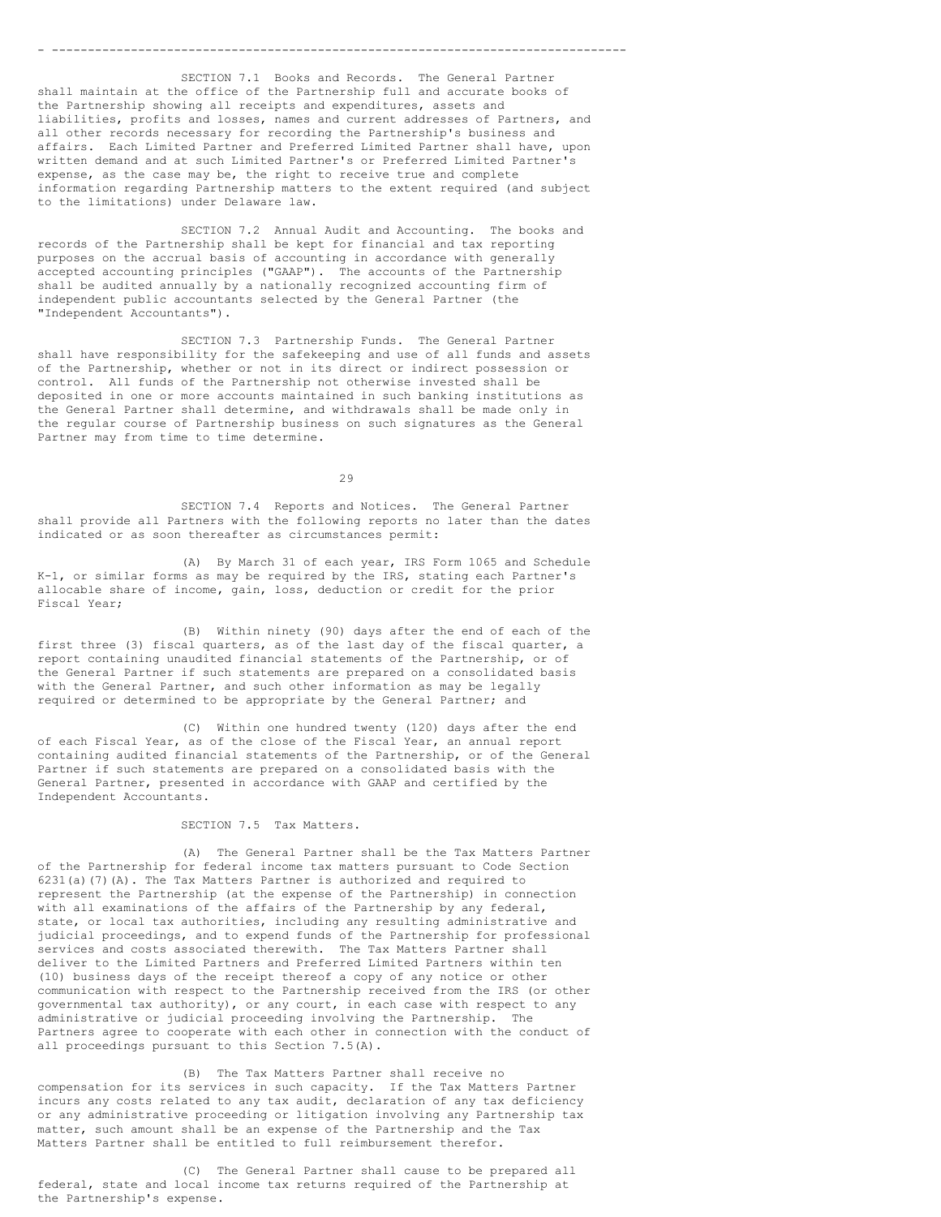SECTION 7.1 Books and Records. The General Partner shall maintain at the office of the Partnership full and accurate books of the Partnership showing all receipts and expenditures, assets and liabilities, profits and losses, names and current addresses of Partners, and all other records necessary for recording the Partnership's business and affairs. Each Limited Partner and Preferred Limited Partner shall have, upon written demand and at such Limited Partner's or Preferred Limited Partner's expense, as the case may be, the right to receive true and complete information regarding Partnership matters to the extent required (and subject to the limitations) under Delaware law.

SECTION 7.2 Annual Audit and Accounting. The books and records of the Partnership shall be kept for financial and tax reporting purposes on the accrual basis of accounting in accordance with generally accepted accounting principles ("GAAP"). The accounts of the Partnership shall be audited annually by a nationally recognized accounting firm of independent public accountants selected by the General Partner (the "Independent Accountants").

SECTION 7.3 Partnership Funds. The General Partner shall have responsibility for the safekeeping and use of all funds and assets of the Partnership, whether or not in its direct or indirect possession or control. All funds of the Partnership not otherwise invested shall be deposited in one or more accounts maintained in such banking institutions as the General Partner shall determine, and withdrawals shall be made only in the regular course of Partnership business on such signatures as the General Partner may from time to time determine.

SECTION 7.4 Reports and Notices. The General Partner shall provide all Partners with the following reports no later than the dates indicated or as soon thereafter as circumstances permit:

(A) By March 31 of each year, IRS Form 1065 and Schedule K-1, or similar forms as may be required by the IRS, stating each Partner's allocable share of income, gain, loss, deduction or credit for the prior Fiscal Year;

(B) Within ninety (90) days after the end of each of the first three (3) fiscal quarters, as of the last day of the fiscal quarter, a report containing unaudited financial statements of the Partnership, or of the General Partner if such statements are prepared on a consolidated basis with the General Partner, and such other information as may be legally required or determined to be appropriate by the General Partner; and

(C) Within one hundred twenty (120) days after the end of each Fiscal Year, as of the close of the Fiscal Year, an annual report containing audited financial statements of the Partnership, or of the General Partner if such statements are prepared on a consolidated basis with the General Partner, presented in accordance with GAAP and certified by the Independent Accountants.

SECTION 7.5 Tax Matters.

(A) The General Partner shall be the Tax Matters Partner of the Partnership for federal income tax matters pursuant to Code Section 6231(a)(7)(A). The Tax Matters Partner is authorized and required to represent the Partnership (at the expense of the Partnership) in connection with all examinations of the affairs of the Partnership by any federal, state, or local tax authorities, including any resulting administrative and judicial proceedings, and to expend funds of the Partnership for professional services and costs associated therewith. The Tax Matters Partner shall deliver to the Limited Partners and Preferred Limited Partners within ten (10) business days of the receipt thereof a copy of any notice or other communication with respect to the Partnership received from the IRS (or other governmental tax authority), or any court, in each case with respect to any administrative or judicial proceeding involving the Partnership. The Partners agree to cooperate with each other in connection with the conduct of all proceedings pursuant to this Section 7.5(A).

(B) The Tax Matters Partner shall receive no compensation for its services in such capacity. If the Tax Matters Partner incurs any costs related to any tax audit, declaration of any tax deficiency or any administrative proceeding or litigation involving any Partnership tax matter, such amount shall be an expense of the Partnership and the Tax Matters Partner shall be entitled to full reimbursement therefor.

(C) The General Partner shall cause to be prepared all federal, state and local income tax returns required of the Partnership at the Partnership's expense.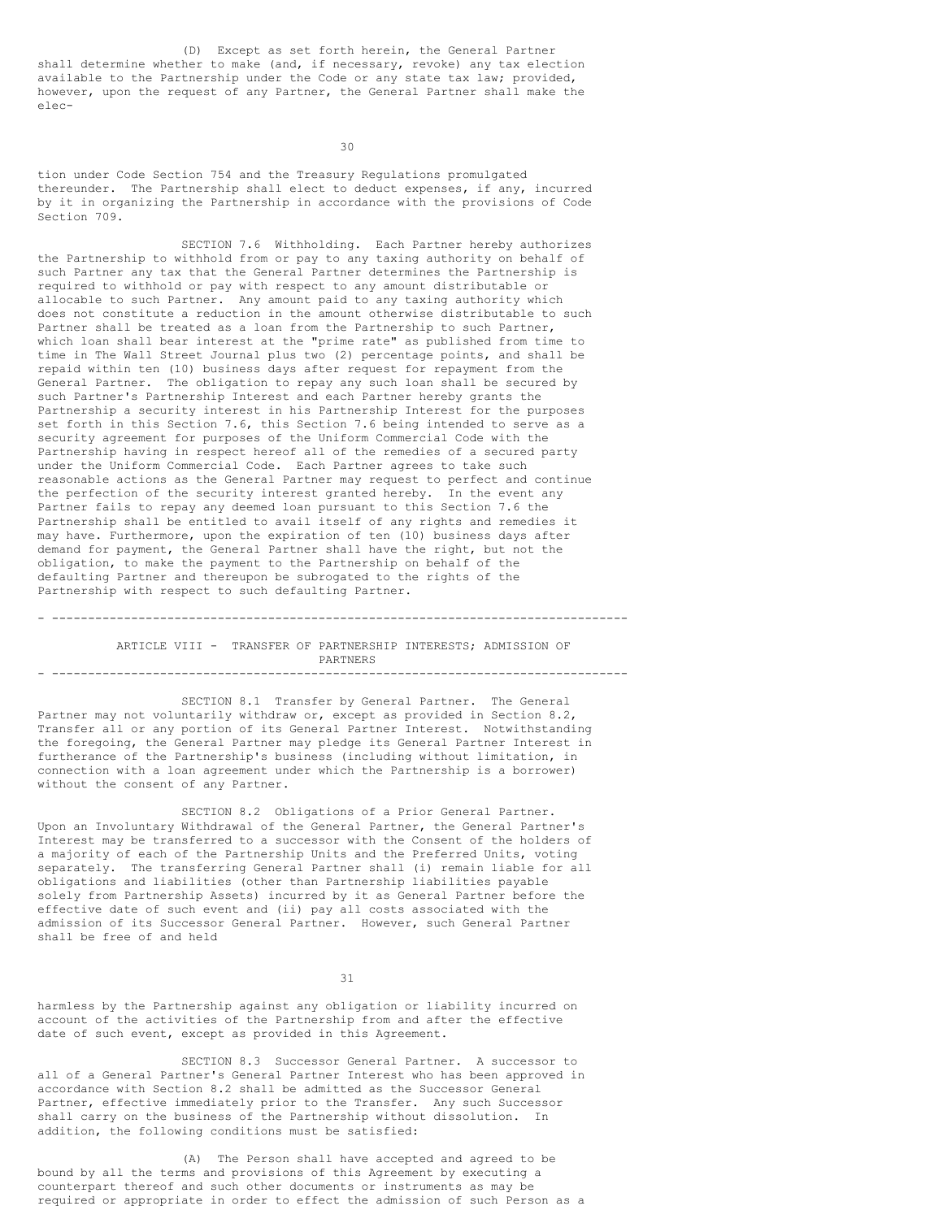(D) Except as set forth herein, the General Partner shall determine whether to make (and, if necessary, revoke) any tax election available to the Partnership under the Code or any state tax law; provided, however, upon the request of any Partner, the General Partner shall make the election under Code Section 754 and the Treasury Regulations promulgated thereunder. The Partnership shall elect to deduct expenses, if any, incurred by it in organizing the Partnership in accordance with the provisions of Code Section 709.

SECTION 7.6 Withholding. Each Partner hereby authorizes the Partnership to withhold from or pay to any taxing authority on behalf of such Partner any tax that the General Partner determines the Partnership is required to withhold or pay with respect to any amount distributable or allocable to such Partner. Any amount paid to any taxing authority which does not constitute a reduction in the amount otherwise distributable to such Partner shall be treated as a loan from the Partnership to such Partner, which loan shall bear interest at the "prime rate" as published from time to time in The Wall Street Journal plus two (2) percentage points, and shall be repaid within ten (10) business days after request for repayment from the General Partner. The obligation to repay any such loan shall be secured by such Partner's Partnership Interest and each Partner hereby grants the Partnership a security interest in his Partnership Interest for the purposes set forth in this Section 7.6, this Section 7.6 being intended to serve as a security agreement for purposes of the Uniform Commercial Code with the Partnership having in respect hereof all of the remedies of a secured party under the Uniform Commercial Code. Each Partner agrees to take such reasonable actions as the General Partner may request to perfect and continue the perfection of the security interest granted hereby. In the event any Partner fails to repay any deemed loan pursuant to this Section 7.6 the Partnership shall be entitled to avail itself of any rights and remedies it may have. Furthermore, upon the expiration of ten (10) business days after demand for payment, the General Partner shall have the right, but not the obligation, to make the payment to the Partnership on behalf of the defaulting Partner and thereupon be subrogated to the rights of the Partnership with respect to such defaulting Partner.

---

## ARTICLE VIII - TRANSFER OF PARTNERSHIP INTERESTS; ADMISSION OF PARTNERS

---

SECTION 8.1 Transfer by General Partner. The General Partner may not voluntarily withdraw or, except as provided in Section 8.2, Transfer all or any portion of its General Partner Interest. Notwithstanding the foregoing, the General Partner may pledge its General Partner Interest in furtherance of the Partnership's business (including without limitation, in connection with a loan agreement under which the Partnership is a borrower) without the consent of any Partner.

SECTION 8.2 Obligations of a Prior General Partner. Upon an Involuntary Withdrawal of the General Partner, the General Partner's Interest may be transferred to a successor with the Consent of the holders of a majority of each of the Partnership Units and the Preferred Units, voting separately. The transferring General Partner shall (i) remain liable for all obligations and liabilities (other than Partnership liabilities payable solely from Partnership Assets) incurred by it as General Partner before the effective date of such event and (ii) pay all costs associated with the admission of its Successor General Partner. However, such General Partner shall be free of and held harmless by the Partnership against any obligation or liability incurred on account of the activities of the Partnership from and after the effective date of such event, except as provided in this Agreement.

SECTION 8.3 Successor General Partner. A successor to all of a General Partner's General Partner Interest who has been approved in accordance with Section 8.2 shall be admitted as the Successor General Partner, effective immediately prior to the Transfer. Any such Successor shall carry on the business of the Partnership without dissolution. In addition, the following conditions must be satisfied:

(A) The Person shall have accepted and agreed to be bound by all the terms and provisions of this Agreement by executing a counterpart thereof and such other documents or instruments as may be required or appropriate in order to effect the admission of such Person as a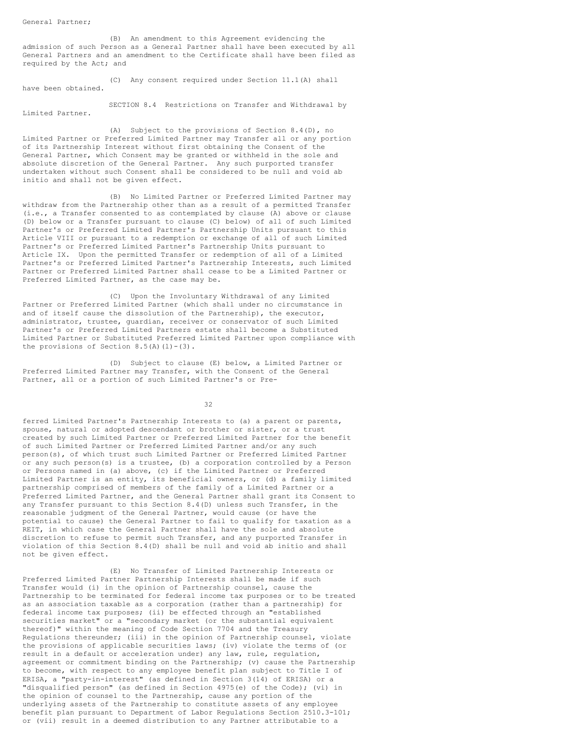General Partner;

(B) An amendment to this Agreement evidencing the admission of such Person as a General Partner shall have been executed by all General Partners and an amendment to the Certificate shall have been filed as required by the Act; and

(C) Any consent required under Section 11.1(A) shall have been obtained.

SECTION 8.4 Restrictions on Transfer and Withdrawal by Limited Partner.

(A) Subject to the provisions of Section 8.4(D), no Limited Partner or Preferred Limited Partner may Transfer all or any portion of its Partnership Interest without first obtaining the Consent of the General Partner, which Consent may be granted or withheld in the sole and absolute discretion of the General Partner. Any such purported transfer undertaken without such Consent shall be considered to be null and void ab initio and shall not be given effect.

(B) No Limited Partner or Preferred Limited Partner may withdraw from the Partnership other than as a result of a permitted Transfer (i.e., a Transfer consented to as contemplated by clause (A) above or clause (D) below or a Transfer pursuant to clause (C) below) of all of such Limited Partner's or Preferred Limited Partner's Partnership Units pursuant to this Article VIII or pursuant to a redemption or exchange of all of such Limited Partner's or Preferred Limited Partner's Partnership Units pursuant to Article IX. Upon the permitted Transfer or redemption of all of a Limited Partner's or Preferred Limited Partner's Partnership Interests, such Limited Partner or Preferred Limited Partner shall cease to be a Limited Partner or Preferred Limited Partner, as the case may be.

(C) Upon the Involuntary Withdrawal of any Limited Partner or Preferred Limited Partner (which shall under no circumstance in and of itself cause the dissolution of the Partnership), the executor, administrator, trustee, guardian, receiver or conservator of such Limited Partner's or Preferred Limited Partners estate shall become a Substituted Limited Partner or Substituted Preferred Limited Partner upon compliance with the provisions of Section 8.5(A)(1)-(3).

(D) Subject to clause (E) below, a Limited Partner or Preferred Limited Partner may Transfer, with the Consent of the General Partner, all or a portion of such Limited Partner's or Preferred Limited Partner's Partnership Interests to (a) a parent or parents, spouse, natural or adopted descendant or brother or sister, or a trust created by such Limited Partner or Preferred Limited Partner for the benefit of such Limited Partner or Preferred Limited Partner and/or any such person(s), of which trust such Limited Partner or Preferred Limited Partner or any such person(s) is a trustee, (b) a corporation controlled by a Person or Persons named in (a) above, (c) if the Limited Partner or Preferred Limited Partner is an entity, its beneficial owners, or (d) a family limited partnership comprised of members of the family of a Limited Partner or a Preferred Limited Partner, and the General Partner shall grant its Consent to any Transfer pursuant to this Section 8.4(D) unless such Transfer, in the reasonable judgment of the General Partner, would cause (or have the potential to cause) the General Partner to fail to qualify for taxation as a REIT, in which case the General Partner shall have the sole and absolute discretion to refuse to permit such Transfer, and any purported Transfer in violation of this Section 8.4(D) shall be null and void ab initio and shall not be given effect.

(E) No Transfer of Limited Partnership Interests or Preferred Limited Partner Partnership Interests shall be made if such Transfer would (i) in the opinion of Partnership counsel, cause the Partnership to be terminated for federal income tax purposes or to be treated as an association taxable as a corporation (rather than a partnership) for federal income tax purposes; (ii) be effected through an "established securities market" or a "secondary market (or the substantial equivalent thereof)" within the meaning of Code Section 7704 and the Treasury Regulations thereunder; (iii) in the opinion of Partnership counsel, violate the provisions of applicable securities laws; (iv) violate the terms of (or result in a default or acceleration under) any law, rule, regulation, agreement or commitment binding on the Partnership; (v) cause the Partnership to become, with respect to any employee benefit plan subject to Title I of ERISA, a "party-in-interest" (as defined in Section 3(14) of ERISA) or a "disqualified person" (as defined in Section 4975(e) of the Code); (vi) in the opinion of counsel to the Partnership, cause any portion of the underlying assets of the Partnership to constitute assets of any employee benefit plan pursuant to Department of Labor Regulations Section 2510.3-101; or (vii) result in a deemed distribution to any Partner attributable to a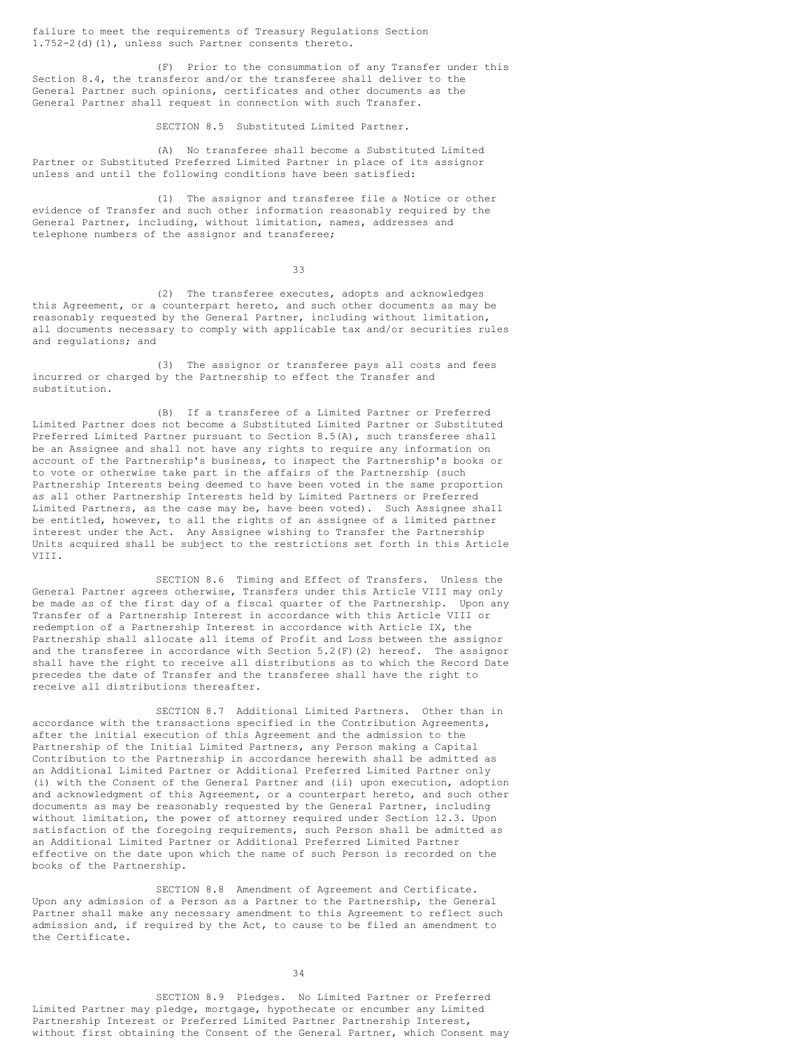failure to meet the requirements of Treasury Regulations Section 1.752-2(d)(1), unless such Partner consents thereto.

(F) Prior to the consummation of any Transfer under this Section 8.4, the transferor and/or the transferee shall deliver to the General Partner such opinions, certificates and other documents as the General Partner shall request in connection with such Transfer.

SECTION 8.5 Substituted Limited Partner.

(A) No transferee shall become a Substituted Limited Partner or Substituted Preferred Limited Partner in place of its assignor unless and until the following conditions have been satisfied:

(1) The assignor and transferee file a Notice or other evidence of Transfer and such other information reasonably required by the General Partner, including, without limitation, names, addresses and telephone numbers of the assignor and transferee;

(2) The transferee executes, adopts and acknowledges this Agreement, or a counterpart hereto, and such other documents as may be reasonably requested by the General Partner, including without limitation, all documents necessary to comply with applicable tax and/or securities rules and regulations; and

(3) The assignor or transferee pays all costs and fees incurred or charged by the Partnership to effect the Transfer and substitution.

(B) If a transferee of a Limited Partner or Preferred Limited Partner does not become a Substituted Limited Partner or Substituted Preferred Limited Partner pursuant to Section 8.5(A), such transferee shall be an Assignee and shall not have any rights to require any information on account of the Partnership's business, to inspect the Partnership's books or to vote or otherwise take part in the affairs of the Partnership (such Partnership Interests being deemed to have been voted in the same proportion as all other Partnership Interests held by Limited Partners or Preferred Limited Partners, as the case may be, have been voted). Such Assignee shall be entitled, however, to all the rights of an assignee of a limited partner interest under the Act. Any Assignee wishing to Transfer the Partnership Units acquired shall be subject to the restrictions set forth in this Article VIII.

SECTION 8.6 Timing and Effect of Transfers. Unless the General Partner agrees otherwise, Transfers under this Article VIII may only be made as of the first day of a fiscal quarter of the Partnership. Upon any Transfer of a Partnership Interest in accordance with this Article VIII or redemption of a Partnership Interest in accordance with Article IX, the Partnership shall allocate all items of Profit and Loss between the assignor and the transferee in accordance with Section 5.2(F)(2) hereof. The assignor shall have the right to receive all distributions as to which the Record Date precedes the date of Transfer and the transferee shall have the right to receive all distributions thereafter.

SECTION 8.7 Additional Limited Partners. Other than in accordance with the transactions specified in the Contribution Agreements, after the initial execution of this Agreement and the admission to the Partnership of the Initial Limited Partners, any Person making a Capital Contribution to the Partnership in accordance herewith shall be admitted as an Additional Limited Partner or Additional Preferred Limited Partner only (i) with the Consent of the General Partner and (ii) upon execution, adoption and acknowledgment of this Agreement, or a counterpart hereto, and such other documents as may be reasonably requested by the General Partner, including without limitation, the power of attorney required under Section 12.3. Upon satisfaction of the foregoing requirements, such Person shall be admitted as an Additional Limited Partner or Additional Preferred Limited Partner effective on the date upon which the name of such Person is recorded on the books of the Partnership.

SECTION 8.8 Amendment of Agreement and Certificate. Upon any admission of a Person as a Partner to the Partnership, the General Partner shall make any necessary amendment to this Agreement to reflect such admission and, if required by the Act, to cause to be filed an amendment to the Certificate.

SECTION 8.9 Pledges. No Limited Partner or Preferred Limited Partner may pledge, mortgage, hypothecate or encumber any Limited Partnership Interest or Preferred Limited Partner Partnership Interest, without first obtaining the Consent of the General Partner, which Consent may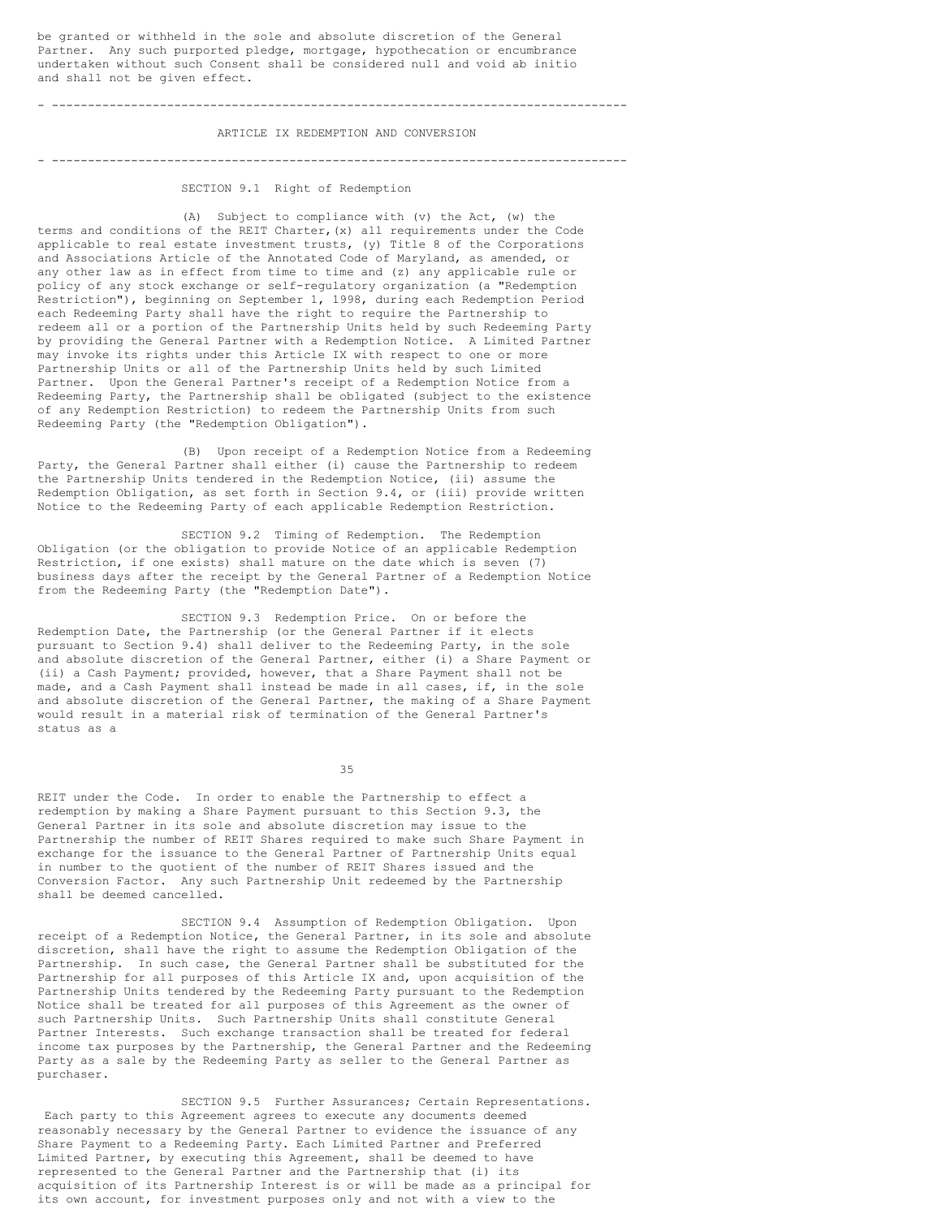be granted or withheld in the sole and absolute discretion of the General Partner. Any such purported pledge, mortgage, hypothecation or encumbrance undertaken without such Consent shall be considered null and void ab initio and shall not be given effect.

---

## ARTICLE IX REDEMPTION AND CONVERSION

---

### SECTION 9.1 Right of Redemption

(A) Subject to compliance with (v) the Act, (w) the terms and conditions of the REIT Charter, (x) all requirements under the Code applicable to real estate investment trusts, (y) Title 8 of the Corporations and Associations Article of the Annotated Code of Maryland, as amended, or any other law as in effect from time to time and (z) any applicable rule or policy of any stock exchange or self-regulatory organization (a "Redemption Restriction"), beginning on September 1, 1998, during each Redemption Period each Redeeming Party shall have the right to require the Partnership to redeem all or a portion of the Partnership Units held by such Redeeming Party by providing the General Partner with a Redemption Notice. A Limited Partner may invoke its rights under this Article IX with respect to one or more Partnership Units or all of the Partnership Units held by such Limited Partner. Upon the General Partner's receipt of a Redemption Notice from a Redeeming Party, the Partnership shall be obligated (subject to the existence of any Redemption Restriction) to redeem the Partnership Units from such Redeeming Party (the "Redemption Obligation").

(B) Upon receipt of a Redemption Notice from a Redeeming Party, the General Partner shall either (i) cause the Partnership to redeem the Partnership Units tendered in the Redemption Notice, (ii) assume the Redemption Obligation, as set forth in Section 9.4, or (iii) provide written Notice to the Redeeming Party of each applicable Redemption Restriction.

SECTION 9.2 Timing of Redemption. The Redemption Obligation (or the obligation to provide Notice of an applicable Redemption Restriction, if one exists) shall mature on the date which is seven (7) business days after the receipt by the General Partner of a Redemption Notice from the Redeeming Party (the "Redemption Date").

SECTION 9.3 Redemption Price. On or before the Redemption Date, the Partnership (or the General Partner if it elects pursuant to Section 9.4) shall deliver to the Redeeming Party, in the sole and absolute discretion of the General Partner, either (i) a Share Payment or (ii) a Cash Payment; provided, however, that a Share Payment shall not be made, and a Cash Payment shall instead be made in all cases, if, in the sole and absolute discretion of the General Partner, the making of a Share Payment would result in a material risk of termination of the General Partner's status as a REIT under the Code. In order to enable the Partnership to effect a redemption by making a Share Payment pursuant to this Section 9.3, the General Partner in its sole and absolute discretion may issue to the Partnership the number of REIT Shares required to make such Share Payment in exchange for the issuance to the General Partner of Partnership Units equal in number to the quotient of the number of REIT Shares issued and the Conversion Factor. Any such Partnership Unit redeemed by the Partnership shall be deemed cancelled.

SECTION 9.4 Assumption of Redemption Obligation. Upon receipt of a Redemption Notice, the General Partner, in its sole and absolute discretion, shall have the right to assume the Redemption Obligation of the Partnership. In such case, the General Partner shall be substituted for the Partnership for all purposes of this Article IX and, upon acquisition of the Partnership Units tendered by the Redeeming Party pursuant to the Redemption Notice shall be treated for all purposes of this Agreement as the owner of such Partnership Units. Such Partnership Units shall constitute General Partner Interests. Such exchange transaction shall be treated for federal income tax purposes by the Partnership, the General Partner and the Redeeming Party as a sale by the Redeeming Party as seller to the General Partner as purchaser.

SECTION 9.5 Further Assurances; Certain Representations. Each party to this Agreement agrees to execute any documents deemed reasonably necessary by the General Partner to evidence the issuance of any Share Payment to a Redeeming Party. Each Limited Partner and Preferred Limited Partner, by executing this Agreement, shall be deemed to have represented to the General Partner and the Partnership that (i) its acquisition of its Partnership Interest is or will be made as a principal for its own account, for investment purposes only and not with a view to the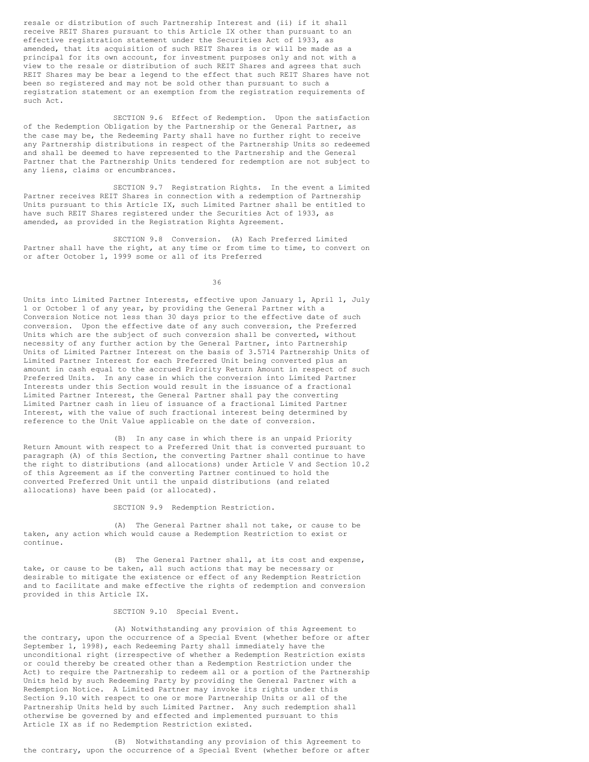resale or distribution of such Partnership Interest and (ii) if it shall receive REIT Shares pursuant to this Article IX other than pursuant to an effective registration statement under the Securities Act of 1933, as amended, that its acquisition of such REIT Shares is or will be made as a principal for its own account, for investment purposes only and not with a view to the resale or distribution of such REIT Shares and agrees that such REIT Shares may be bear a legend to the effect that such REIT Shares have not been so registered and may not be sold other than pursuant to such a registration statement or an exemption from the registration requirements of such Act.

SECTION 9.6 Effect of Redemption. Upon the satisfaction of the Redemption Obligation by the Partnership or the General Partner, as the case may be, the Redeeming Party shall have no further right to receive any Partnership distributions in respect of the Partnership Units so redeemed and shall be deemed to have represented to the Partnership and the General Partner that the Partnership Units tendered for redemption are not subject to any liens, claims or encumbrances.

SECTION 9.7 Registration Rights. In the event a Limited Partner receives REIT Shares in connection with a redemption of Partnership Units pursuant to this Article IX, such Limited Partner shall be entitled to have such REIT Shares registered under the Securities Act of 1933, as amended, as provided in the Registration Rights Agreement.

SECTION 9.8 Conversion. (A) Each Preferred Limited Partner shall have the right, at any time or from time to time, to convert on or after October 1, 1999 some or all of its Preferred Units into Limited Partner Interests, effective upon January 1, April 1, July 1 or October 1 of any year, by providing the General Partner with a Conversion Notice not less than 30 days prior to the effective date of such conversion. Upon the effective date of any such conversion, the Preferred Units which are the subject of such conversion shall be converted, without necessity of any further action by the General Partner, into Partnership Units of Limited Partner Interest on the basis of 3.5714 Partnership Units of Limited Partner Interest for each Preferred Unit being converted plus an amount in cash equal to the accrued Priority Return Amount in respect of such Preferred Units. In any case in which the conversion into Limited Partner Interests under this Section would result in the issuance of a fractional Limited Partner Interest, the General Partner shall pay the converting Limited Partner cash in lieu of issuance of a fractional Limited Partner Interest, with the value of such fractional interest being determined by reference to the Unit Value applicable on the date of conversion.

(B) In any case in which there is an unpaid Priority Return Amount with respect to a Preferred Unit that is converted pursuant to paragraph (A) of this Section, the converting Partner shall continue to have the right to distributions (and allocations) under Article V and Section 10.2 of this Agreement as if the converting Partner continued to hold the converted Preferred Unit until the unpaid distributions (and related allocations) have been paid (or allocated).

SECTION 9.9 Redemption Restriction.

(A) The General Partner shall not take, or cause to be taken, any action which would cause a Redemption Restriction to exist or continue.

(B) The General Partner shall, at its cost and expense, take, or cause to be taken, all such actions that may be necessary or desirable to mitigate the existence or effect of any Redemption Restriction and to facilitate and make effective the rights of redemption and conversion provided in this Article IX.

SECTION 9.10 Special Event.

(A) Notwithstanding any provision of this Agreement to the contrary, upon the occurrence of a Special Event (whether before or after September 1, 1998), each Redeeming Party shall immediately have the unconditional right (irrespective of whether a Redemption Restriction exists or could thereby be created other than a Redemption Restriction under the Act) to require the Partnership to redeem all or a portion of the Partnership Units held by such Redeeming Party by providing the General Partner with a Redemption Notice. A Limited Partner may invoke its rights under this Section 9.10 with respect to one or more Partnership Units or all of the Partnership Units held by such Limited Partner. Any such redemption shall otherwise be governed by and effected and implemented pursuant to this Article IX as if no Redemption Restriction existed.

(B) Notwithstanding any provision of this Agreement to the contrary, upon the occurrence of a Special Event (whether before or after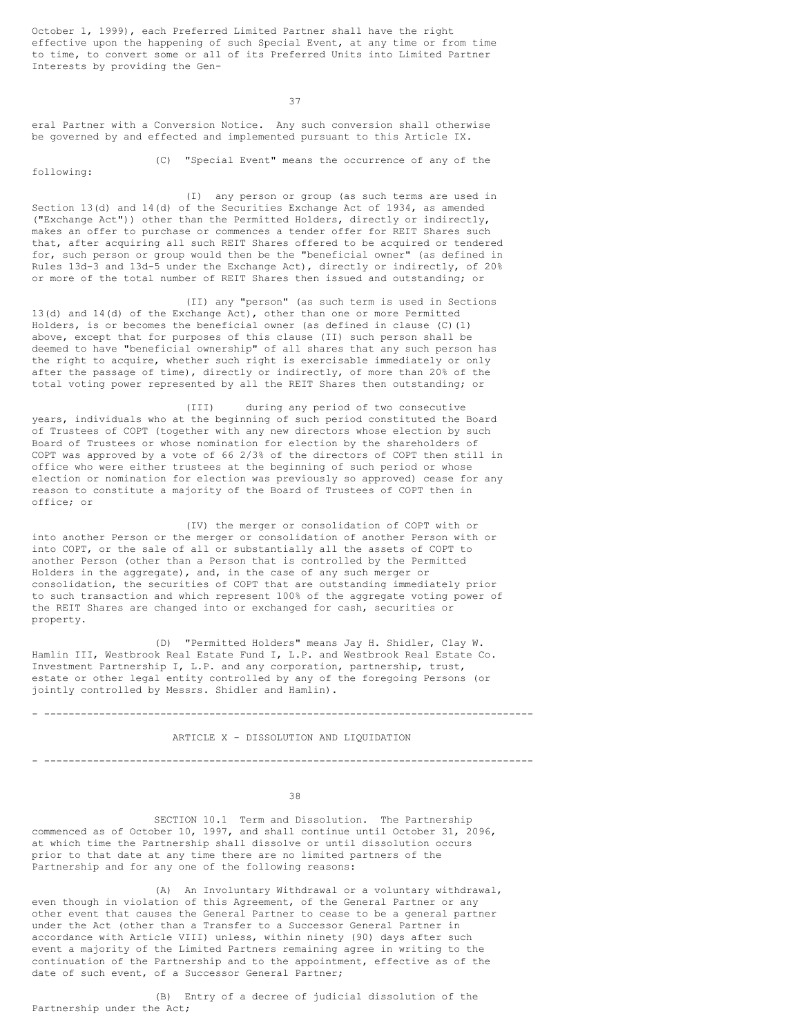October 1, 1999), each Preferred Limited Partner shall have the right effective upon the happening of such Special Event, at any time or from time to time, to convert some or all of its Preferred Units into Limited Partner Interests by providing the General Partner with a Conversion Notice. Any such conversion shall otherwise be governed by and effected and implemented pursuant to this Article IX.

(C) "Special Event" means the occurrence of any of the following:

(I) any person or group (as such terms are used in Section 13(d) and 14(d) of the Securities Exchange Act of 1934, as amended ("Exchange Act")) other than the Permitted Holders, directly or indirectly, makes an offer to purchase or commences a tender offer for REIT Shares such that, after acquiring all such REIT Shares offered to be acquired or tendered for, such person or group would then be the "beneficial owner" (as defined in Rules 13d-3 and 13d-5 under the Exchange Act), directly or indirectly, of 20% or more of the total number of REIT Shares then issued and outstanding; or

(II) any "person" (as such term is used in Sections 13(d) and 14(d) of the Exchange Act), other than one or more Permitted Holders, is or becomes the beneficial owner (as defined in clause (C)(1) above, except that for purposes of this clause (II) such person shall be deemed to have "beneficial ownership" of all shares that any such person has the right to acquire, whether such right is exercisable immediately or only after the passage of time), directly or indirectly, of more than 20% of the total voting power represented by all the REIT Shares then outstanding; or

(III) during any period of two consecutive years, individuals who at the beginning of such period constituted the Board of Trustees of COPT (together with any new directors whose election by such Board of Trustees or whose nomination for election by the shareholders of COPT was approved by a vote of 66 2/3% of the directors of COPT then still in office who were either trustees at the beginning of such period or whose election or nomination for election was previously so approved) cease for any reason to constitute a majority of the Board of Trustees of COPT then in office; or

(IV) the merger or consolidation of COPT with or into another Person or the merger or consolidation of another Person with or into COPT, or the sale of all or substantially all the assets of COPT to another Person (other than a Person that is controlled by the Permitted Holders in the aggregate), and, in the case of any such merger or consolidation, the securities of COPT that are outstanding immediately prior to such transaction and which represent 100% of the aggregate voting power of the REIT Shares are changed into or exchanged for cash, securities or property.

(D) "Permitted Holders" means Jay H. Shidler, Clay W. Hamlin III, Westbrook Real Estate Fund I, L.P. and Westbrook Real Estate Co. Investment Partnership I, L.P. and any corporation, partnership, trust, estate or other legal entity controlled by any of the foregoing Persons (or jointly controlled by Messrs. Shidler and Hamlin).

---

## ARTICLE X - DISSOLUTION AND LIQUIDATION

---

SECTION 10.1 Term and Dissolution. The Partnership commenced as of October 10, 1997, and shall continue until October 31, 2096, at which time the Partnership shall dissolve or until dissolution occurs prior to that date at any time there are no limited partners of the Partnership and for any one of the following reasons:

(A) An Involuntary Withdrawal or a voluntary withdrawal, even though in violation of this Agreement, of the General Partner or any other event that causes the General Partner to cease to be a general partner under the Act (other than a Transfer to a Successor General Partner in accordance with Article VIII) unless, within ninety (90) days after such event a majority of the Limited Partners remaining agree in writing to the continuation of the Partnership and to the appointment, effective as of the date of such event, of a Successor General Partner;

(B) Entry of a decree of judicial dissolution of the Partnership under the Act;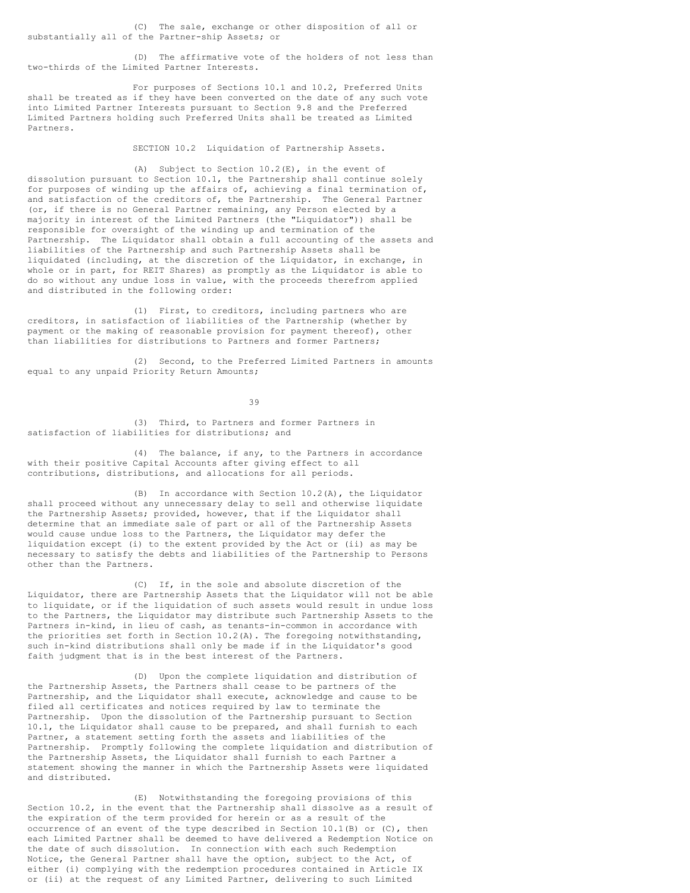(C) The sale, exchange or other disposition of all or substantially all of the Partner-ship Assets; or

(D) The affirmative vote of the holders of not less than two-thirds of the Limited Partner Interests.

For purposes of Sections 10.1 and 10.2, Preferred Units shall be treated as if they have been converted on the date of any such vote into Limited Partner Interests pursuant to Section 9.8 and the Preferred Limited Partners holding such Preferred Units shall be treated as Limited Partners.

SECTION 10.2 Liquidation of Partnership Assets.

(A) Subject to Section 10.2(E), in the event of dissolution pursuant to Section 10.1, the Partnership shall continue solely for purposes of winding up the affairs of, achieving a final termination of, and satisfaction of the creditors of, the Partnership. The General Partner (or, if there is no General Partner remaining, any Person elected by a majority in interest of the Limited Partners (the "Liquidator")) shall be responsible for oversight of the winding up and termination of the Partnership. The Liquidator shall obtain a full accounting of the assets and liabilities of the Partnership and such Partnership Assets shall be liquidated (including, at the discretion of the Liquidator, in exchange, in whole or in part, for REIT Shares) as promptly as the Liquidator is able to do so without any undue loss in value, with the proceeds therefrom applied and distributed in the following order:

(1) First, to creditors, including partners who are creditors, in satisfaction of liabilities of the Partnership (whether by payment or the making of reasonable provision for payment thereof), other than liabilities for distributions to Partners and former Partners;

(2) Second, to the Preferred Limited Partners in amounts equal to any unpaid Priority Return Amounts;

(3) Third, to Partners and former Partners in satisfaction of liabilities for distributions; and

(4) The balance, if any, to the Partners in accordance with their positive Capital Accounts after giving effect to all contributions, distributions, and allocations for all periods.

(B) In accordance with Section 10.2(A), the Liquidator shall proceed without any unnecessary delay to sell and otherwise liquidate the Partnership Assets; provided, however, that if the Liquidator shall determine that an immediate sale of part or all of the Partnership Assets would cause undue loss to the Partners, the Liquidator may defer the liquidation except (i) to the extent provided by the Act or (ii) as may be necessary to satisfy the debts and liabilities of the Partnership to Persons other than the Partners.

(C) If, in the sole and absolute discretion of the Liquidator, there are Partnership Assets that the Liquidator will not be able to liquidate, or if the liquidation of such assets would result in undue loss to the Partners, the Liquidator may distribute such Partnership Assets to the Partners in-kind, in lieu of cash, as tenants-in-common in accordance with the priorities set forth in Section 10.2(A). The foregoing notwithstanding, such in-kind distributions shall only be made if in the Liquidator's good faith judgment that is in the best interest of the Partners.

(D) Upon the complete liquidation and distribution of the Partnership Assets, the Partners shall cease to be partners of the Partnership, and the Liquidator shall execute, acknowledge and cause to be filed all certificates and notices required by law to terminate the Partnership. Upon the dissolution of the Partnership pursuant to Section 10.1, the Liquidator shall cause to be prepared, and shall furnish to each Partner, a statement setting forth the assets and liabilities of the Partnership. Promptly following the complete liquidation and distribution of the Partnership Assets, the Liquidator shall furnish to each Partner a statement showing the manner in which the Partnership Assets were liquidated and distributed.

(E) Notwithstanding the foregoing provisions of this Section 10.2, in the event that the Partnership shall dissolve as a result of the expiration of the term provided for herein or as a result of the occurrence of an event of the type described in Section 10.1(B) or (C), then each Limited Partner shall be deemed to have delivered a Redemption Notice on the date of such dissolution. In connection with each such Redemption Notice, the General Partner shall have the option, subject to the Act, of either (i) complying with the redemption procedures contained in Article IX or (ii) at the request of any Limited Partner, delivering to such Limited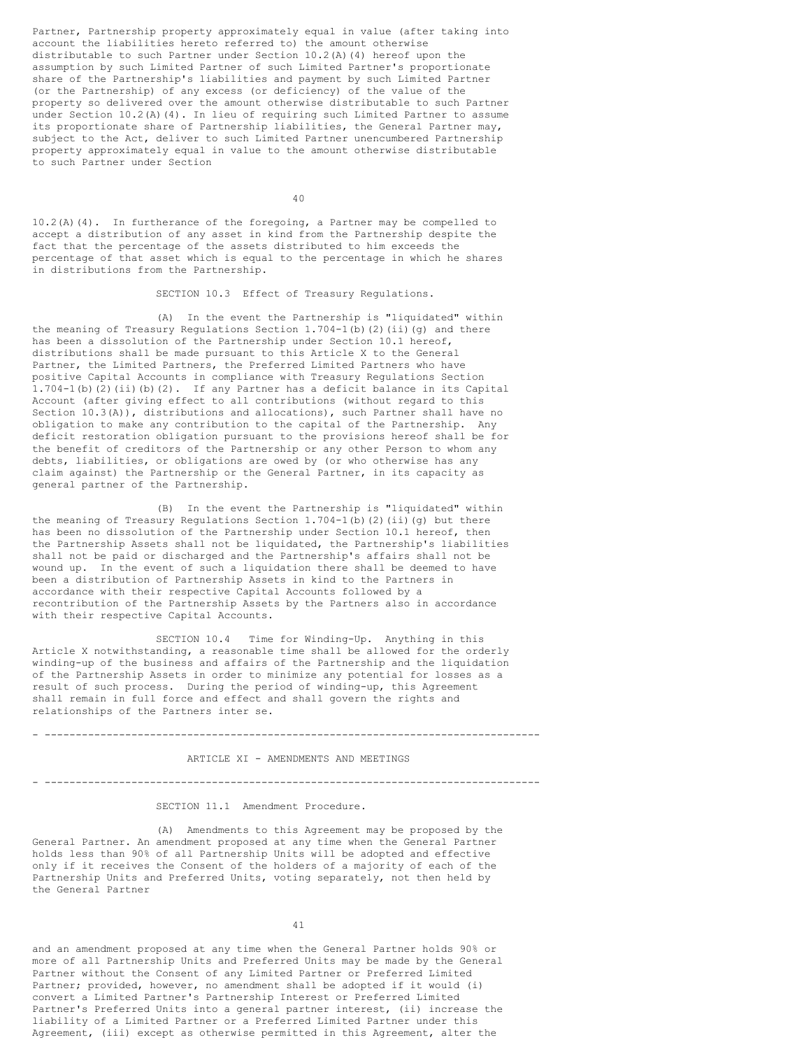Partner, Partnership property approximately equal in value (after taking into account the liabilities hereto referred to) the amount otherwise distributable to such Partner under Section 10.2(A)(4) hereof upon the assumption by such Limited Partner of such Limited Partner's proportionate share of the Partnership's liabilities and payment by such Limited Partner (or the Partnership) of any excess (or deficiency) of the value of the property so delivered over the amount otherwise distributable to such Partner under Section 10.2(A)(4). In lieu of requiring such Limited Partner to assume its proportionate share of Partnership liabilities, the General Partner may, subject to the Act, deliver to such Limited Partner unencumbered Partnership property approximately equal in value to the amount otherwise distributable to such Partner under Section 10.2(A)(4). In furtherance of the foregoing, a Partner may be compelled to accept a distribution of any asset in kind from the Partnership despite the fact that the percentage of the assets distributed to him exceeds the percentage of that asset which is equal to the percentage in which he shares in distributions from the Partnership.

SECTION 10.3 Effect of Treasury Regulations.

(A) In the event the Partnership is "liquidated" within the meaning of Treasury Regulations Section 1.704-1(b)(2)(ii)(g) and there has been a dissolution of the Partnership under Section 10.1 hereof, distributions shall be made pursuant to this Article X to the General Partner, the Limited Partners, the Preferred Limited Partners who have positive Capital Accounts in compliance with Treasury Regulations Section 1.704-1(b)(2)(ii)(b)(2). If any Partner has a deficit balance in its Capital Account (after giving effect to all contributions (without regard to this Section 10.3(A)), distributions and allocations), such Partner shall have no obligation to make any contribution to the capital of the Partnership. Any deficit restoration obligation pursuant to the provisions hereof shall be for the benefit of creditors of the Partnership or any other Person to whom any debts, liabilities, or obligations are owed by (or who otherwise has any claim against) the Partnership or the General Partner, in its capacity as general partner of the Partnership.

(B) In the event the Partnership is "liquidated" within the meaning of Treasury Regulations Section 1.704-1(b)(2)(ii)(g) but there has been no dissolution of the Partnership under Section 10.1 hereof, then the Partnership Assets shall not be liquidated, the Partnership's liabilities shall not be paid or discharged and the Partnership's affairs shall not be wound up. In the event of such a liquidation there shall be deemed to have been a distribution of Partnership Assets in kind to the Partners in accordance with their respective Capital Accounts followed by a recontribution of the Partnership Assets by the Partners also in accordance with their respective Capital Accounts.

SECTION 10.4 Time for Winding-Up. Anything in this Article X notwithstanding, a reasonable time shall be allowed for the orderly winding-up of the business and affairs of the Partnership and the liquidation of the Partnership Assets in order to minimize any potential for losses as a result of such process. During the period of winding-up, this Agreement shall remain in full force and effect and shall govern the rights and relationships of the Partners inter se.

---

## ARTICLE XI - AMENDMENTS AND MEETINGS

---

SECTION 11.1 Amendment Procedure.

(A) Amendments to this Agreement may be proposed by the General Partner. An amendment proposed at any time when the General Partner holds less than 90% of all Partnership Units will be adopted and effective only if it receives the Consent of the holders of a majority of each of the Partnership Units and Preferred Units, voting separately, not then held by the General Partner and an amendment proposed at any time when the General Partner holds 90% or more of all Partnership Units and Preferred Units may be made by the General Partner without the Consent of any Limited Partner or Preferred Limited Partner; provided, however, no amendment shall be adopted if it would (i) convert a Limited Partner's Partnership Interest or Preferred Limited Partner's Preferred Units into a general partner interest, (ii) increase the liability of a Limited Partner or a Preferred Limited Partner under this Agreement, (iii) except as otherwise permitted in this Agreement, alter the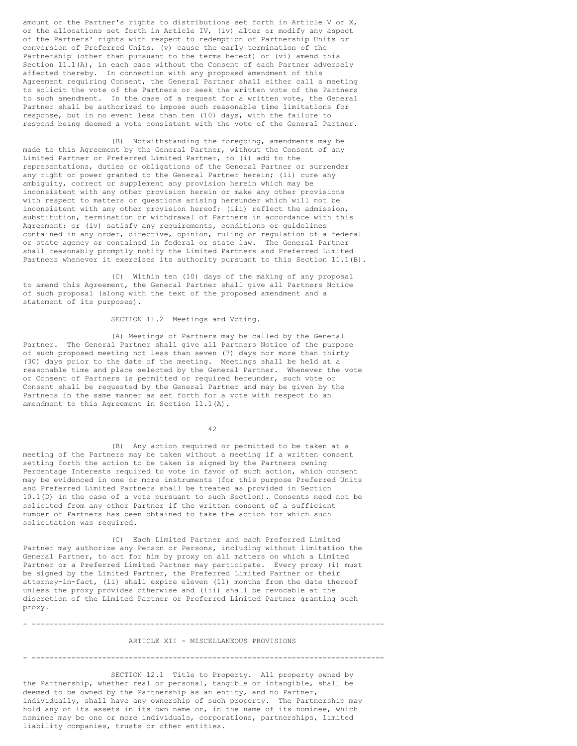amount or the Partner's rights to distributions set forth in Article V or X, or the allocations set forth in Article IV, (iv) alter or modify any aspect of the Partners' rights with respect to redemption of Partnership Units or conversion of Preferred Units, (v) cause the early termination of the Partnership (other than pursuant to the terms hereof) or (vi) amend this Section 11.1(A), in each case without the Consent of each Partner adversely affected thereby. In connection with any proposed amendment of this Agreement requiring Consent, the General Partner shall either call a meeting to solicit the vote of the Partners or seek the written vote of the Partners to such amendment. In the case of a request for a written vote, the General Partner shall be authorized to impose such reasonable time limitations for response, but in no event less than ten (10) days, with the failure to respond being deemed a vote consistent with the vote of the General Partner.

(B) Notwithstanding the foregoing, amendments may be made to this Agreement by the General Partner, without the Consent of any Limited Partner or Preferred Limited Partner, to (i) add to the representations, duties or obligations of the General Partner or surrender any right or power granted to the General Partner herein; (ii) cure any ambiguity, correct or supplement any provision herein which may be inconsistent with any other provision herein or make any other provisions with respect to matters or questions arising hereunder which will not be inconsistent with any other provision hereof; (iii) reflect the admission, substitution, termination or withdrawal of Partners in accordance with this Agreement; or (iv) satisfy any requirements, conditions or guidelines contained in any order, directive, opinion, ruling or regulation of a federal or state agency or contained in federal or state law. The General Partner shall reasonably promptly notify the Limited Partners and Preferred Limited Partners whenever it exercises its authority pursuant to this Section 11.1(B).

(C) Within ten (10) days of the making of any proposal to amend this Agreement, the General Partner shall give all Partners Notice of such proposal (along with the text of the proposed amendment and a statement of its purposes).

SECTION 11.2 Meetings and Voting.

(A) Meetings of Partners may be called by the General Partner. The General Partner shall give all Partners Notice of the purpose of such proposed meeting not less than seven (7) days nor more than thirty (30) days prior to the date of the meeting. Meetings shall be held at a reasonable time and place selected by the General Partner. Whenever the vote or Consent of Partners is permitted or required hereunder, such vote or Consent shall be requested by the General Partner and may be given by the Partners in the same manner as set forth for a vote with respect to an amendment to this Agreement in Section 11.1(A).

(B) Any action required or permitted to be taken at a meeting of the Partners may be taken without a meeting if a written consent setting forth the action to be taken is signed by the Partners owning Percentage Interests required to vote in favor of such action, which consent may be evidenced in one or more instruments (for this purpose Preferred Units and Preferred Limited Partners shall be treated as provided in Section 10.1(D) in the case of a vote pursuant to such Section). Consents need not be solicited from any other Partner if the written consent of a sufficient number of Partners has been obtained to take the action for which such solicitation was required.

(C) Each Limited Partner and each Preferred Limited Partner may authorize any Person or Persons, including without limitation the General Partner, to act for him by proxy on all matters on which a Limited Partner or a Preferred Limited Partner may participate. Every proxy (i) must be signed by the Limited Partner, the Preferred Limited Partner or their attorney-in-fact, (ii) shall expire eleven (11) months from the date thereof unless the proxy provides otherwise and (iii) shall be revocable at the discretion of the Limited Partner or Preferred Limited Partner granting such proxy.

---

## ARTICLE XII - MISCELLANEOUS PROVISIONS

---

SECTION 12.1 Title to Property. All property owned by the Partnership, whether real or personal, tangible or intangible, shall be deemed to be owned by the Partnership as an entity, and no Partner, individually, shall have any ownership of such property. The Partnership may hold any of its assets in its own name or, in the name of its nominee, which nominee may be one or more individuals, corporations, partnerships, limited liability companies, trusts or other entities.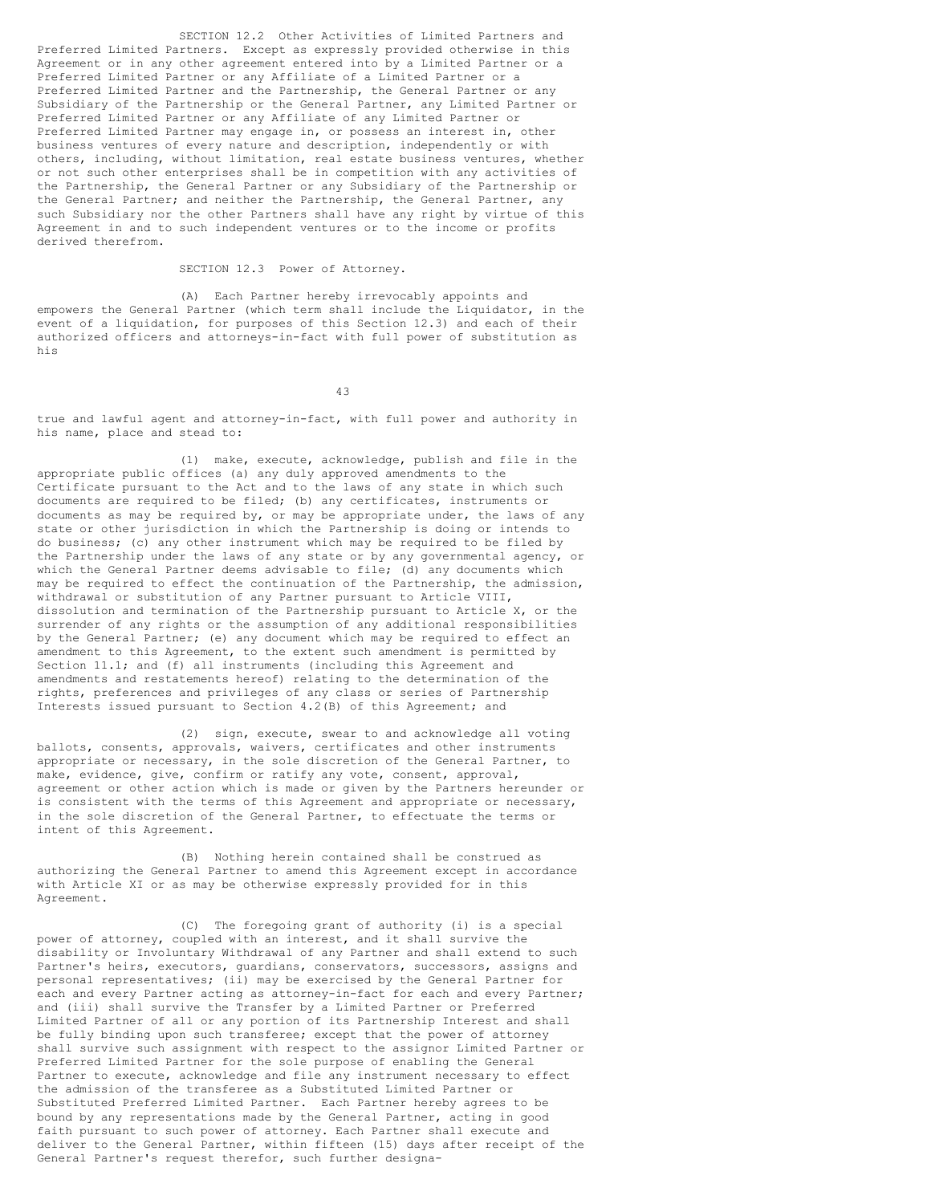SECTION 12.2 Other Activities of Limited Partners and Preferred Limited Partners. Except as expressly provided otherwise in this Agreement or in any other agreement entered into by a Limited Partner or a Preferred Limited Partner or any Affiliate of a Limited Partner or a Preferred Limited Partner and the Partnership, the General Partner or any Subsidiary of the Partnership or the General Partner, any Limited Partner or Preferred Limited Partner or any Affiliate of any Limited Partner or Preferred Limited Partner may engage in, or possess an interest in, other business ventures of every nature and description, independently or with others, including, without limitation, real estate business ventures, whether or not such other enterprises shall be in competition with any activities of the Partnership, the General Partner or any Subsidiary of the Partnership or the General Partner; and neither the Partnership, the General Partner, any such Subsidiary nor the other Partners shall have any right by virtue of this Agreement in and to such independent ventures or to the income or profits derived therefrom.

SECTION 12.3 Power of Attorney.

(A) Each Partner hereby irrevocably appoints and empowers the General Partner (which term shall include the Liquidator, in the event of a liquidation, for purposes of this Section 12.3) and each of their authorized officers and attorneys-in-fact with full power of substitution as his true and lawful agent and attorney-in-fact, with full power and authority in his name, place and stead to:

(1) make, execute, acknowledge, publish and file in the appropriate public offices (a) any duly approved amendments to the Certificate pursuant to the Act and to the laws of any state in which such documents are required to be filed; (b) any certificates, instruments or documents as may be required by, or may be appropriate under, the laws of any state or other jurisdiction in which the Partnership is doing or intends to do business; (c) any other instrument which may be required to be filed by the Partnership under the laws of any state or by any governmental agency, or which the General Partner deems advisable to file; (d) any documents which may be required to effect the continuation of the Partnership, the admission, withdrawal or substitution of any Partner pursuant to Article VIII, dissolution and termination of the Partnership pursuant to Article X, or the surrender of any rights or the assumption of any additional responsibilities by the General Partner; (e) any document which may be required to effect an amendment to this Agreement, to the extent such amendment is permitted by Section 11.1; and (f) all instruments (including this Agreement and amendments and restatements hereof) relating to the determination of the rights, preferences and privileges of any class or series of Partnership Interests issued pursuant to Section 4.2(B) of this Agreement; and

(2) sign, execute, swear to and acknowledge all voting ballots, consents, approvals, waivers, certificates and other instruments appropriate or necessary, in the sole discretion of the General Partner, to make, evidence, give, confirm or ratify any vote, consent, approval, agreement or other action which is made or given by the Partners hereunder or is consistent with the terms of this Agreement and appropriate or necessary, in the sole discretion of the General Partner, to effectuate the terms or intent of this Agreement.

(B) Nothing herein contained shall be construed as authorizing the General Partner to amend this Agreement except in accordance with Article XI or as may be otherwise expressly provided for in this Agreement.

(C) The foregoing grant of authority (i) is a special power of attorney, coupled with an interest, and it shall survive the disability or Involuntary Withdrawal of any Partner and shall extend to such Partner's heirs, executors, guardians, conservators, successors, assigns and personal representatives; (ii) may be exercised by the General Partner for each and every Partner acting as attorney-in-fact for each and every Partner; and (iii) shall survive the Transfer by a Limited Partner or Preferred Limited Partner of all or any portion of its Partnership Interest and shall be fully binding upon such transferee; except that the power of attorney shall survive such assignment with respect to the assignor Limited Partner or Preferred Limited Partner for the sole purpose of enabling the General Partner to execute, acknowledge and file any instrument necessary to effect the admission of the transferee as a Substituted Limited Partner or Substituted Preferred Limited Partner. Each Partner hereby agrees to be bound by any representations made by the General Partner, acting in good faith pursuant to such power of attorney. Each Partner shall execute and deliver to the General Partner, within fifteen (15) days after receipt of the General Partner's request therefor, such further designa-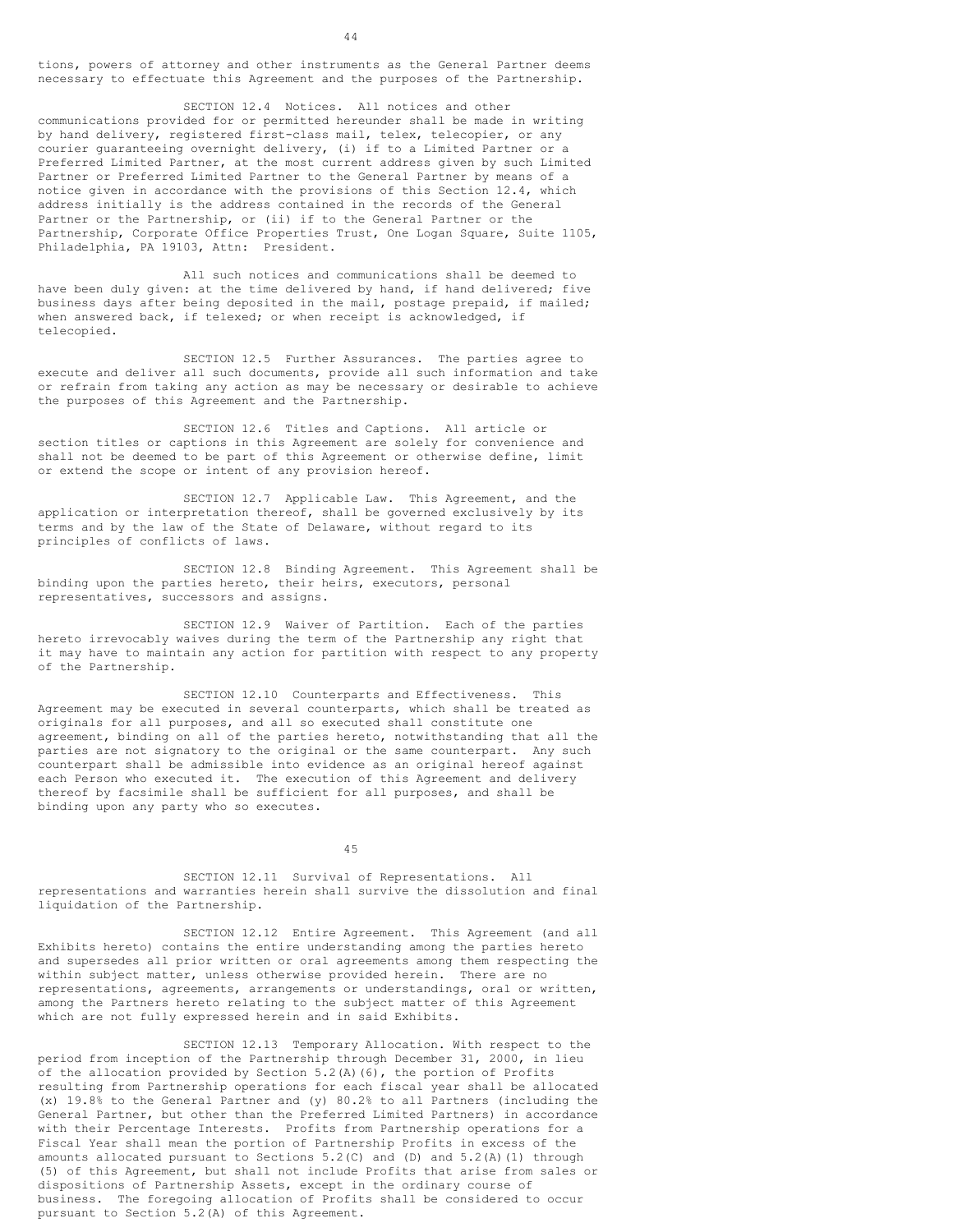tions, powers of attorney and other instruments as the General Partner deems necessary to effectuate this Agreement and the purposes of the Partnership.

SECTION 12.4 Notices. All notices and other communications provided for or permitted hereunder shall be made in writing by hand delivery, registered first-class mail, telex, telecopier, or any courier guaranteeing overnight delivery, (i) if to a Limited Partner or a Preferred Limited Partner, at the most current address given by such Limited Partner or Preferred Limited Partner to the General Partner by means of a notice given in accordance with the provisions of this Section 12.4, which address initially is the address contained in the records of the General Partner or the Partnership, or (ii) if to the General Partner or the Partnership, Corporate Office Properties Trust, One Logan Square, Suite 1105, Philadelphia, PA 19103, Attn: President.

All such notices and communications shall be deemed to have been duly given: at the time delivered by hand, if hand delivered; five business days after being deposited in the mail, postage prepaid, if mailed; when answered back, if telexed; or when receipt is acknowledged, if telecopied.

SECTION 12.5 Further Assurances. The parties agree to execute and deliver all such documents, provide all such information and take or refrain from taking any action as may be necessary or desirable to achieve the purposes of this Agreement and the Partnership.

SECTION 12.6 Titles and Captions. All article or section titles or captions in this Agreement are solely for convenience and shall not be deemed to be part of this Agreement or otherwise define, limit or extend the scope or intent of any provision hereof.

SECTION 12.7 Applicable Law. This Agreement, and the application or interpretation thereof, shall be governed exclusively by its terms and by the law of the State of Delaware, without regard to its principles of conflicts of laws.

SECTION 12.8 Binding Agreement. This Agreement shall be binding upon the parties hereto, their heirs, executors, personal representatives, successors and assigns.

SECTION 12.9 Waiver of Partition. Each of the parties hereto irrevocably waives during the term of the Partnership any right that it may have to maintain any action for partition with respect to any property of the Partnership.

SECTION 12.10 Counterparts and Effectiveness. This Agreement may be executed in several counterparts, which shall be treated as originals for all purposes, and all so executed shall constitute one agreement, binding on all of the parties hereto, notwithstanding that all the parties are not signatory to the original or the same counterpart. Any such counterpart shall be admissible into evidence as an original hereof against each Person who executed it. The execution of this Agreement and delivery thereof by facsimile shall be sufficient for all purposes, and shall be binding upon any party who so executes.

SECTION 12.11 Survival of Representations. All representations and warranties herein shall survive the dissolution and final liquidation of the Partnership.

SECTION 12.12 Entire Agreement. This Agreement (and all Exhibits hereto) contains the entire understanding among the parties hereto and supersedes all prior written or oral agreements among them respecting the within subject matter, unless otherwise provided herein. There are no representations, agreements, arrangements or understandings, oral or written, among the Partners hereto relating to the subject matter of this Agreement which are not fully expressed herein and in said Exhibits.

SECTION 12.13 Temporary Allocation. With respect to the period from inception of the Partnership through December 31, 2000, in lieu of the allocation provided by Section 5.2(A)(6), the portion of Profits resulting from Partnership operations for each fiscal year shall be allocated (x) 19.8% to the General Partner and (y) 80.2% to all Partners (including the General Partner, but other than the Preferred Limited Partners) in accordance with their Percentage Interests. Profits from Partnership operations for a Fiscal Year shall mean the portion of Partnership Profits in excess of the amounts allocated pursuant to Sections 5.2(C) and (D) and 5.2(A)(1) through (5) of this Agreement, but shall not include Profits that arise from sales or dispositions of Partnership Assets, except in the ordinary course of business. The foregoing allocation of Profits shall be considered to occur pursuant to Section 5.2(A) of this Agreement.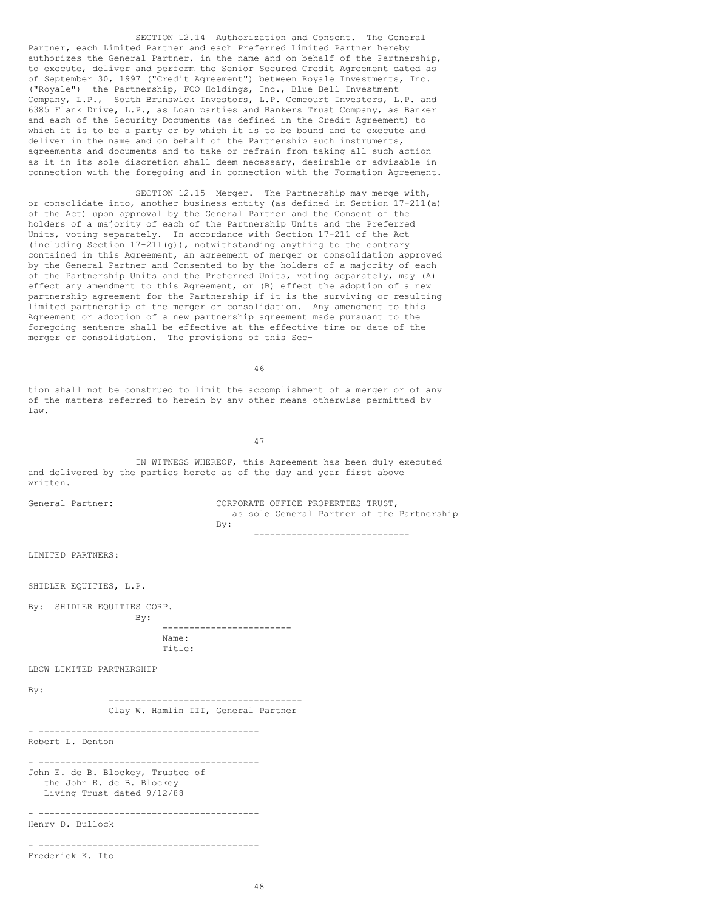SECTION 12.14 Authorization and Consent. The General Partner, each Limited Partner and each Preferred Limited Partner hereby authorizes the General Partner, in the name and on behalf of the Partnership, to execute, deliver and perform the Senior Secured Credit Agreement dated as of September 30, 1997 ("Credit Agreement") between Royale Investments, Inc. ("Royale") the Partnership, FCO Holdings, Inc., Blue Bell Investment Company, L.P., South Brunswick Investors, L.P. Comcourt Investors, L.P. and 6385 Flank Drive, L.P., as Loan parties and Bankers Trust Company, as Banker and each of the Security Documents (as defined in the Credit Agreement) to which it is to be a party or by which it is to be bound and to execute and deliver in the name and on behalf of the Partnership such instruments, agreements and documents and to take or refrain from taking all such action as it in its sole discretion shall deem necessary, desirable or advisable in connection with the foregoing and in connection with the Formation Agreement.

SECTION 12.15 Merger. The Partnership may merge with, or consolidate into, another business entity (as defined in Section 17-211(a) of the Act) upon approval by the General Partner and the Consent of the holders of a majority of each of the Partnership Units and the Preferred Units, voting separately. In accordance with Section 17-211 of the Act (including Section 17-211(g)), notwithstanding anything to the contrary contained in this Agreement, an agreement of merger or consolidation approved by the General Partner and Consented to by the holders of a majority of each of the Partnership Units and the Preferred Units, voting separately, may (A) effect any amendment to this Agreement, or (B) effect the adoption of a new partnership agreement for the Partnership if it is the surviving or resulting limited partnership of the merger or consolidation. Any amendment to this Agreement or adoption of a new partnership agreement made pursuant to the foregoing sentence shall be effective at the effective time or date of the merger or consolidation. The provisions of this Section shall not be construed to limit the accomplishment of a merger or of any of the matters referred to herein by any other means otherwise permitted by law.

IN WITNESS WHEREOF, this Agreement has been duly executed and delivered by the parties hereto as of the day and year first above written.

General Partner: CORPORATE OFFICE PROPERTIES TRUST,
as sole General Partner of the Partnership

By: ____________________________

LIMITED PARTNERS:

SHIDLER EQUITIES, L.P.

By: SHIDLER EQUITIES CORP.

By: ________________________

Name:

Title:

LBCW LIMITED PARTNERSHIP

By: ____________________________________

Clay W. Hamlin III, General Partner

_________________________________________

Robert L. Denton

_________________________________________

John E. de B. Blockey, Trustee of
the John E. de B. Blockey
Living Trust dated 9/12/88

_________________________________________

Henry D. Bullock

_________________________________________

Frederick K. Ito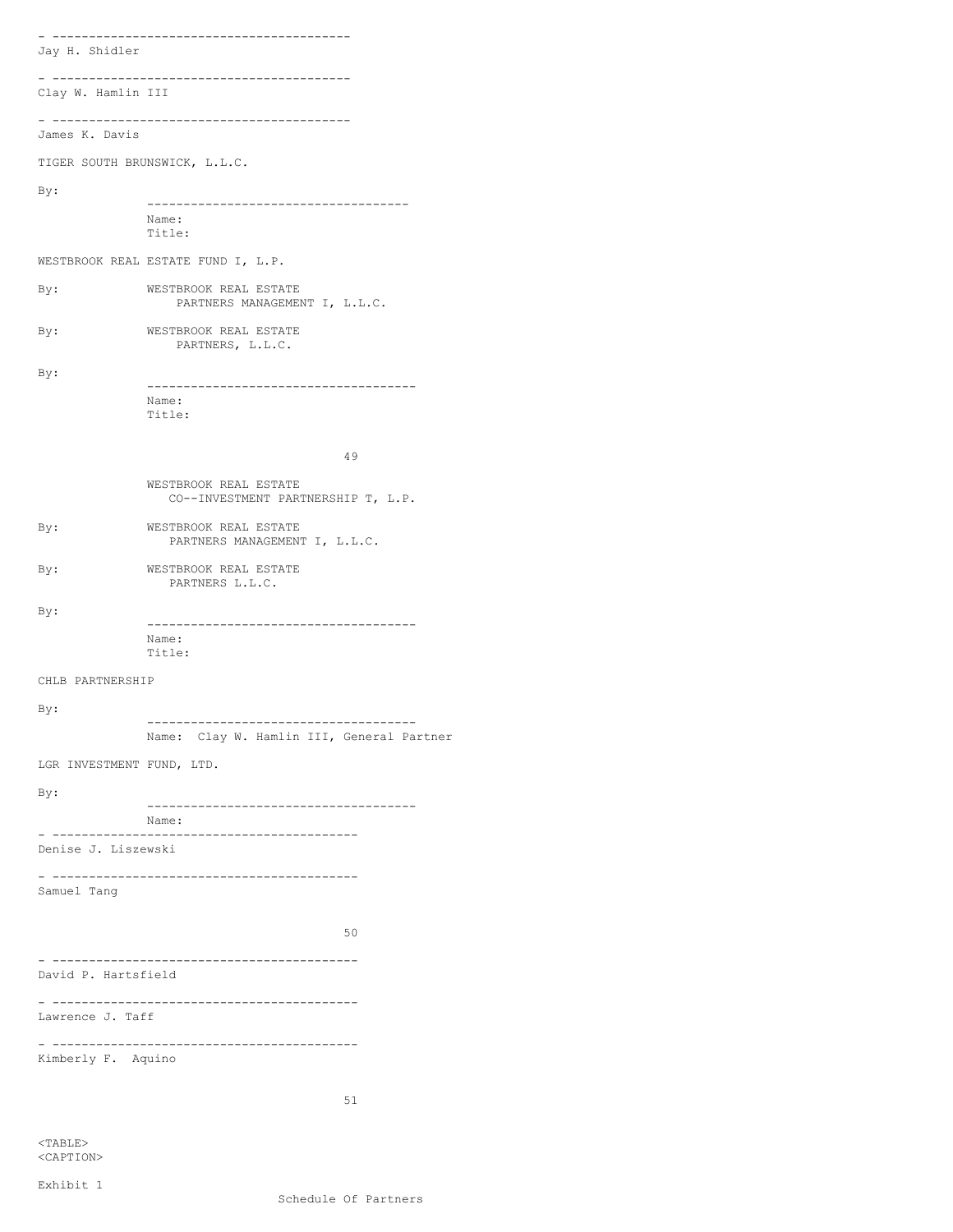\_\_\_\_\_\_\_\_\_\_\_\_\_\_\_\_\_\_\_\_\_\_\_\_\_\_\_\_\_\_\_\_\_\_\_\_\_\_\_\_
Jay H. Shidler

\_\_\_\_\_\_\_\_\_\_\_\_\_\_\_\_\_\_\_\_\_\_\_\_\_\_\_\_\_\_\_\_\_\_\_\_\_\_\_\_
Clay W. Hamlin III

\_\_\_\_\_\_\_\_\_\_\_\_\_\_\_\_\_\_\_\_\_\_\_\_\_\_\_\_\_\_\_\_\_\_\_\_\_\_\_\_
James K. Davis

TIGER SOUTH BRUNSWICK, L.L.C.

By: \_\_\_\_\_\_\_\_\_\_\_\_\_\_\_\_\_\_\_\_\_\_\_\_\_\_\_\_\_\_\_\_\_\_\_\_
Name:
Title:

WESTBROOK REAL ESTATE FUND I, L.P.

By: WESTBROOK REAL ESTATE PARTNERS MANAGEMENT I, L.L.C.

By: WESTBROOK REAL ESTATE PARTNERS, L.L.C.

By: \_\_\_\_\_\_\_\_\_\_\_\_\_\_\_\_\_\_\_\_\_\_\_\_\_\_\_\_\_\_\_\_\_\_\_\_
Name:
Title:

WESTBROOK REAL ESTATE CO--INVESTMENT PARTNERSHIP T, L.P.

By: WESTBROOK REAL ESTATE PARTNERS MANAGEMENT I, L.L.C.

By: WESTBROOK REAL ESTATE PARTNERS L.L.C.

By: \_\_\_\_\_\_\_\_\_\_\_\_\_\_\_\_\_\_\_\_\_\_\_\_\_\_\_\_\_\_\_\_\_\_\_\_
Name:
Title:

CHLB PARTNERSHIP

By: \_\_\_\_\_\_\_\_\_\_\_\_\_\_\_\_\_\_\_\_\_\_\_\_\_\_\_\_\_\_\_\_\_\_\_\_
Name: Clay W. Hamlin III, General Partner

LGR INVESTMENT FUND, LTD.

By: \_\_\_\_\_\_\_\_\_\_\_\_\_\_\_\_\_\_\_\_\_\_\_\_\_\_\_\_\_\_\_\_\_\_\_\_
Name:

\_\_\_\_\_\_\_\_\_\_\_\_\_\_\_\_\_\_\_\_\_\_\_\_\_\_\_\_\_\_\_\_\_\_\_\_\_\_\_\_
Denise J. Liszewski

\_\_\_\_\_\_\_\_\_\_\_\_\_\_\_\_\_\_\_\_\_\_\_\_\_\_\_\_\_\_\_\_\_\_\_\_\_\_\_\_
Samuel Tang

\_\_\_\_\_\_\_\_\_\_\_\_\_\_\_\_\_\_\_\_\_\_\_\_\_\_\_\_\_\_\_\_\_\_\_\_\_\_\_\_
David P. Hartsfield

\_\_\_\_\_\_\_\_\_\_\_\_\_\_\_\_\_\_\_\_\_\_\_\_\_\_\_\_\_\_\_\_\_\_\_\_\_\_\_\_
Lawrence J. Taff

\_\_\_\_\_\_\_\_\_\_\_\_\_\_\_\_\_\_\_\_\_\_\_\_\_\_\_\_\_\_\_\_\_\_\_\_\_\_\_\_
Kimberly F. Aquino

Exhibit 1

Schedule Of Partners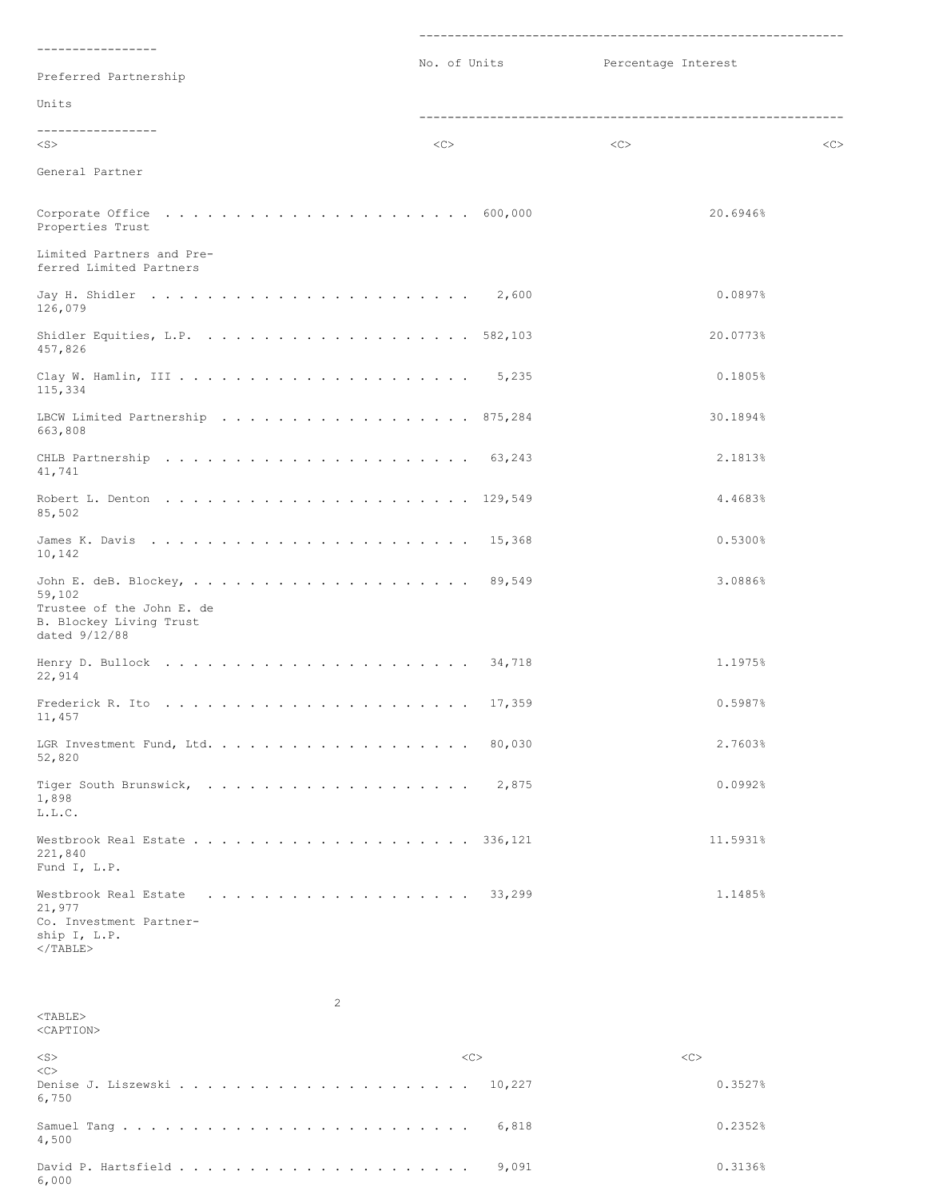| | No. of Units | Percentage Interest | Preferred Partnership Units |
|---|---|---|---|
| **General Partner** | | | |
| Corporate Office Properties Trust | 600,000 | 20.6946% | |
| **Limited Partners and Preferred Limited Partners** | | | |
| Jay H. Shidler | 2,600 | 0.0897% | 126,079 |
| Shidler Equities, L.P. | 582,103 | 20.0773% | 457,826 |
| Clay W. Hamlin, III | 5,235 | 0.1805% | 115,334 |
| LBCW Limited Partnership | 875,284 | 30.1894% | 663,808 |
| CHLB Partnership | 63,243 | 2.1813% | 41,741 |
| Robert L. Denton | 129,549 | 4.4683% | 85,502 |
| James K. Davis | 15,368 | 0.5300% | 10,142 |
| John E. deB. Blockey, Trustee of the John E. de B. Blockey Living Trust dated 9/12/88 | 89,549 | 3.0886% | 59,102 |
| Henry D. Bullock | 34,718 | 1.1975% | 22,914 |
| Frederick R. Ito | 17,359 | 0.5987% | 11,457 |
| LGR Investment Fund, Ltd. | 80,030 | 2.7603% | 52,820 |
| Tiger South Brunswick, L.L.C. | 2,875 | 0.0992% | 1,898 |
| Westbrook Real Estate Fund I, L.P. | 336,121 | 11.5931% | 221,840 |
| Westbrook Real Estate Co. Investment Partnership I, L.P. | 33,299 | 1.1485% | 21,977 |
| Denise J. Liszewski | 10,227 | 0.3527% | 6,750 |
| Samuel Tang | 6,818 | 0.2352% | 4,500 |
| David P. Hartsfield | 9,091 | 0.3136% | 6,000 |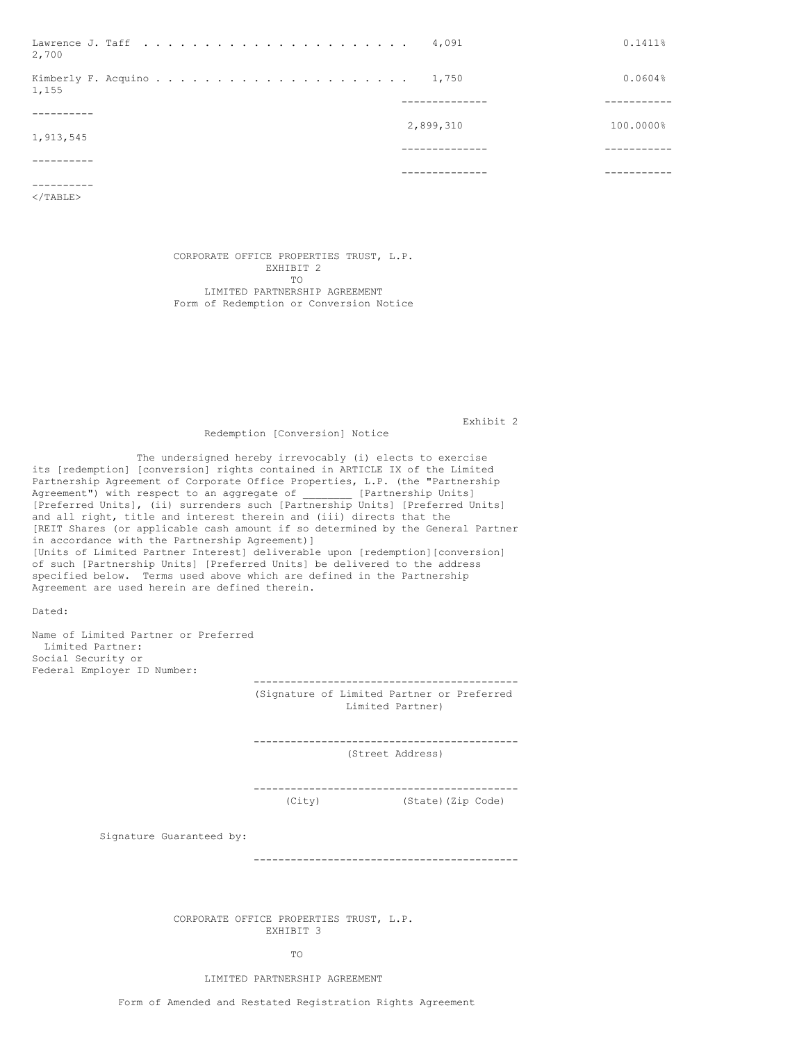| Name | Units | Percentage | |
|---|---|---|---|
| Lawrence J. Taff | 4,091 | 0.1411% | 2,700 |
| Kimberly F. Acquino | 1,750 | 0.0604% | 1,155 |
| | 2,899,310 | 100.0000% | 1,913,545 |

CORPORATE OFFICE PROPERTIES TRUST, L.P.
EXHIBIT 2
TO
LIMITED PARTNERSHIP AGREEMENT
Form of Redemption or Conversion Notice

Exhibit 2

Redemption [Conversion] Notice

The undersigned hereby irrevocably (i) elects to exercise its [redemption] [conversion] rights contained in ARTICLE IX of the Limited Partnership Agreement of Corporate Office Properties, L.P. (the "Partnership Agreement") with respect to an aggregate of ________ [Partnership Units] [Preferred Units], (ii) surrenders such [Partnership Units] [Preferred Units] and all right, title and interest therein and (iii) directs that the [REIT Shares (or applicable cash amount if so determined by the General Partner in accordance with the Partnership Agreement)] [Units of Limited Partner Interest] deliverable upon [redemption][conversion] of such [Partnership Units] [Preferred Units] be delivered to the address specified below. Terms used above which are defined in the Partnership Agreement are used herein are defined therein.

Dated:

Name of Limited Partner or Preferred Limited Partner:
Social Security or Federal Employer ID Number:

-------------------------------------------
(Signature of Limited Partner or Preferred Limited Partner)

-------------------------------------------
(Street Address)

-------------------------------------------
(City) (State)(Zip Code)

Signature Guaranteed by:

-------------------------------------------

CORPORATE OFFICE PROPERTIES TRUST, L.P.
EXHIBIT 3

TO

LIMITED PARTNERSHIP AGREEMENT

Form of Amended and Restated Registration Rights Agreement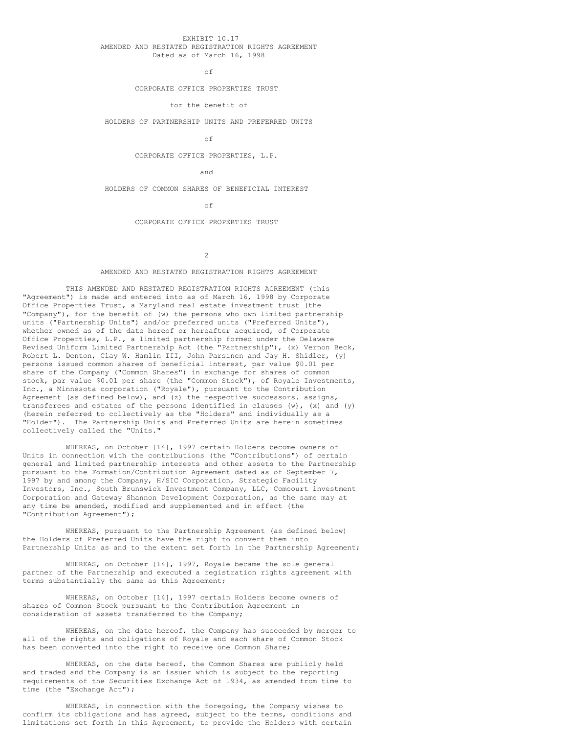EXHIBIT 10.17

AMENDED AND RESTATED REGISTRATION RIGHTS AGREEMENT

Dated as of March 16, 1998

of

CORPORATE OFFICE PROPERTIES TRUST

for the benefit of

HOLDERS OF PARTNERSHIP UNITS AND PREFERRED UNITS

of

CORPORATE OFFICE PROPERTIES, L.P.

and

HOLDERS OF COMMON SHARES OF BENEFICIAL INTEREST

of

CORPORATE OFFICE PROPERTIES TRUST

# AMENDED AND RESTATED REGISTRATION RIGHTS AGREEMENT

THIS AMENDED AND RESTATED REGISTRATION RIGHTS AGREEMENT (this "Agreement") is made and entered into as of March 16, 1998 by Corporate Office Properties Trust, a Maryland real estate investment trust (the "Company"), for the benefit of (w) the persons who own limited partnership units ("Partnership Units") and/or preferred units ("Preferred Units"), whether owned as of the date hereof or hereafter acquired, of Corporate Office Properties, L.P., a limited partnership formed under the Delaware Revised Uniform Limited Partnership Act (the "Partnership"), (x) Vernon Beck, Robert L. Denton, Clay W. Hamlin III, John Parsinen and Jay H. Shidler, (y) persons issued common shares of beneficial interest, par value $0.01 per share of the Company ("Common Shares") in exchange for shares of common stock, par value $0.01 per share (the "Common Stock"), of Royale Investments, Inc., a Minnesota corporation ("Royale"), pursuant to the Contribution Agreement (as defined below), and (z) the respective successors. assigns, transferees and estates of the persons identified in clauses (w), (x) and (y) (herein referred to collectively as the "Holders" and individually as a "Holder"). The Partnership Units and Preferred Units are herein sometimes collectively called the "Units."

WHEREAS, on October [14], 1997 certain Holders become owners of Units in connection with the contributions (the "Contributions") of certain general and limited partnership interests and other assets to the Partnership pursuant to the Formation/Contribution Agreement dated as of September 7, 1997 by and among the Company, H/SIC Corporation, Strategic Facility Investors, Inc., South Brunswick Investment Company, LLC, Comcourt investment Corporation and Gateway Shannon Development Corporation, as the same may at any time be amended, modified and supplemented and in effect (the "Contribution Agreement");

WHEREAS, pursuant to the Partnership Agreement (as defined below) the Holders of Preferred Units have the right to convert them into Partnership Units as and to the extent set forth in the Partnership Agreement;

WHEREAS, on October [14], 1997, Royale became the sole general partner of the Partnership and executed a registration rights agreement with terms substantially the same as this Agreement;

WHEREAS, on October [14], 1997 certain Holders become owners of shares of Common Stock pursuant to the Contribution Agreement in consideration of assets transferred to the Company;

WHEREAS, on the date hereof, the Company has succeeded by merger to all of the rights and obligations of Royale and each share of Common Stock has been converted into the right to receive one Common Share;

WHEREAS, on the date hereof, the Common Shares are publicly held and traded and the Company is an issuer which is subject to the reporting requirements of the Securities Exchange Act of 1934, as amended from time to time (the "Exchange Act");

WHEREAS, in connection with the foregoing, the Company wishes to confirm its obligations and has agreed, subject to the terms, conditions and limitations set forth in this Agreement, to provide the Holders with certain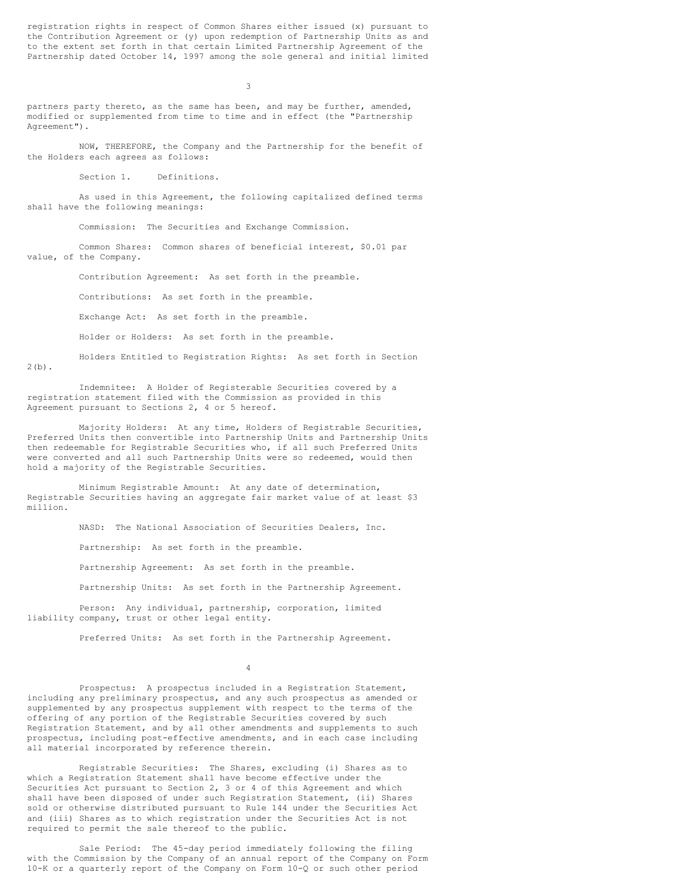registration rights in respect of Common Shares either issued (x) pursuant to the Contribution Agreement or (y) upon redemption of Partnership Units as and to the extent set forth in that certain Limited Partnership Agreement of the Partnership dated October 14, 1997 among the sole general and initial limited partners party thereto, as the same has been, and may be further, amended, modified or supplemented from time to time and in effect (the "Partnership Agreement").

NOW, THEREFORE, the Company and the Partnership for the benefit of the Holders each agrees as follows:

Section 1. Definitions.

As used in this Agreement, the following capitalized defined terms shall have the following meanings:

Commission: The Securities and Exchange Commission.

Common Shares: Common shares of beneficial interest, $0.01 par value, of the Company.

Contribution Agreement: As set forth in the preamble.

Contributions: As set forth in the preamble.

Exchange Act: As set forth in the preamble.

Holder or Holders: As set forth in the preamble.

Holders Entitled to Registration Rights: As set forth in Section 2(b).

Indemnitee: A Holder of Registerable Securities covered by a registration statement filed with the Commission as provided in this Agreement pursuant to Sections 2, 4 or 5 hereof.

Majority Holders: At any time, Holders of Registrable Securities, Preferred Units then convertible into Partnership Units and Partnership Units then redeemable for Registrable Securities who, if all such Preferred Units were converted and all such Partnership Units were so redeemed, would then hold a majority of the Registrable Securities.

Minimum Registrable Amount: At any date of determination, Registrable Securities having an aggregate fair market value of at least $3 million.

NASD: The National Association of Securities Dealers, Inc.

Partnership: As set forth in the preamble.

Partnership Agreement: As set forth in the preamble.

Partnership Units: As set forth in the Partnership Agreement.

Person: Any individual, partnership, corporation, limited liability company, trust or other legal entity.

Preferred Units: As set forth in the Partnership Agreement.

Prospectus: A prospectus included in a Registration Statement, including any preliminary prospectus, and any such prospectus as amended or supplemented by any prospectus supplement with respect to the terms of the offering of any portion of the Registrable Securities covered by such Registration Statement, and by all other amendments and supplements to such prospectus, including post-effective amendments, and in each case including all material incorporated by reference therein.

Registrable Securities: The Shares, excluding (i) Shares as to which a Registration Statement shall have become effective under the Securities Act pursuant to Section 2, 3 or 4 of this Agreement and which shall have been disposed of under such Registration Statement, (ii) Shares sold or otherwise distributed pursuant to Rule 144 under the Securities Act and (iii) Shares as to which registration under the Securities Act is not required to permit the sale thereof to the public.

Sale Period: The 45-day period immediately following the filing with the Commission by the Company of an annual report of the Company on Form 10-K or a quarterly report of the Company on Form 10-Q or such other period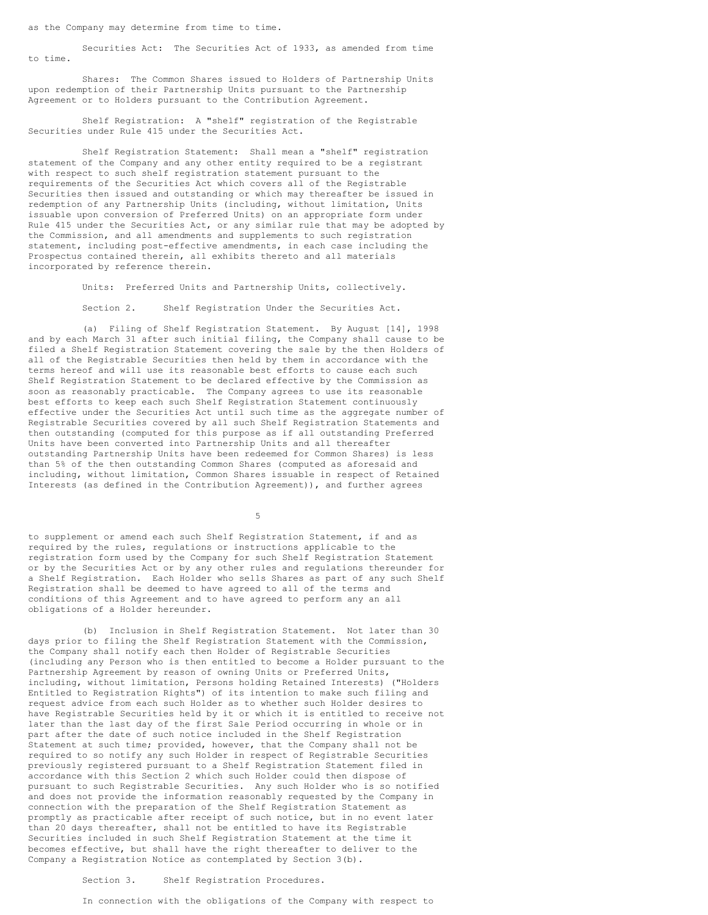as the Company may determine from time to time.

Securities Act: The Securities Act of 1933, as amended from time to time.

Shares: The Common Shares issued to Holders of Partnership Units upon redemption of their Partnership Units pursuant to the Partnership Agreement or to Holders pursuant to the Contribution Agreement.

Shelf Registration: A "shelf" registration of the Registrable Securities under Rule 415 under the Securities Act.

Shelf Registration Statement: Shall mean a "shelf" registration statement of the Company and any other entity required to be a registrant with respect to such shelf registration statement pursuant to the requirements of the Securities Act which covers all of the Registrable Securities then issued and outstanding or which may thereafter be issued in redemption of any Partnership Units (including, without limitation, Units issuable upon conversion of Preferred Units) on an appropriate form under Rule 415 under the Securities Act, or any similar rule that may be adopted by the Commission, and all amendments and supplements to such registration statement, including post-effective amendments, in each case including the Prospectus contained therein, all exhibits thereto and all materials incorporated by reference therein.

Units: Preferred Units and Partnership Units, collectively.

Section 2. Shelf Registration Under the Securities Act.

(a) Filing of Shelf Registration Statement. By August [14], 1998 and by each March 31 after such initial filing, the Company shall cause to be filed a Shelf Registration Statement covering the sale by the then Holders of all of the Registrable Securities then held by them in accordance with the terms hereof and will use its reasonable best efforts to cause each such Shelf Registration Statement to be declared effective by the Commission as soon as reasonably practicable. The Company agrees to use its reasonable best efforts to keep each such Shelf Registration Statement continuously effective under the Securities Act until such time as the aggregate number of Registrable Securities covered by all such Shelf Registration Statements and then outstanding (computed for this purpose as if all outstanding Preferred Units have been converted into Partnership Units and all thereafter outstanding Partnership Units have been redeemed for Common Shares) is less than 5% of the then outstanding Common Shares (computed as aforesaid and including, without limitation, Common Shares issuable in respect of Retained Interests (as defined in the Contribution Agreement)), and further agrees to supplement or amend each such Shelf Registration Statement, if and as required by the rules, regulations or instructions applicable to the registration form used by the Company for such Shelf Registration Statement or by the Securities Act or by any other rules and regulations thereunder for a Shelf Registration. Each Holder who sells Shares as part of any such Shelf Registration shall be deemed to have agreed to all of the terms and conditions of this Agreement and to have agreed to perform any an all obligations of a Holder hereunder.

(b) Inclusion in Shelf Registration Statement. Not later than 30 days prior to filing the Shelf Registration Statement with the Commission, the Company shall notify each then Holder of Registrable Securities (including any Person who is then entitled to become a Holder pursuant to the Partnership Agreement by reason of owning Units or Preferred Units, including, without limitation, Persons holding Retained Interests) ("Holders Entitled to Registration Rights") of its intention to make such filing and request advice from each such Holder as to whether such Holder desires to have Registrable Securities held by it or which it is entitled to receive not later than the last day of the first Sale Period occurring in whole or in part after the date of such notice included in the Shelf Registration Statement at such time; provided, however, that the Company shall not be required to so notify any such Holder in respect of Registrable Securities previously registered pursuant to a Shelf Registration Statement filed in accordance with this Section 2 which such Holder could then dispose of pursuant to such Registrable Securities. Any such Holder who is so notified and does not provide the information reasonably requested by the Company in connection with the preparation of the Shelf Registration Statement as promptly as practicable after receipt of such notice, but in no event later than 20 days thereafter, shall not be entitled to have its Registrable Securities included in such Shelf Registration Statement at the time it becomes effective, but shall have the right thereafter to deliver to the Company a Registration Notice as contemplated by Section 3(b).

Section 3. Shelf Registration Procedures.

In connection with the obligations of the Company with respect to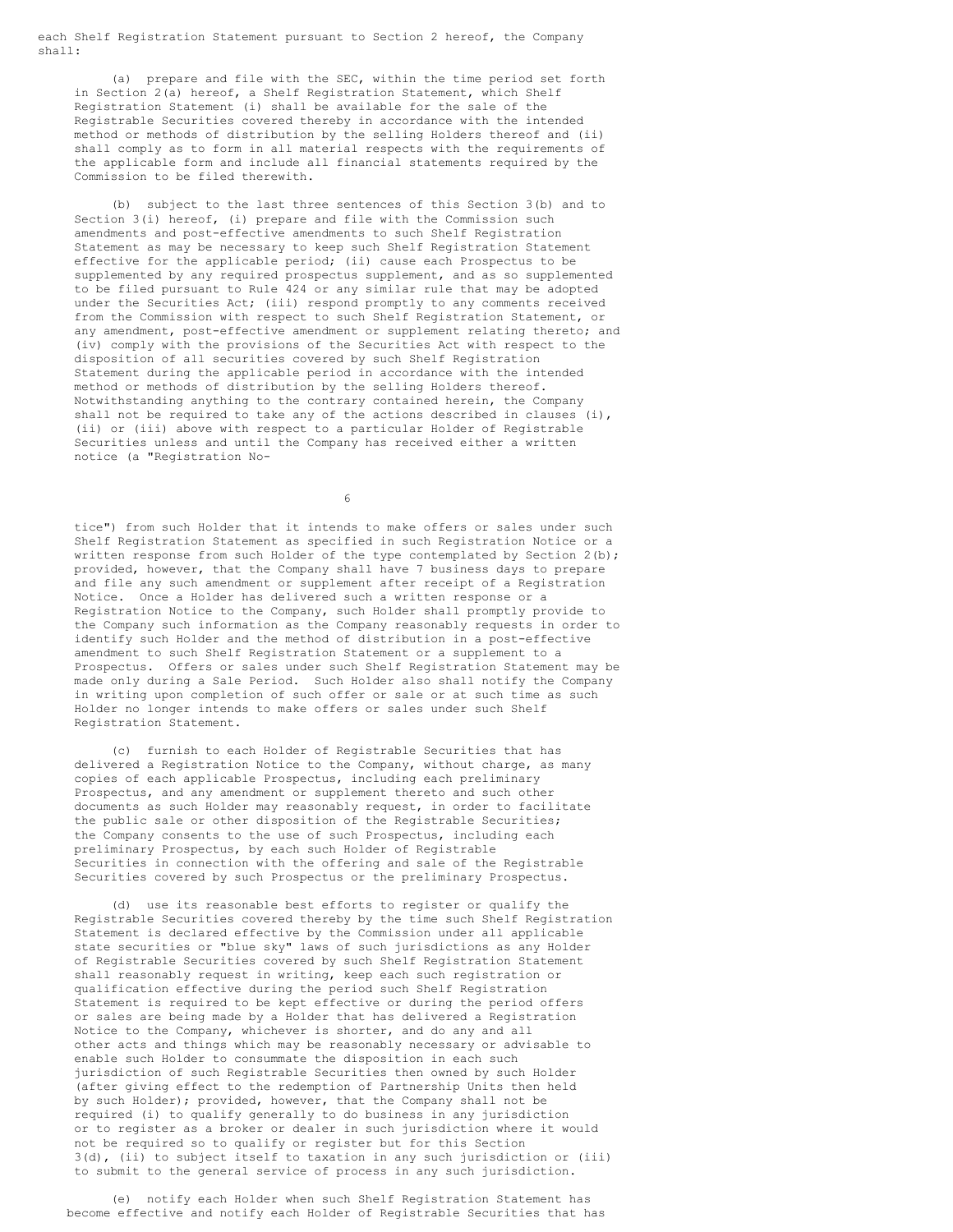each Shelf Registration Statement pursuant to Section 2 hereof, the Company shall:

(a) prepare and file with the SEC, within the time period set forth in Section 2(a) hereof, a Shelf Registration Statement, which Shelf Registration Statement (i) shall be available for the sale of the Registrable Securities covered thereby in accordance with the intended method or methods of distribution by the selling Holders thereof and (ii) shall comply as to form in all material respects with the requirements of the applicable form and include all financial statements required by the Commission to be filed therewith.

(b) subject to the last three sentences of this Section 3(b) and to Section 3(i) hereof, (i) prepare and file with the Commission such amendments and post-effective amendments to such Shelf Registration Statement as may be necessary to keep such Shelf Registration Statement effective for the applicable period; (ii) cause each Prospectus to be supplemented by any required prospectus supplement, and as so supplemented to be filed pursuant to Rule 424 or any similar rule that may be adopted under the Securities Act; (iii) respond promptly to any comments received from the Commission with respect to such Shelf Registration Statement, or any amendment, post-effective amendment or supplement relating thereto; and (iv) comply with the provisions of the Securities Act with respect to the disposition of all securities covered by such Shelf Registration Statement during the applicable period in accordance with the intended method or methods of distribution by the selling Holders thereof. Notwithstanding anything to the contrary contained herein, the Company shall not be required to take any of the actions described in clauses (i), (ii) or (iii) above with respect to a particular Holder of Registrable Securities unless and until the Company has received either a written notice (a "Registration Notice") from such Holder that it intends to make offers or sales under such Shelf Registration Statement as specified in such Registration Notice or a written response from such Holder of the type contemplated by Section 2(b); provided, however, that the Company shall have 7 business days to prepare and file any such amendment or supplement after receipt of a Registration Notice. Once a Holder has delivered such a written response or a Registration Notice to the Company, such Holder shall promptly provide to the Company such information as the Company reasonably requests in order to identify such Holder and the method of distribution in a post-effective amendment to such Shelf Registration Statement or a supplement to a Prospectus. Offers or sales under such Shelf Registration Statement may be made only during a Sale Period. Such Holder also shall notify the Company in writing upon completion of such offer or sale or at such time as such Holder no longer intends to make offers or sales under such Shelf Registration Statement.

(c) furnish to each Holder of Registrable Securities that has delivered a Registration Notice to the Company, without charge, as many copies of each applicable Prospectus, including each preliminary Prospectus, and any amendment or supplement thereto and such other documents as such Holder may reasonably request, in order to facilitate the public sale or other disposition of the Registrable Securities; the Company consents to the use of such Prospectus, including each preliminary Prospectus, by each such Holder of Registrable Securities in connection with the offering and sale of the Registrable Securities covered by such Prospectus or the preliminary Prospectus.

(d) use its reasonable best efforts to register or qualify the Registrable Securities covered thereby by the time such Shelf Registration Statement is declared effective by the Commission under all applicable state securities or "blue sky" laws of such jurisdictions as any Holder of Registrable Securities covered by such Shelf Registration Statement shall reasonably request in writing, keep each such registration or qualification effective during the period such Shelf Registration Statement is required to be kept effective or during the period offers or sales are being made by a Holder that has delivered a Registration Notice to the Company, whichever is shorter, and do any and all other acts and things which may be reasonably necessary or advisable to enable such Holder to consummate the disposition in each such jurisdiction of such Registrable Securities then owned by such Holder (after giving effect to the redemption of Partnership Units then held by such Holder); provided, however, that the Company shall not be required (i) to qualify generally to do business in any jurisdiction or to register as a broker or dealer in such jurisdiction where it would not be required so to qualify or register but for this Section 3(d), (ii) to subject itself to taxation in any such jurisdiction or (iii) to submit to the general service of process in any such jurisdiction.

(e) notify each Holder when such Shelf Registration Statement has become effective and notify each Holder of Registrable Securities that has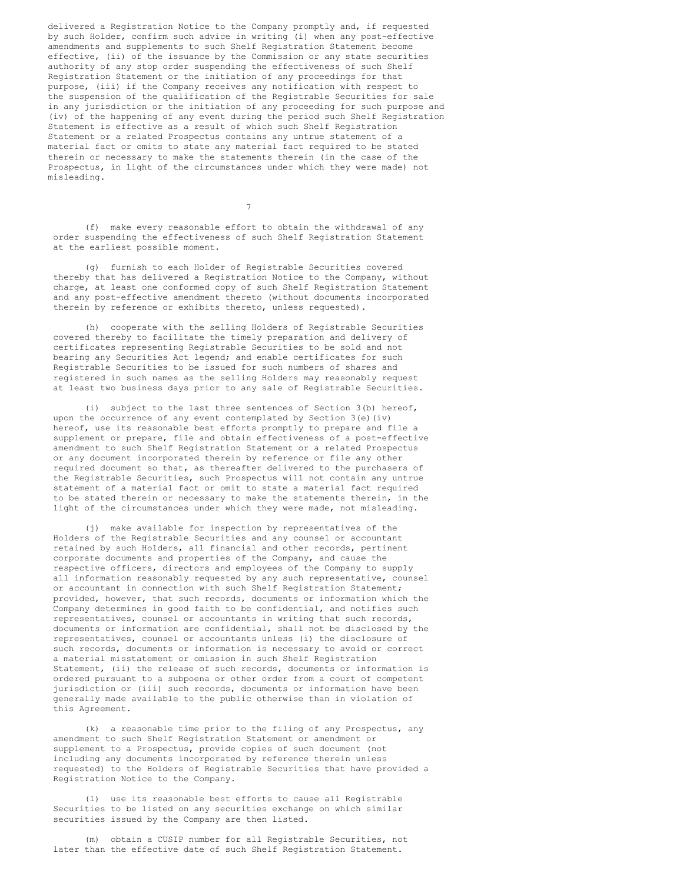delivered a Registration Notice to the Company promptly and, if requested by such Holder, confirm such advice in writing (i) when any post-effective amendments and supplements to such Shelf Registration Statement become effective, (ii) of the issuance by the Commission or any state securities authority of any stop order suspending the effectiveness of such Shelf Registration Statement or the initiation of any proceedings for that purpose, (iii) if the Company receives any notification with respect to the suspension of the qualification of the Registrable Securities for sale in any jurisdiction or the initiation of any proceeding for such purpose and (iv) of the happening of any event during the period such Shelf Registration Statement is effective as a result of which such Shelf Registration Statement or a related Prospectus contains any untrue statement of a material fact or omits to state any material fact required to be stated therein or necessary to make the statements therein (in the case of the Prospectus, in light of the circumstances under which they were made) not misleading.

(f) make every reasonable effort to obtain the withdrawal of any order suspending the effectiveness of such Shelf Registration Statement at the earliest possible moment.

(g) furnish to each Holder of Registrable Securities covered thereby that has delivered a Registration Notice to the Company, without charge, at least one conformed copy of such Shelf Registration Statement and any post-effective amendment thereto (without documents incorporated therein by reference or exhibits thereto, unless requested).

(h) cooperate with the selling Holders of Registrable Securities covered thereby to facilitate the timely preparation and delivery of certificates representing Registrable Securities to be sold and not bearing any Securities Act legend; and enable certificates for such Registrable Securities to be issued for such numbers of shares and registered in such names as the selling Holders may reasonably request at least two business days prior to any sale of Registrable Securities.

(i) subject to the last three sentences of Section 3(b) hereof, upon the occurrence of any event contemplated by Section 3(e)(iv) hereof, use its reasonable best efforts promptly to prepare and file a supplement or prepare, file and obtain effectiveness of a post-effective amendment to such Shelf Registration Statement or a related Prospectus or any document incorporated therein by reference or file any other required document so that, as thereafter delivered to the purchasers of the Registrable Securities, such Prospectus will not contain any untrue statement of a material fact or omit to state a material fact required to be stated therein or necessary to make the statements therein, in the light of the circumstances under which they were made, not misleading.

(j) make available for inspection by representatives of the Holders of the Registrable Securities and any counsel or accountant retained by such Holders, all financial and other records, pertinent corporate documents and properties of the Company, and cause the respective officers, directors and employees of the Company to supply all information reasonably requested by any such representative, counsel or accountant in connection with such Shelf Registration Statement; provided, however, that such records, documents or information which the Company determines in good faith to be confidential, and notifies such representatives, counsel or accountants in writing that such records, documents or information are confidential, shall not be disclosed by the representatives, counsel or accountants unless (i) the disclosure of such records, documents or information is necessary to avoid or correct a material misstatement or omission in such Shelf Registration Statement, (ii) the release of such records, documents or information is ordered pursuant to a subpoena or other order from a court of competent jurisdiction or (iii) such records, documents or information have been generally made available to the public otherwise than in violation of this Agreement.

(k) a reasonable time prior to the filing of any Prospectus, any amendment to such Shelf Registration Statement or amendment or supplement to a Prospectus, provide copies of such document (not including any documents incorporated by reference therein unless requested) to the Holders of Registrable Securities that have provided a Registration Notice to the Company.

(l) use its reasonable best efforts to cause all Registrable Securities to be listed on any securities exchange on which similar securities issued by the Company are then listed.

(m) obtain a CUSIP number for all Registrable Securities, not later than the effective date of such Shelf Registration Statement.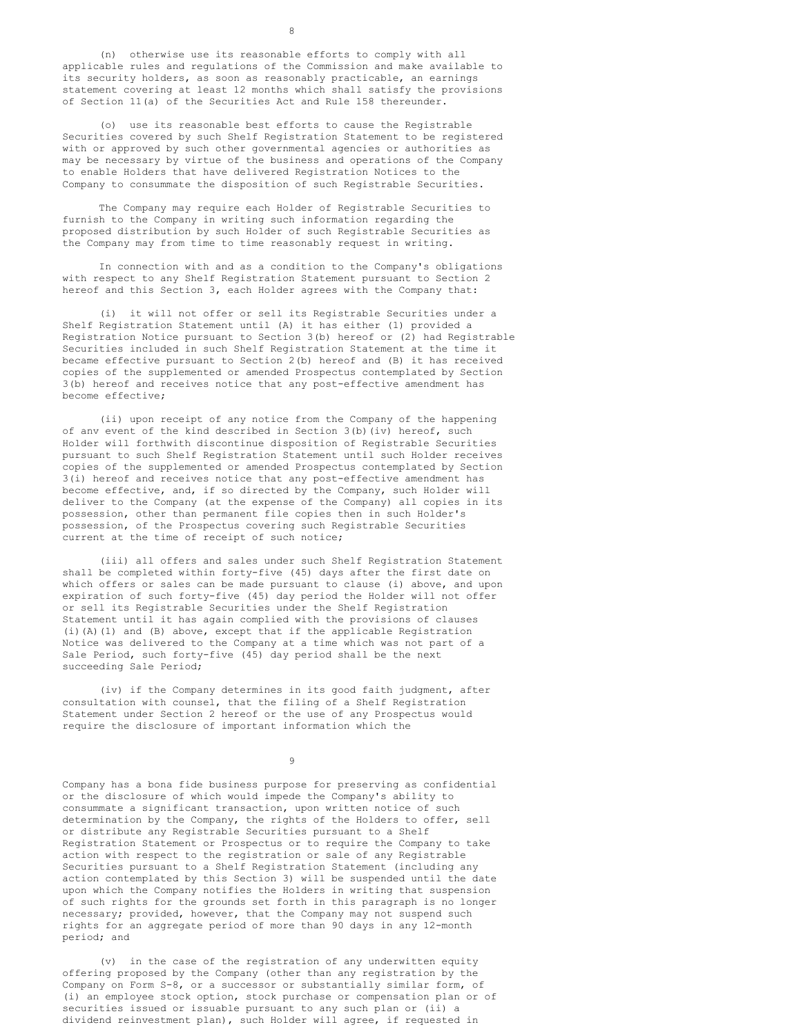(n) otherwise use its reasonable efforts to comply with all applicable rules and regulations of the Commission and make available to its security holders, as soon as reasonably practicable, an earnings statement covering at least 12 months which shall satisfy the provisions of Section 11(a) of the Securities Act and Rule 158 thereunder.

(o) use its reasonable best efforts to cause the Registrable Securities covered by such Shelf Registration Statement to be registered with or approved by such other governmental agencies or authorities as may be necessary by virtue of the business and operations of the Company to enable Holders that have delivered Registration Notices to the Company to consummate the disposition of such Registrable Securities.

The Company may require each Holder of Registrable Securities to furnish to the Company in writing such information regarding the proposed distribution by such Holder of such Registrable Securities as the Company may from time to time reasonably request in writing.

In connection with and as a condition to the Company's obligations with respect to any Shelf Registration Statement pursuant to Section 2 hereof and this Section 3, each Holder agrees with the Company that:

(i) it will not offer or sell its Registrable Securities under a Shelf Registration Statement until (A) it has either (1) provided a Registration Notice pursuant to Section 3(b) hereof or (2) had Registrable Securities included in such Shelf Registration Statement at the time it became effective pursuant to Section 2(b) hereof and (B) it has received copies of the supplemented or amended Prospectus contemplated by Section 3(b) hereof and receives notice that any post-effective amendment has become effective;

(ii) upon receipt of any notice from the Company of the happening of anv event of the kind described in Section 3(b)(iv) hereof, such Holder will forthwith discontinue disposition of Registrable Securities pursuant to such Shelf Registration Statement until such Holder receives copies of the supplemented or amended Prospectus contemplated by Section 3(i) hereof and receives notice that any post-effective amendment has become effective, and, if so directed by the Company, such Holder will deliver to the Company (at the expense of the Company) all copies in its possession, other than permanent file copies then in such Holder's possession, of the Prospectus covering such Registrable Securities current at the time of receipt of such notice;

(iii) all offers and sales under such Shelf Registration Statement shall be completed within forty-five (45) days after the first date on which offers or sales can be made pursuant to clause (i) above, and upon expiration of such forty-five (45) day period the Holder will not offer or sell its Registrable Securities under the Shelf Registration Statement until it has again complied with the provisions of clauses (i)(A)(1) and (B) above, except that if the applicable Registration Notice was delivered to the Company at a time which was not part of a Sale Period, such forty-five (45) day period shall be the next succeeding Sale Period;

(iv) if the Company determines in its good faith judgment, after consultation with counsel, that the filing of a Shelf Registration Statement under Section 2 hereof or the use of any Prospectus would require the disclosure of important information which the Company has a bona fide business purpose for preserving as confidential or the disclosure of which would impede the Company's ability to consummate a significant transaction, upon written notice of such determination by the Company, the rights of the Holders to offer, sell or distribute any Registrable Securities pursuant to a Shelf Registration Statement or Prospectus or to require the Company to take action with respect to the registration or sale of any Registrable Securities pursuant to a Shelf Registration Statement (including any action contemplated by this Section 3) will be suspended until the date upon which the Company notifies the Holders in writing that suspension of such rights for the grounds set forth in this paragraph is no longer necessary; provided, however, that the Company may not suspend such rights for an aggregate period of more than 90 days in any 12-month period; and

(v) in the case of the registration of any underwitten equity offering proposed by the Company (other than any registration by the Company on Form S-8, or a successor or substantially similar form, of (i) an employee stock option, stock purchase or compensation plan or of securities issued or issuable pursuant to any such plan or (ii) a dividend reinvestment plan), such Holder will agree, if requested in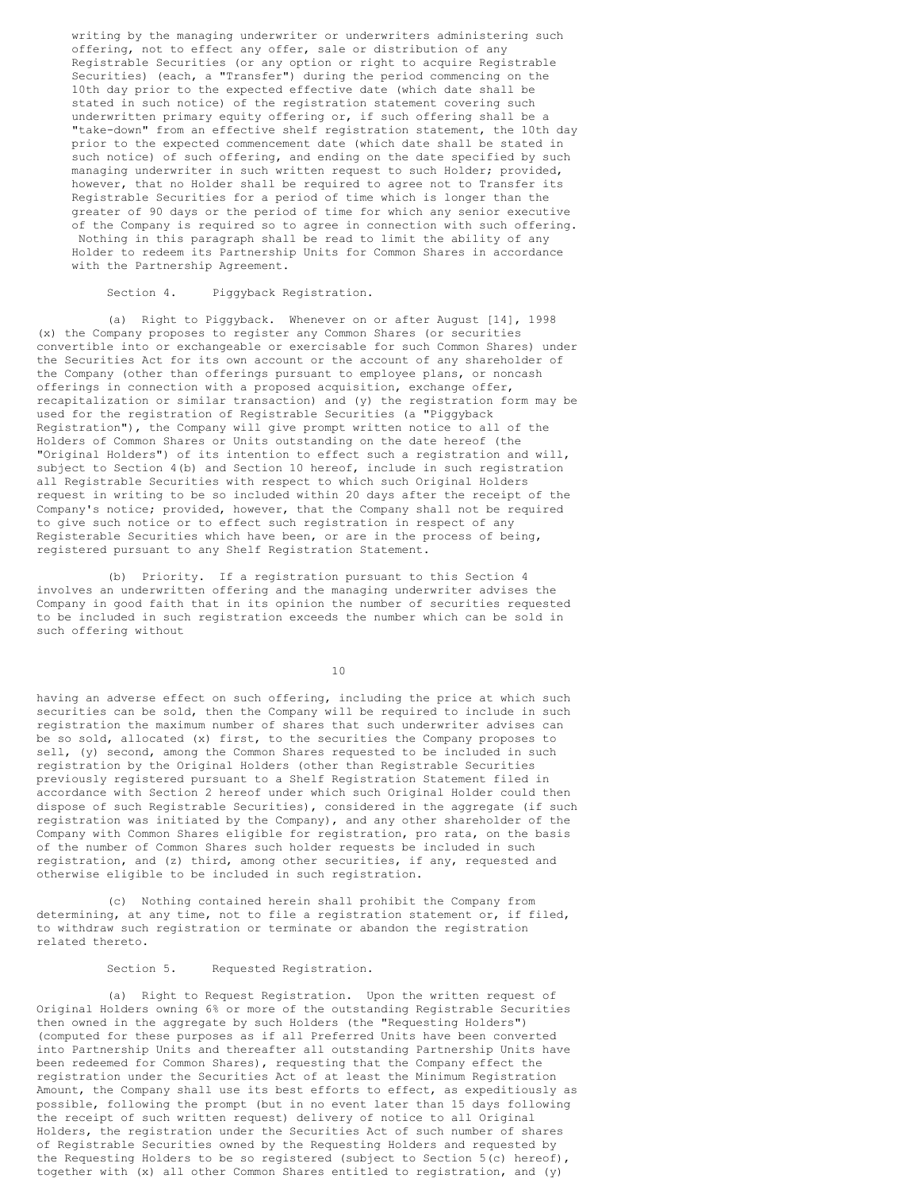writing by the managing underwriter or underwriters administering such offering, not to effect any offer, sale or distribution of any Registrable Securities (or any option or right to acquire Registrable Securities) (each, a "Transfer") during the period commencing on the 10th day prior to the expected effective date (which date shall be stated in such notice) of the registration statement covering such underwritten primary equity offering or, if such offering shall be a "take-down" from an effective shelf registration statement, the 10th day prior to the expected commencement date (which date shall be stated in such notice) of such offering, and ending on the date specified by such managing underwriter in such written request to such Holder; provided, however, that no Holder shall be required to agree not to Transfer its Registrable Securities for a period of time which is longer than the greater of 90 days or the period of time for which any senior executive of the Company is required so to agree in connection with such offering. Nothing in this paragraph shall be read to limit the ability of any Holder to redeem its Partnership Units for Common Shares in accordance with the Partnership Agreement.

Section 4. Piggyback Registration.

(a) Right to Piggyback. Whenever on or after August [14], 1998 (x) the Company proposes to register any Common Shares (or securities convertible into or exchangeable or exercisable for such Common Shares) under the Securities Act for its own account or the account of any shareholder of the Company (other than offerings pursuant to employee plans, or noncash offerings in connection with a proposed acquisition, exchange offer, recapitalization or similar transaction) and (y) the registration form may be used for the registration of Registrable Securities (a "Piggyback Registration"), the Company will give prompt written notice to all of the Holders of Common Shares or Units outstanding on the date hereof (the "Original Holders") of its intention to effect such a registration and will, subject to Section 4(b) and Section 10 hereof, include in such registration all Registrable Securities with respect to which such Original Holders request in writing to be so included within 20 days after the receipt of the Company's notice; provided, however, that the Company shall not be required to give such notice or to effect such registration in respect of any Registerable Securities which have been, or are in the process of being, registered pursuant to any Shelf Registration Statement.

(b) Priority. If a registration pursuant to this Section 4 involves an underwritten offering and the managing underwriter advises the Company in good faith that in its opinion the number of securities requested to be included in such registration exceeds the number which can be sold in such offering without having an adverse effect on such offering, including the price at which such securities can be sold, then the Company will be required to include in such registration the maximum number of shares that such underwriter advises can be so sold, allocated (x) first, to the securities the Company proposes to sell, (y) second, among the Common Shares requested to be included in such registration by the Original Holders (other than Registrable Securities previously registered pursuant to a Shelf Registration Statement filed in accordance with Section 2 hereof under which such Original Holder could then dispose of such Registrable Securities), considered in the aggregate (if such registration was initiated by the Company), and any other shareholder of the Company with Common Shares eligible for registration, pro rata, on the basis of the number of Common Shares such holder requests be included in such registration, and (z) third, among other securities, if any, requested and otherwise eligible to be included in such registration.

(c) Nothing contained herein shall prohibit the Company from determining, at any time, not to file a registration statement or, if filed, to withdraw such registration or terminate or abandon the registration related thereto.

Section 5. Requested Registration.

(a) Right to Request Registration. Upon the written request of Original Holders owning 6% or more of the outstanding Registrable Securities then owned in the aggregate by such Holders (the "Requesting Holders") (computed for these purposes as if all Preferred Units have been converted into Partnership Units and thereafter all outstanding Partnership Units have been redeemed for Common Shares), requesting that the Company effect the registration under the Securities Act of at least the Minimum Registration Amount, the Company shall use its best efforts to effect, as expeditiously as possible, following the prompt (but in no event later than 15 days following the receipt of such written request) delivery of notice to all Original Holders, the registration under the Securities Act of such number of shares of Registrable Securities owned by the Requesting Holders and requested by the Requesting Holders to be so registered (subject to Section 5(c) hereof), together with (x) all other Common Shares entitled to registration, and (y)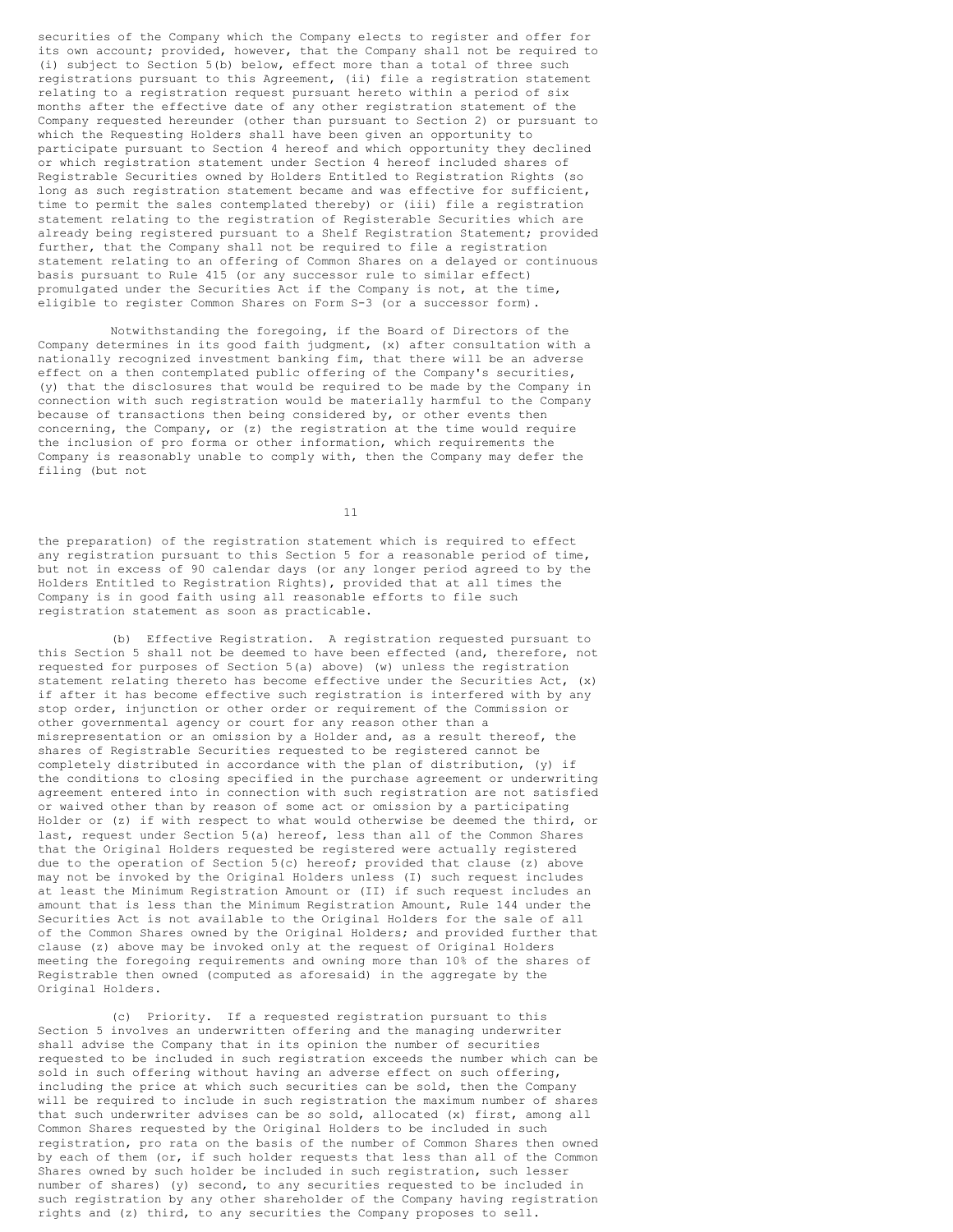securities of the Company which the Company elects to register and offer for its own account; provided, however, that the Company shall not be required to (i) subject to Section 5(b) below, effect more than a total of three such registrations pursuant to this Agreement, (ii) file a registration statement relating to a registration request pursuant hereto within a period of six months after the effective date of any other registration statement of the Company requested hereunder (other than pursuant to Section 2) or pursuant to which the Requesting Holders shall have been given an opportunity to participate pursuant to Section 4 hereof and which opportunity they declined or which registration statement under Section 4 hereof included shares of Registrable Securities owned by Holders Entitled to Registration Rights (so long as such registration statement became and was effective for sufficient, time to permit the sales contemplated thereby) or (iii) file a registration statement relating to the registration of Registerable Securities which are already being registered pursuant to a Shelf Registration Statement; provided further, that the Company shall not be required to file a registration statement relating to an offering of Common Shares on a delayed or continuous basis pursuant to Rule 415 (or any successor rule to similar effect) promulgated under the Securities Act if the Company is not, at the time, eligible to register Common Shares on Form S-3 (or a successor form).

Notwithstanding the foregoing, if the Board of Directors of the Company determines in its good faith judgment, (x) after consultation with a nationally recognized investment banking fim, that there will be an adverse effect on a then contemplated public offering of the Company's securities, (y) that the disclosures that would be required to be made by the Company in connection with such registration would be materially harmful to the Company because of transactions then being considered by, or other events then concerning, the Company, or (z) the registration at the time would require the inclusion of pro forma or other information, which requirements the Company is reasonably unable to comply with, then the Company may defer the filing (but not the preparation) of the registration statement which is required to effect any registration pursuant to this Section 5 for a reasonable period of time, but not in excess of 90 calendar days (or any longer period agreed to by the Holders Entitled to Registration Rights), provided that at all times the Company is in good faith using all reasonable efforts to file such registration statement as soon as practicable.

(b) Effective Registration. A registration requested pursuant to this Section 5 shall not be deemed to have been effected (and, therefore, not requested for purposes of Section 5(a) above) (w) unless the registration statement relating thereto has become effective under the Securities Act, (x) if after it has become effective such registration is interfered with by any stop order, injunction or other order or requirement of the Commission or other governmental agency or court for any reason other than a misrepresentation or an omission by a Holder and, as a result thereof, the shares of Registrable Securities requested to be registered cannot be completely distributed in accordance with the plan of distribution, (y) if the conditions to closing specified in the purchase agreement or underwriting agreement entered into in connection with such registration are not satisfied or waived other than by reason of some act or omission by a participating Holder or (z) if with respect to what would otherwise be deemed the third, or last, request under Section 5(a) hereof, less than all of the Common Shares that the Original Holders requested be registered were actually registered due to the operation of Section 5(c) hereof; provided that clause (z) above may not be invoked by the Original Holders unless (I) such request includes at least the Minimum Registration Amount or (II) if such request includes an amount that is less than the Minimum Registration Amount, Rule 144 under the Securities Act is not available to the Original Holders for the sale of all of the Common Shares owned by the Original Holders; and provided further that clause (z) above may be invoked only at the request of Original Holders meeting the foregoing requirements and owning more than 10% of the shares of Registrable then owned (computed as aforesaid) in the aggregate by the Original Holders.

(c) Priority. If a requested registration pursuant to this Section 5 involves an underwritten offering and the managing underwriter shall advise the Company that in its opinion the number of securities requested to be included in such registration exceeds the number which can be sold in such offering without having an adverse effect on such offering, including the price at which such securities can be sold, then the Company will be required to include in such registration the maximum number of shares that such underwriter advises can be so sold, allocated (x) first, among all Common Shares requested by the Original Holders to be included in such registration, pro rata on the basis of the number of Common Shares then owned by each of them (or, if such holder requests that less than all of the Common Shares owned by such holder be included in such registration, such lesser number of shares) (y) second, to any securities requested to be included in such registration by any other shareholder of the Company having registration rights and (z) third, to any securities the Company proposes to sell.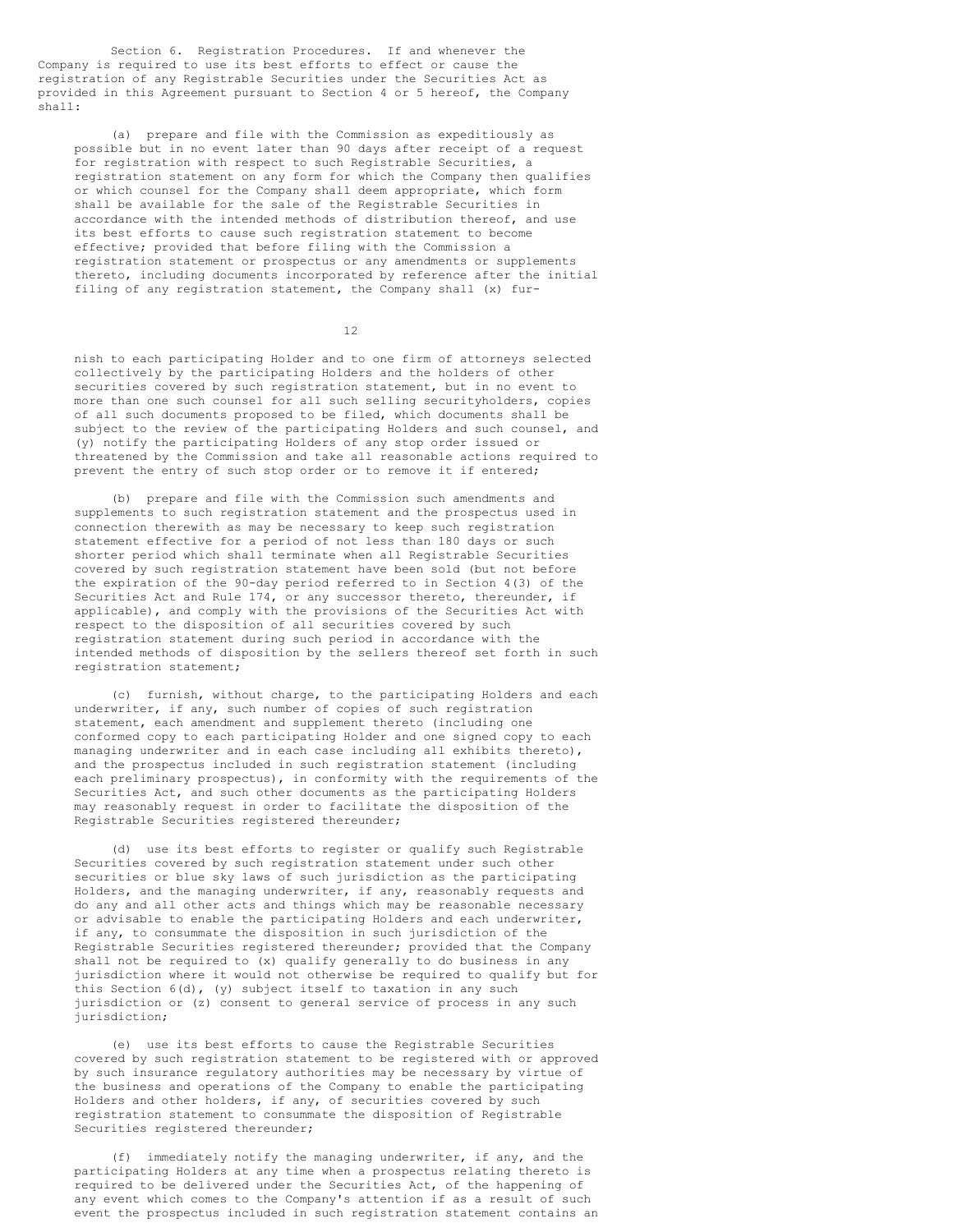Section 6. Registration Procedures. If and whenever the Company is required to use its best efforts to effect or cause the registration of any Registrable Securities under the Securities Act as provided in this Agreement pursuant to Section 4 or 5 hereof, the Company shall:

(a) prepare and file with the Commission as expeditiously as possible but in no event later than 90 days after receipt of a request for registration with respect to such Registrable Securities, a registration statement on any form for which the Company then qualifies or which counsel for the Company shall deem appropriate, which form shall be available for the sale of the Registrable Securities in accordance with the intended methods of distribution thereof, and use its best efforts to cause such registration statement to become effective; provided that before filing with the Commission a registration statement or prospectus or any amendments or supplements thereto, including documents incorporated by reference after the initial filing of any registration statement, the Company shall (x) furnish to each participating Holder and to one firm of attorneys selected collectively by the participating Holders and the holders of other securities covered by such registration statement, but in no event to more than one such counsel for all such selling securityholders, copies of all such documents proposed to be filed, which documents shall be subject to the review of the participating Holders and such counsel, and (y) notify the participating Holders of any stop order issued or threatened by the Commission and take all reasonable actions required to prevent the entry of such stop order or to remove it if entered;

(b) prepare and file with the Commission such amendments and supplements to such registration statement and the prospectus used in connection therewith as may be necessary to keep such registration statement effective for a period of not less than 180 days or such shorter period which shall terminate when all Registrable Securities covered by such registration statement have been sold (but not before the expiration of the 90-day period referred to in Section 4(3) of the Securities Act and Rule 174, or any successor thereto, thereunder, if applicable), and comply with the provisions of the Securities Act with respect to the disposition of all securities covered by such registration statement during such period in accordance with the intended methods of disposition by the sellers thereof set forth in such registration statement;

(c) furnish, without charge, to the participating Holders and each underwriter, if any, such number of copies of such registration statement, each amendment and supplement thereto (including one conformed copy to each participating Holder and one signed copy to each managing underwriter and in each case including all exhibits thereto), and the prospectus included in such registration statement (including each preliminary prospectus), in conformity with the requirements of the Securities Act, and such other documents as the participating Holders may reasonably request in order to facilitate the disposition of the Registrable Securities registered thereunder;

(d) use its best efforts to register or qualify such Registrable Securities covered by such registration statement under such other securities or blue sky laws of such jurisdiction as the participating Holders, and the managing underwriter, if any, reasonably requests and do any and all other acts and things which may be reasonable necessary or advisable to enable the participating Holders and each underwriter, if any, to consummate the disposition in such jurisdiction of the Registrable Securities registered thereunder; provided that the Company shall not be required to (x) qualify generally to do business in any jurisdiction where it would not otherwise be required to qualify but for this Section 6(d), (y) subject itself to taxation in any such jurisdiction or (z) consent to general service of process in any such jurisdiction;

(e) use its best efforts to cause the Registrable Securities covered by such registration statement to be registered with or approved by such insurance regulatory authorities may be necessary by virtue of the business and operations of the Company to enable the participating Holders and other holders, if any, of securities covered by such registration statement to consummate the disposition of Registrable Securities registered thereunder;

(f) immediately notify the managing underwriter, if any, and the participating Holders at any time when a prospectus relating thereto is required to be delivered under the Securities Act, of the happening of any event which comes to the Company's attention if as a result of such event the prospectus included in such registration statement contains an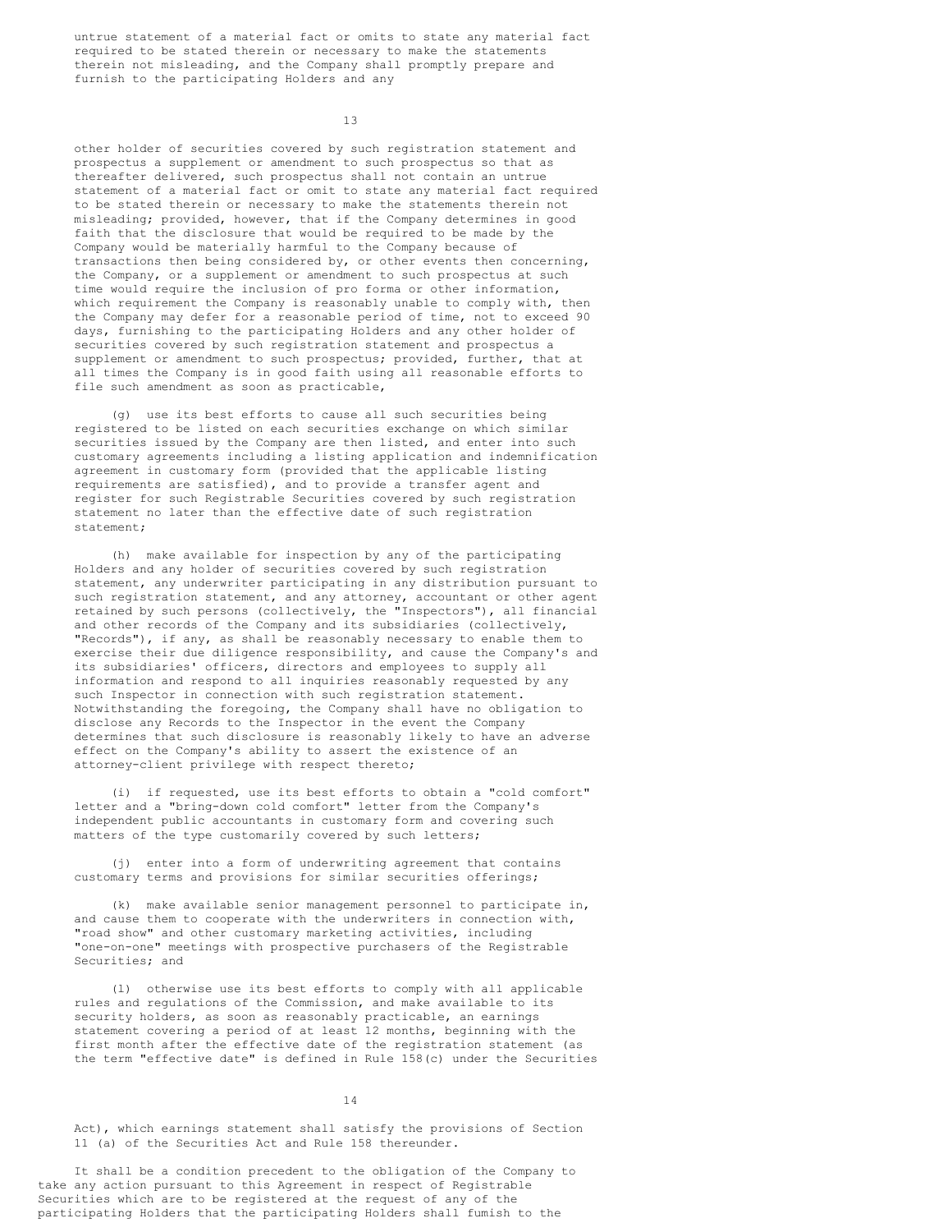untrue statement of a material fact or omits to state any material fact required to be stated therein or necessary to make the statements therein not misleading, and the Company shall promptly prepare and furnish to the participating Holders and any

other holder of securities covered by such registration statement and prospectus a supplement or amendment to such prospectus so that as thereafter delivered, such prospectus shall not contain an untrue statement of a material fact or omit to state any material fact required to be stated therein or necessary to make the statements therein not misleading; provided, however, that if the Company determines in good faith that the disclosure that would be required to be made by the Company would be materially harmful to the Company because of transactions then being considered by, or other events then concerning, the Company, or a supplement or amendment to such prospectus at such time would require the inclusion of pro forma or other information, which requirement the Company is reasonably unable to comply with, then the Company may defer for a reasonable period of time, not to exceed 90 days, furnishing to the participating Holders and any other holder of securities covered by such registration statement and prospectus a supplement or amendment to such prospectus; provided, further, that at all times the Company is in good faith using all reasonable efforts to file such amendment as soon as practicable,

(g) use its best efforts to cause all such securities being registered to be listed on each securities exchange on which similar securities issued by the Company are then listed, and enter into such customary agreements including a listing application and indemnification agreement in customary form (provided that the applicable listing requirements are satisfied), and to provide a transfer agent and register for such Registrable Securities covered by such registration statement no later than the effective date of such registration statement;

(h) make available for inspection by any of the participating Holders and any holder of securities covered by such registration statement, any underwriter participating in any distribution pursuant to such registration statement, and any attorney, accountant or other agent retained by such persons (collectively, the "Inspectors"), all financial and other records of the Company and its subsidiaries (collectively, "Records"), if any, as shall be reasonably necessary to enable them to exercise their due diligence responsibility, and cause the Company's and its subsidiaries' officers, directors and employees to supply all information and respond to all inquiries reasonably requested by any such Inspector in connection with such registration statement. Notwithstanding the foregoing, the Company shall have no obligation to disclose any Records to the Inspector in the event the Company determines that such disclosure is reasonably likely to have an adverse effect on the Company's ability to assert the existence of an attorney-client privilege with respect thereto;

(i) if requested, use its best efforts to obtain a "cold comfort" letter and a "bring-down cold comfort" letter from the Company's independent public accountants in customary form and covering such matters of the type customarily covered by such letters;

(j) enter into a form of underwriting agreement that contains customary terms and provisions for similar securities offerings;

(k) make available senior management personnel to participate in, and cause them to cooperate with the underwriters in connection with, "road show" and other customary marketing activities, including "one-on-one" meetings with prospective purchasers of the Registrable Securities; and

(l) otherwise use its best efforts to comply with all applicable rules and regulations of the Commission, and make available to its security holders, as soon as reasonably practicable, an earnings statement covering a period of at least 12 months, beginning with the first month after the effective date of the registration statement (as the term "effective date" is defined in Rule 158(c) under the Securities Act), which earnings statement shall satisfy the provisions of Section 11 (a) of the Securities Act and Rule 158 thereunder.

It shall be a condition precedent to the obligation of the Company to take any action pursuant to this Agreement in respect of Registrable Securities which are to be registered at the request of any of the participating Holders that the participating Holders shall furnish to the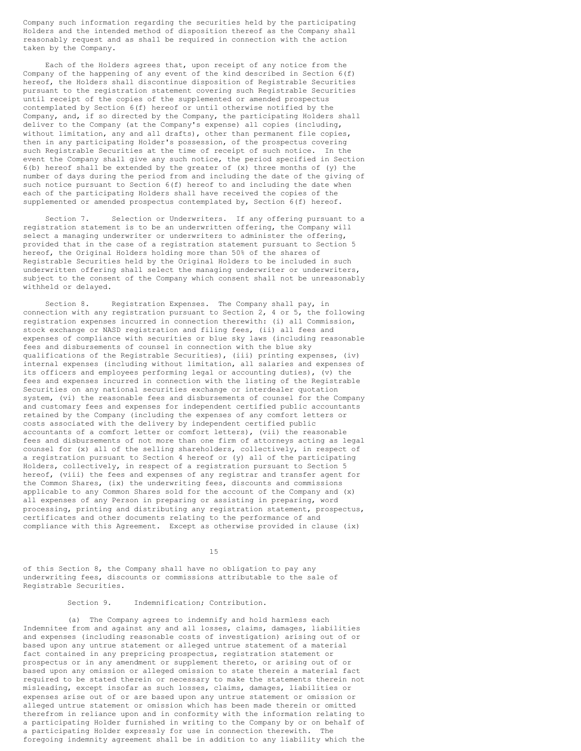Company such information regarding the securities held by the participating Holders and the intended method of disposition thereof as the Company shall reasonably request and as shall be required in connection with the action taken by the Company.

Each of the Holders agrees that, upon receipt of any notice from the Company of the happening of any event of the kind described in Section 6(f) hereof, the Holders shall discontinue disposition of Registrable Securities pursuant to the registration statement covering such Registrable Securities until receipt of the copies of the supplemented or amended prospectus contemplated by Section 6(f) hereof or until otherwise notified by the Company, and, if so directed by the Company, the participating Holders shall deliver to the Company (at the Company's expense) all copies (including, without limitation, any and all drafts), other than permanent file copies, then in any participating Holder's possession, of the prospectus covering such Registrable Securities at the time of receipt of such notice. In the event the Company shall give any such notice, the period specified in Section 6(b) hereof shall be extended by the greater of (x) three months of (y) the number of days during the period from and including the date of the giving of such notice pursuant to Section 6(f) hereof to and including the date when each of the participating Holders shall have received the copies of the supplemented or amended prospectus contemplated by, Section 6(f) hereof.

Section 7. Selection or Underwriters. If any offering pursuant to a registration statement is to be an underwritten offering, the Company will select a managing underwriter or underwriters to administer the offering, provided that in the case of a registration statement pursuant to Section 5 hereof, the Original Holders holding more than 50% of the shares of Registrable Securities held by the Original Holders to be included in such underwritten offering shall select the managing underwriter or underwriters, subject to the consent of the Company which consent shall not be unreasonably withheld or delayed.

Section 8. Registration Expenses. The Company shall pay, in connection with any registration pursuant to Section 2, 4 or 5, the following registration expenses incurred in connection therewith: (i) all Commission, stock exchange or NASD registration and filing fees, (ii) all fees and expenses of compliance with securities or blue sky laws (including reasonable fees and disbursements of counsel in connection with the blue sky qualifications of the Registrable Securities), (iii) printing expenses, (iv) internal expenses (including without limitation, all salaries and expenses of its officers and employees performing legal or accounting duties), (v) the fees and expenses incurred in connection with the listing of the Registrable Securities on any national securities exchange or interdealer quotation system, (vi) the reasonable fees and disbursements of counsel for the Company and customary fees and expenses for independent certified public accountants retained by the Company (including the expenses of any comfort letters or costs associated with the delivery by independent certified public accountants of a comfort letter or comfort letters), (vii) the reasonable fees and disbursements of not more than one firm of attorneys acting as legal counsel for (x) all of the selling shareholders, collectively, in respect of a registration pursuant to Section 4 hereof or (y) all of the participating Holders, collectively, in respect of a registration pursuant to Section 5 hereof, (viii) the fees and expenses of any registrar and transfer agent for the Common Shares, (ix) the underwriting fees, discounts and commissions applicable to any Common Shares sold for the account of the Company and (x) all expenses of any Person in preparing or assisting in preparing, word processing, printing and distributing any registration statement, prospectus, certificates and other documents relating to the performance of and compliance with this Agreement. Except as otherwise provided in clause (ix) of this Section 8, the Company shall have no obligation to pay any underwriting fees, discounts or commissions attributable to the sale of Registrable Securities.

Section 9. Indemnification; Contribution.

(a) The Company agrees to indemnify and hold harmless each Indemnitee from and against any and all losses, claims, damages, liabilities and expenses (including reasonable costs of investigation) arising out of or based upon any untrue statement or alleged untrue statement of a material fact contained in any prepricing prospectus, registration statement or prospectus or in any amendment or supplement thereto, or arising out of or based upon any omission or alleged omission to state therein a material fact required to be stated therein or necessary to make the statements therein not misleading, except insofar as such losses, claims, damages, liabilities or expenses arise out of or are based upon any untrue statement or omission or alleged untrue statement or omission which has been made therein or omitted therefrom in reliance upon and in conformity with the information relating to a participating Holder furnished in writing to the Company by or on behalf of a participating Holder expressly for use in connection therewith. The foregoing indemnity agreement shall be in addition to any liability which the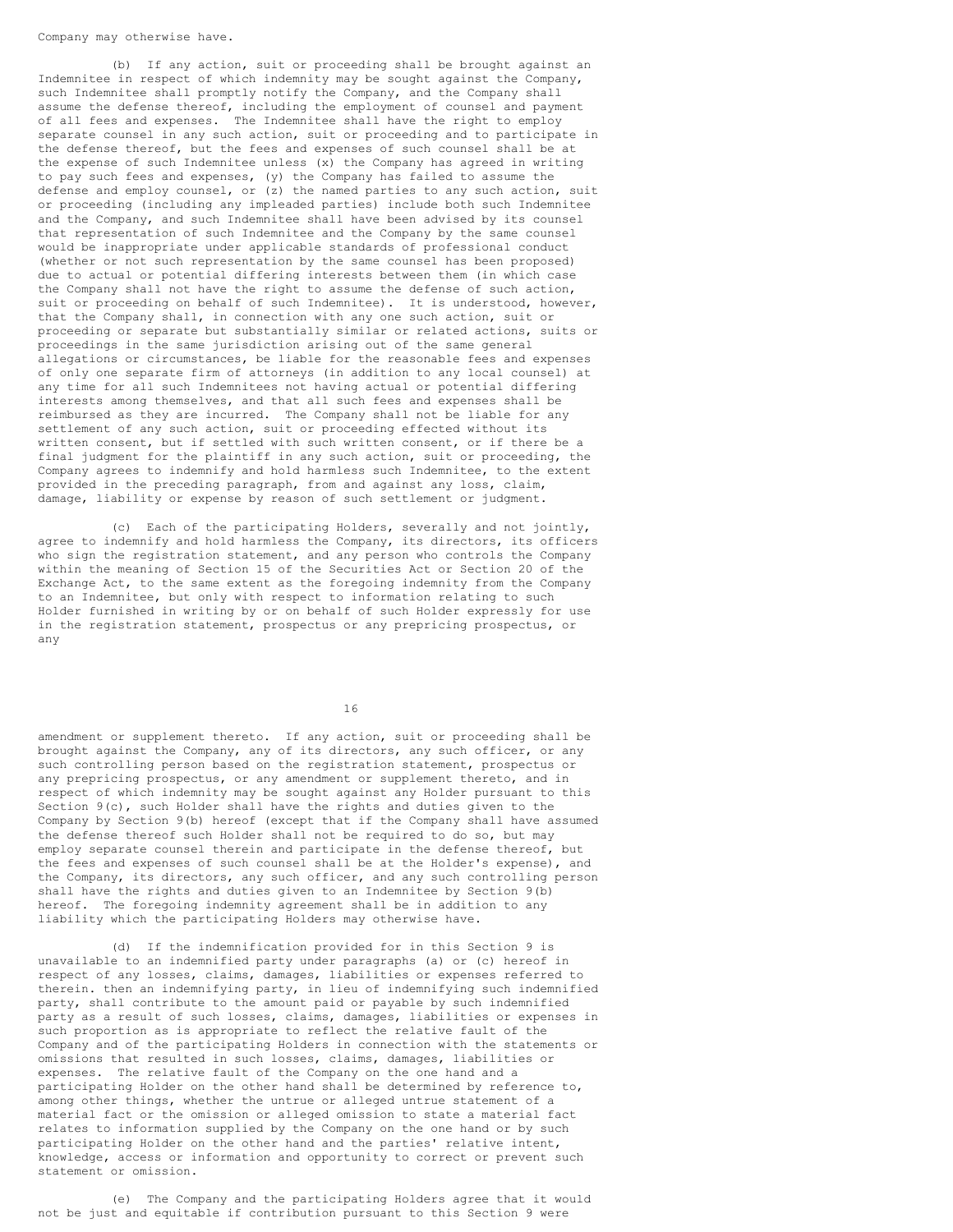Company may otherwise have.

(b) If any action, suit or proceeding shall be brought against an Indemnitee in respect of which indemnity may be sought against the Company, such Indemnitee shall promptly notify the Company, and the Company shall assume the defense thereof, including the employment of counsel and payment of all fees and expenses. The Indemnitee shall have the right to employ separate counsel in any such action, suit or proceeding and to participate in the defense thereof, but the fees and expenses of such counsel shall be at the expense of such Indemnitee unless (x) the Company has agreed in writing to pay such fees and expenses, (y) the Company has failed to assume the defense and employ counsel, or (z) the named parties to any such action, suit or proceeding (including any impleaded parties) include both such Indemnitee and the Company, and such Indemnitee shall have been advised by its counsel that representation of such Indemnitee and the Company by the same counsel would be inappropriate under applicable standards of professional conduct (whether or not such representation by the same counsel has been proposed) due to actual or potential differing interests between them (in which case the Company shall not have the right to assume the defense of such action, suit or proceeding on behalf of such Indemnitee). It is understood, however, that the Company shall, in connection with any one such action, suit or proceeding or separate but substantially similar or related actions, suits or proceedings in the same jurisdiction arising out of the same general allegations or circumstances, be liable for the reasonable fees and expenses of only one separate firm of attorneys (in addition to any local counsel) at any time for all such Indemnitees not having actual or potential differing interests among themselves, and that all such fees and expenses shall be reimbursed as they are incurred. The Company shall not be liable for any settlement of any such action, suit or proceeding effected without its written consent, but if settled with such written consent, or if there be a final judgment for the plaintiff in any such action, suit or proceeding, the Company agrees to indemnify and hold harmless such Indemnitee, to the extent provided in the preceding paragraph, from and against any loss, claim, damage, liability or expense by reason of such settlement or judgment.

(c) Each of the participating Holders, severally and not jointly, agree to indemnify and hold harmless the Company, its directors, its officers who sign the registration statement, and any person who controls the Company within the meaning of Section 15 of the Securities Act or Section 20 of the Exchange Act, to the same extent as the foregoing indemnity from the Company to an Indemnitee, but only with respect to information relating to such Holder furnished in writing by or on behalf of such Holder expressly for use in the registration statement, prospectus or any prepricing prospectus, or any amendment or supplement thereto. If any action, suit or proceeding shall be brought against the Company, any of its directors, any such officer, or any such controlling person based on the registration statement, prospectus or any prepricing prospectus, or any amendment or supplement thereto, and in respect of which indemnity may be sought against any Holder pursuant to this Section 9(c), such Holder shall have the rights and duties given to the Company by Section 9(b) hereof (except that if the Company shall have assumed the defense thereof such Holder shall not be required to do so, but may employ separate counsel therein and participate in the defense thereof, but the fees and expenses of such counsel shall be at the Holder's expense), and the Company, its directors, any such officer, and any such controlling person shall have the rights and duties given to an Indemnitee by Section 9(b) hereof. The foregoing indemnity agreement shall be in addition to any liability which the participating Holders may otherwise have.

(d) If the indemnification provided for in this Section 9 is unavailable to an indemnified party under paragraphs (a) or (c) hereof in respect of any losses, claims, damages, liabilities or expenses referred to therein. then an indemnifying party, in lieu of indemnifying such indemnified party, shall contribute to the amount paid or payable by such indemnified party as a result of such losses, claims, damages, liabilities or expenses in such proportion as is appropriate to reflect the relative fault of the Company and of the participating Holders in connection with the statements or omissions that resulted in such losses, claims, damages, liabilities or expenses. The relative fault of the Company on the one hand and a participating Holder on the other hand shall be determined by reference to, among other things, whether the untrue or alleged untrue statement of a material fact or the omission or alleged omission to state a material fact relates to information supplied by the Company on the one hand or by such participating Holder on the other hand and the parties' relative intent, knowledge, access or information and opportunity to correct or prevent such statement or omission.

(e) The Company and the participating Holders agree that it would not be just and equitable if contribution pursuant to this Section 9 were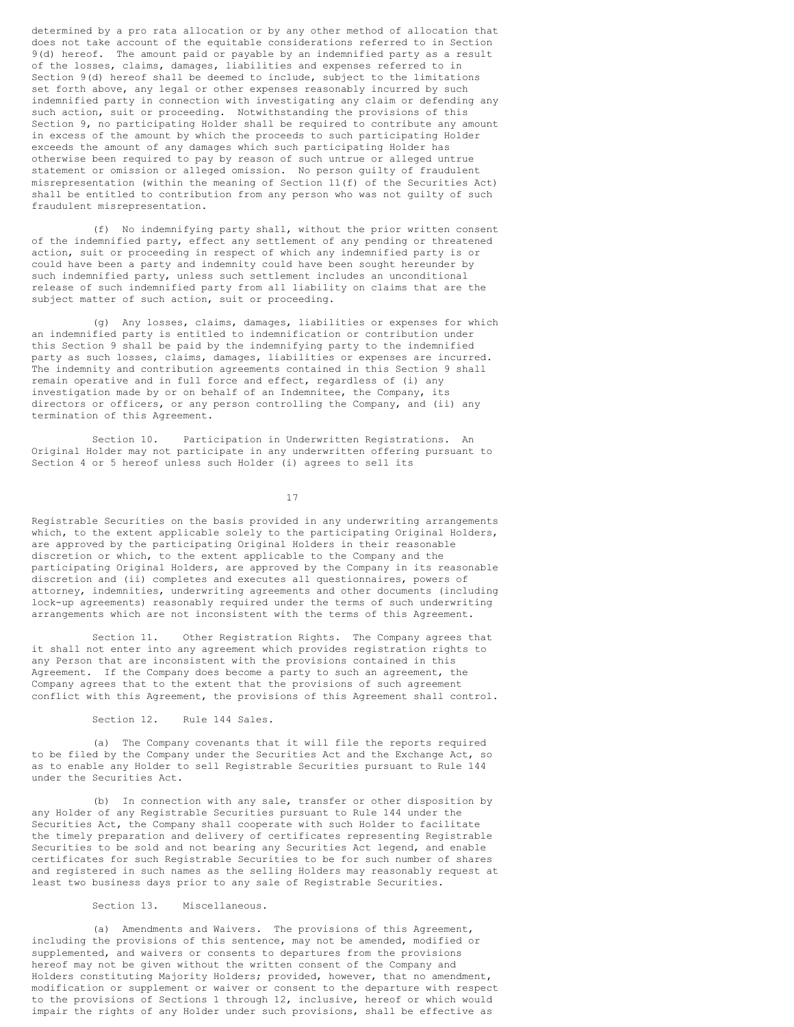determined by a pro rata allocation or by any other method of allocation that does not take account of the equitable considerations referred to in Section 9(d) hereof. The amount paid or payable by an indemnified party as a result of the losses, claims, damages, liabilities and expenses referred to in Section 9(d) hereof shall be deemed to include, subject to the limitations set forth above, any legal or other expenses reasonably incurred by such indemnified party in connection with investigating any claim or defending any such action, suit or proceeding. Notwithstanding the provisions of this Section 9, no participating Holder shall be required to contribute any amount in excess of the amount by which the proceeds to such participating Holder exceeds the amount of any damages which such participating Holder has otherwise been required to pay by reason of such untrue or alleged untrue statement or omission or alleged omission. No person guilty of fraudulent misrepresentation (within the meaning of Section 11(f) of the Securities Act) shall be entitled to contribution from any person who was not guilty of such fraudulent misrepresentation.

(f) No indemnifying party shall, without the prior written consent of the indemnified party, effect any settlement of any pending or threatened action, suit or proceeding in respect of which any indemnified party is or could have been a party and indemnity could have been sought hereunder by such indemnified party, unless such settlement includes an unconditional release of such indemnified party from all liability on claims that are the subject matter of such action, suit or proceeding.

(g) Any losses, claims, damages, liabilities or expenses for which an indemnified party is entitled to indemnification or contribution under this Section 9 shall be paid by the indemnifying party to the indemnified party as such losses, claims, damages, liabilities or expenses are incurred. The indemnity and contribution agreements contained in this Section 9 shall remain operative and in full force and effect, regardless of (i) any investigation made by or on behalf of an Indemnitee, the Company, its directors or officers, or any person controlling the Company, and (ii) any termination of this Agreement.

Section 10. Participation in Underwritten Registrations. An Original Holder may not participate in any underwritten offering pursuant to Section 4 or 5 hereof unless such Holder (i) agrees to sell its Registrable Securities on the basis provided in any underwriting arrangements which, to the extent applicable solely to the participating Original Holders, are approved by the participating Original Holders in their reasonable discretion or which, to the extent applicable to the Company and the participating Original Holders, are approved by the Company in its reasonable discretion and (ii) completes and executes all questionnaires, powers of attorney, indemnities, underwriting agreements and other documents (including lock-up agreements) reasonably required under the terms of such underwriting arrangements which are not inconsistent with the terms of this Agreement.

Section 11. Other Registration Rights. The Company agrees that it shall not enter into any agreement which provides registration rights to any Person that are inconsistent with the provisions contained in this Agreement. If the Company does become a party to such an agreement, the Company agrees that to the extent that the provisions of such agreement conflict with this Agreement, the provisions of this Agreement shall control.

Section 12. Rule 144 Sales.

(a) The Company covenants that it will file the reports required to be filed by the Company under the Securities Act and the Exchange Act, so as to enable any Holder to sell Registrable Securities pursuant to Rule 144 under the Securities Act.

(b) In connection with any sale, transfer or other disposition by any Holder of any Registrable Securities pursuant to Rule 144 under the Securities Act, the Company shall cooperate with such Holder to facilitate the timely preparation and delivery of certificates representing Registrable Securities to be sold and not bearing any Securities Act legend, and enable certificates for such Registrable Securities to be for such number of shares and registered in such names as the selling Holders may reasonably request at least two business days prior to any sale of Registrable Securities.

Section 13. Miscellaneous.

(a) Amendments and Waivers. The provisions of this Agreement, including the provisions of this sentence, may not be amended, modified or supplemented, and waivers or consents to departures from the provisions hereof may not be given without the written consent of the Company and Holders constituting Majority Holders; provided, however, that no amendment, modification or supplement or waiver or consent to the departure with respect to the provisions of Sections 1 through 12, inclusive, hereof or which would impair the rights of any Holder under such provisions, shall be effective as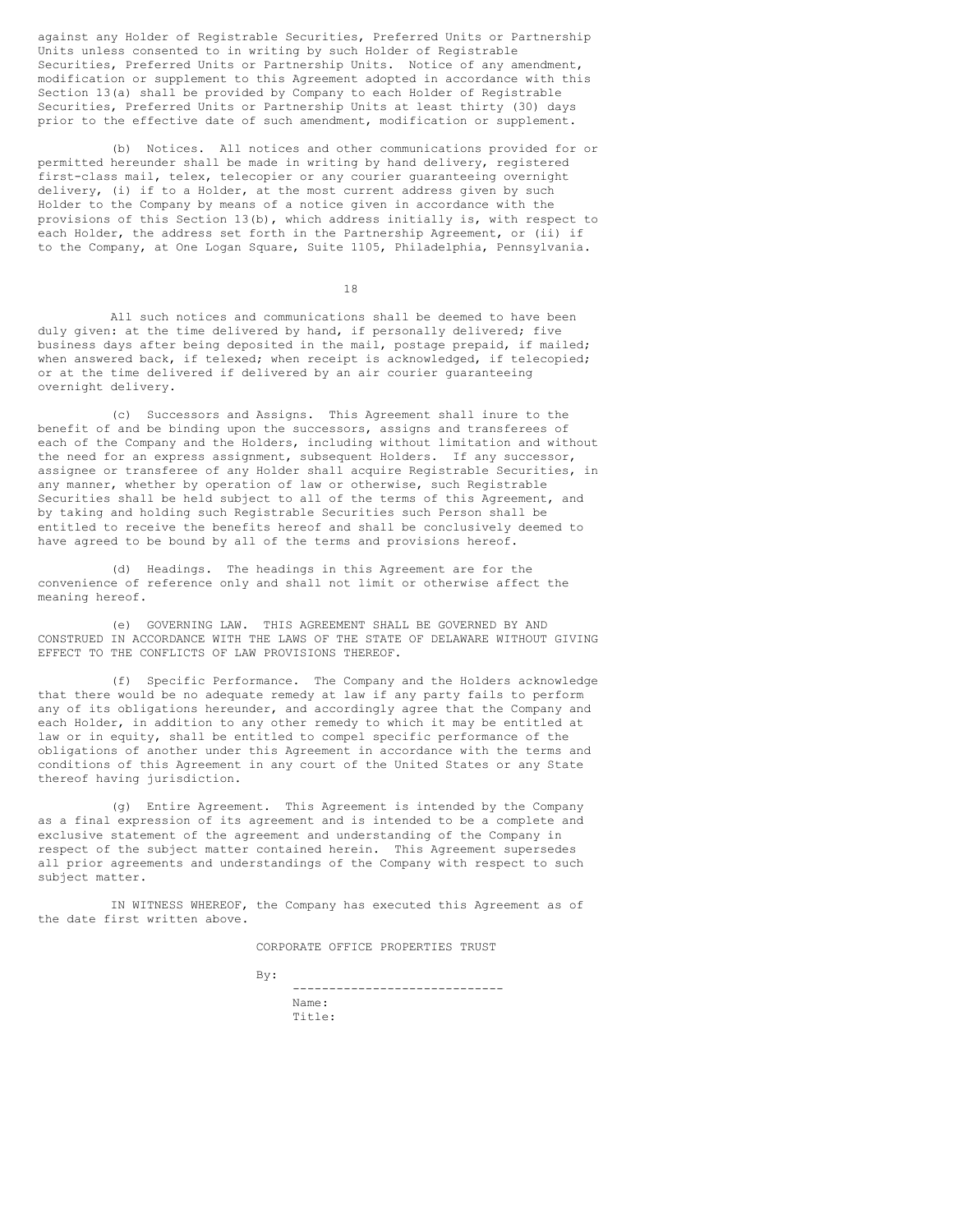against any Holder of Registrable Securities, Preferred Units or Partnership Units unless consented to in writing by such Holder of Registrable Securities, Preferred Units or Partnership Units. Notice of any amendment, modification or supplement to this Agreement adopted in accordance with this Section 13(a) shall be provided by Company to each Holder of Registrable Securities, Preferred Units or Partnership Units at least thirty (30) days prior to the effective date of such amendment, modification or supplement.

(b) Notices. All notices and other communications provided for or permitted hereunder shall be made in writing by hand delivery, registered first-class mail, telex, telecopier or any courier guaranteeing overnight delivery, (i) if to a Holder, at the most current address given by such Holder to the Company by means of a notice given in accordance with the provisions of this Section 13(b), which address initially is, with respect to each Holder, the address set forth in the Partnership Agreement, or (ii) if to the Company, at One Logan Square, Suite 1105, Philadelphia, Pennsylvania.

All such notices and communications shall be deemed to have been duly given: at the time delivered by hand, if personally delivered; five business days after being deposited in the mail, postage prepaid, if mailed; when answered back, if telexed; when receipt is acknowledged, if telecopied; or at the time delivered if delivered by an air courier guaranteeing overnight delivery.

(c) Successors and Assigns. This Agreement shall inure to the benefit of and be binding upon the successors, assigns and transferees of each of the Company and the Holders, including without limitation and without the need for an express assignment, subsequent Holders. If any successor, assignee or transferee of any Holder shall acquire Registrable Securities, in any manner, whether by operation of law or otherwise, such Registrable Securities shall be held subject to all of the terms of this Agreement, and by taking and holding such Registrable Securities such Person shall be entitled to receive the benefits hereof and shall be conclusively deemed to have agreed to be bound by all of the terms and provisions hereof.

(d) Headings. The headings in this Agreement are for the convenience of reference only and shall not limit or otherwise affect the meaning hereof.

(e) GOVERNING LAW. THIS AGREEMENT SHALL BE GOVERNED BY AND CONSTRUED IN ACCORDANCE WITH THE LAWS OF THE STATE OF DELAWARE WITHOUT GIVING EFFECT TO THE CONFLICTS OF LAW PROVISIONS THEREOF.

(f) Specific Performance. The Company and the Holders acknowledge that there would be no adequate remedy at law if any party fails to perform any of its obligations hereunder, and accordingly agree that the Company and each Holder, in addition to any other remedy to which it may be entitled at law or in equity, shall be entitled to compel specific performance of the obligations of another under this Agreement in accordance with the terms and conditions of this Agreement in any court of the United States or any State thereof having jurisdiction.

(g) Entire Agreement. This Agreement is intended by the Company as a final expression of its agreement and is intended to be a complete and exclusive statement of the agreement and understanding of the Company in respect of the subject matter contained herein. This Agreement supersedes all prior agreements and understandings of the Company with respect to such subject matter.

IN WITNESS WHEREOF, the Company has executed this Agreement as of the date first written above.

CORPORATE OFFICE PROPERTIES TRUST

By: ____________________________

Name:

Title: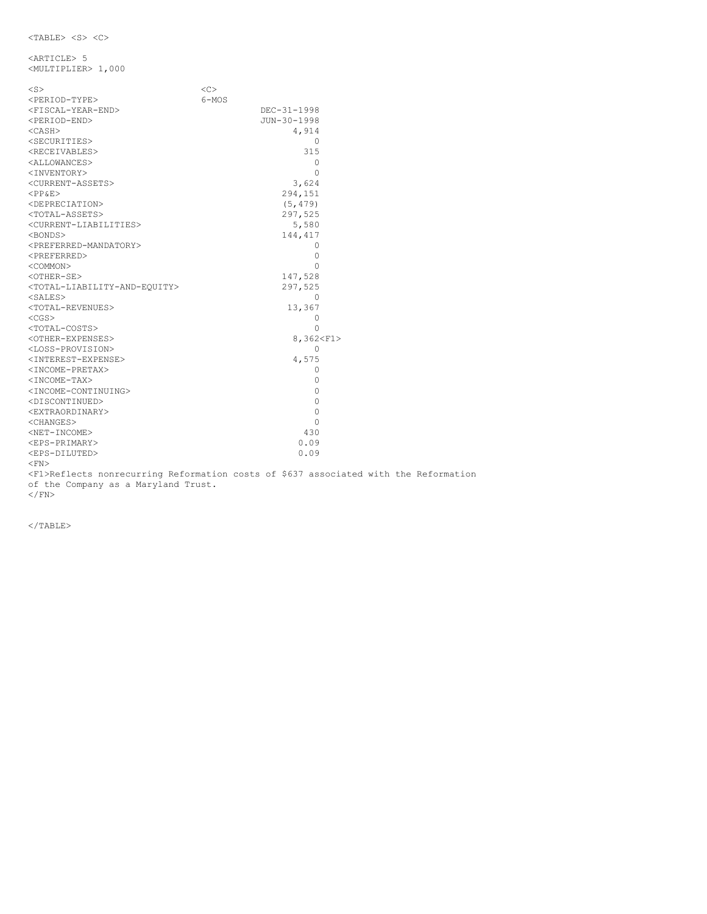```
<TABLE> <S> <C>

<ARTICLE> 5
<MULTIPLIER> 1,000

<S>                             <C>
<PERIOD-TYPE>                   6-MOS
<FISCAL-YEAR-END>                          DEC-31-1998
<PERIOD-END>                               JUN-30-1998
<CASH>                                           4,914
<SECURITIES>                                         0
<RECEIVABLES>                                      315
<ALLOWANCES>                                         0
<INVENTORY>                                          0
<CURRENT-ASSETS>                                 3,624
<PP&E>                                         294,151
<DEPRECIATION>                                 (5,479)
<TOTAL-ASSETS>                                 297,525
<CURRENT-LIABILITIES>                            5,580
<BONDS>                                        144,417
<PREFERRED-MANDATORY>                                0
<PREFERRED>                                          0
<COMMON>                                             0
<OTHER-SE>                                     147,528
<TOTAL-LIABILITY-AND-EQUITY>                   297,525
<SALES>                                              0
<TOTAL-REVENUES>                                13,367
<CGS>                                                0
<TOTAL-COSTS>                                        0
<OTHER-EXPENSES>                                 8,362<F1>
<LOSS-PROVISION>                                     0
<INTEREST-EXPENSE>                               4,575
<INCOME-PRETAX>                                      0
<INCOME-TAX>                                         0
<INCOME-CONTINUING>                                  0
<DISCONTINUED>                                       0
<EXTRAORDINARY>                                      0
<CHANGES>                                            0
<NET-INCOME>                                       430
<EPS-PRIMARY>                                     0.09
<EPS-DILUTED>                                     0.09
<FN>
<F1>Reflects nonrecurring Reformation costs of $637 associated with the Reformation
of the Company as a Maryland Trust.
</FN>

</TABLE>
```